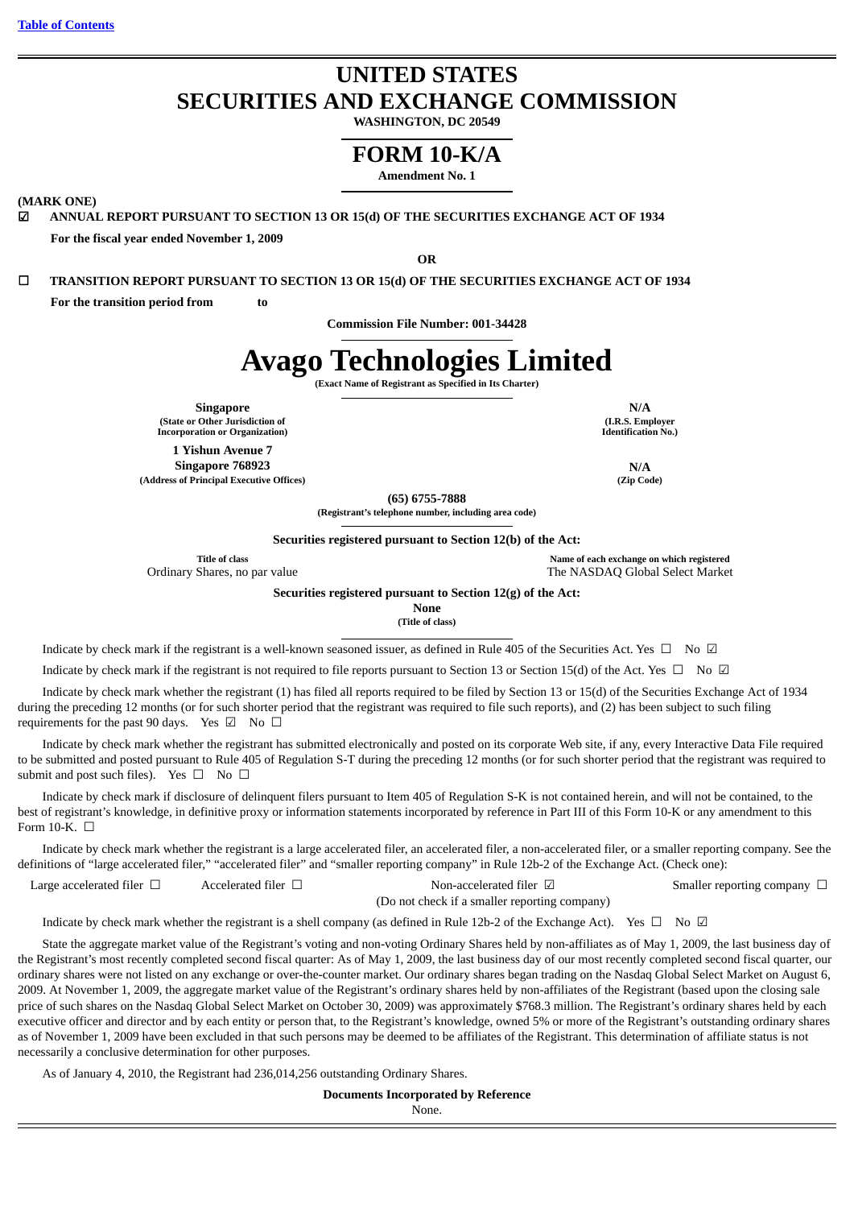[Table of Contents](#)

# UNITED STATES
# SECURITIES AND EXCHANGE COMMISSION

**WASHINGTON, DC 20549**

# FORM 10-K/A

**Amendment No. 1**

**(MARK ONE)**

☑ **ANNUAL REPORT PURSUANT TO SECTION 13 OR 15(d) OF THE SECURITIES EXCHANGE ACT OF 1934**

**For the fiscal year ended November 1, 2009**

**OR**

☐ **TRANSITION REPORT PURSUANT TO SECTION 13 OR 15(d) OF THE SECURITIES EXCHANGE ACT OF 1934**

**For the transition period from to**

**Commission File Number: 001-34428**

# Avago Technologies Limited

**(Exact Name of Registrant as Specified in Its Charter)**

| | |
|---|---|
| **Singapore**<br>**(State or Other Jurisdiction of Incorporation or Organization)** | **N/A**<br>**(I.R.S. Employer Identification No.)** |
| **1 Yishun Avenue 7**<br>**Singapore 768923**<br>**(Address of Principal Executive Offices)** | **N/A**<br>**(Zip Code)** |

**(65) 6755-7888**
**(Registrant's telephone number, including area code)**

**Securities registered pursuant to Section 12(b) of the Act:**

| **Title of class** | **Name of each exchange on which registered** |
|---|---|
| Ordinary Shares, no par value | The NASDAQ Global Select Market |

**Securities registered pursuant to Section 12(g) of the Act:**

**None**
**(Title of class)**

Indicate by check mark if the registrant is a well-known seasoned issuer, as defined in Rule 405 of the Securities Act. Yes ☐ No ☑

Indicate by check mark if the registrant is not required to file reports pursuant to Section 13 or Section 15(d) of the Act. Yes ☐ No ☑

Indicate by check mark whether the registrant (1) has filed all reports required to be filed by Section 13 or 15(d) of the Securities Exchange Act of 1934 during the preceding 12 months (or for such shorter period that the registrant was required to file such reports), and (2) has been subject to such filing requirements for the past 90 days. Yes ☑ No ☐

Indicate by check mark whether the registrant has submitted electronically and posted on its corporate Web site, if any, every Interactive Data File required to be submitted and posted pursuant to Rule 405 of Regulation S-T during the preceding 12 months (or for such shorter period that the registrant was required to submit and post such files). Yes ☐ No ☐

Indicate by check mark if disclosure of delinquent filers pursuant to Item 405 of Regulation S-K is not contained herein, and will not be contained, to the best of registrant's knowledge, in definitive proxy or information statements incorporated by reference in Part III of this Form 10-K or any amendment to this Form 10-K. ☐

Indicate by check mark whether the registrant is a large accelerated filer, an accelerated filer, a non-accelerated filer, or a smaller reporting company. See the definitions of "large accelerated filer," "accelerated filer" and "smaller reporting company" in Rule 12b-2 of the Exchange Act. (Check one):

| | | | |
|---|---|---|---|
| Large accelerated filer ☐ | Accelerated filer ☐ | Non-accelerated filer ☑<br>(Do not check if a smaller reporting company) | Smaller reporting company ☐ |

Indicate by check mark whether the registrant is a shell company (as defined in Rule 12b-2 of the Exchange Act). Yes ☐ No ☑

State the aggregate market value of the Registrant's voting and non-voting Ordinary Shares held by non-affiliates as of May 1, 2009, the last business day of the Registrant's most recently completed second fiscal quarter: As of May 1, 2009, the last business day of our most recently completed second fiscal quarter, our ordinary shares were not listed on any exchange or over-the-counter market. Our ordinary shares began trading on the Nasdaq Global Select Market on August 6, 2009. At November 1, 2009, the aggregate market value of the Registrant's ordinary shares held by non-affiliates of the Registrant (based upon the closing sale price of such shares on the Nasdaq Global Select Market on October 30, 2009) was approximately $768.3 million. The Registrant's ordinary shares held by each executive officer and director and by each entity or person that, to the Registrant's knowledge, owned 5% or more of the Registrant's outstanding ordinary shares as of November 1, 2009 have been excluded in that such persons may be deemed to be affiliates of the Registrant. This determination of affiliate status is not necessarily a conclusive determination for other purposes.

As of January 4, 2010, the Registrant had 236,014,256 outstanding Ordinary Shares.

**Documents Incorporated by Reference**

None.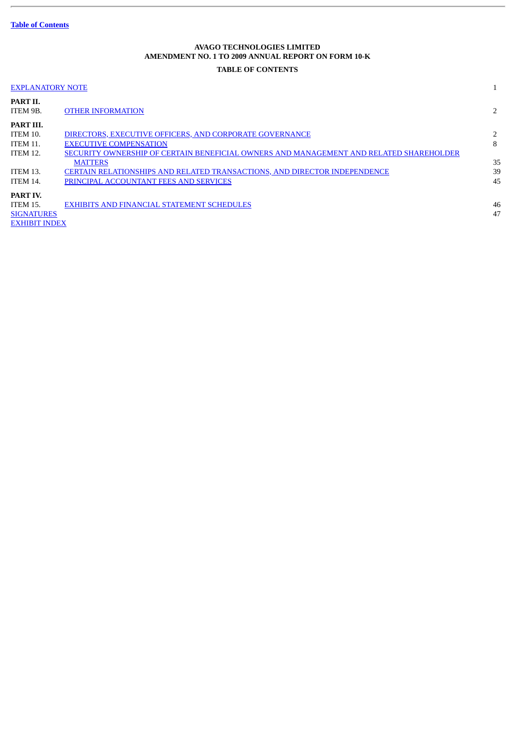**AVAGO TECHNOLOGIES LIMITED**
**AMENDMENT NO. 1 TO 2009 ANNUAL REPORT ON FORM 10-K**

**TABLE OF CONTENTS**

| | | |
|---|---|---|
| EXPLANATORY NOTE | | 1 |
| **PART II.** | | |
| ITEM 9B. | OTHER INFORMATION | 2 |
| **PART III.** | | |
| ITEM 10. | DIRECTORS, EXECUTIVE OFFICERS, AND CORPORATE GOVERNANCE | 2 |
| ITEM 11. | EXECUTIVE COMPENSATION | 8 |
| ITEM 12. | SECURITY OWNERSHIP OF CERTAIN BENEFICIAL OWNERS AND MANAGEMENT AND RELATED SHAREHOLDER MATTERS | 35 |
| ITEM 13. | CERTAIN RELATIONSHIPS AND RELATED TRANSACTIONS, AND DIRECTOR INDEPENDENCE | 39 |
| ITEM 14. | PRINCIPAL ACCOUNTANT FEES AND SERVICES | 45 |
| **PART IV.** | | |
| ITEM 15. | EXHIBITS AND FINANCIAL STATEMENT SCHEDULES | 46 |
| SIGNATURES | | 47 |
| EXHIBIT INDEX | | |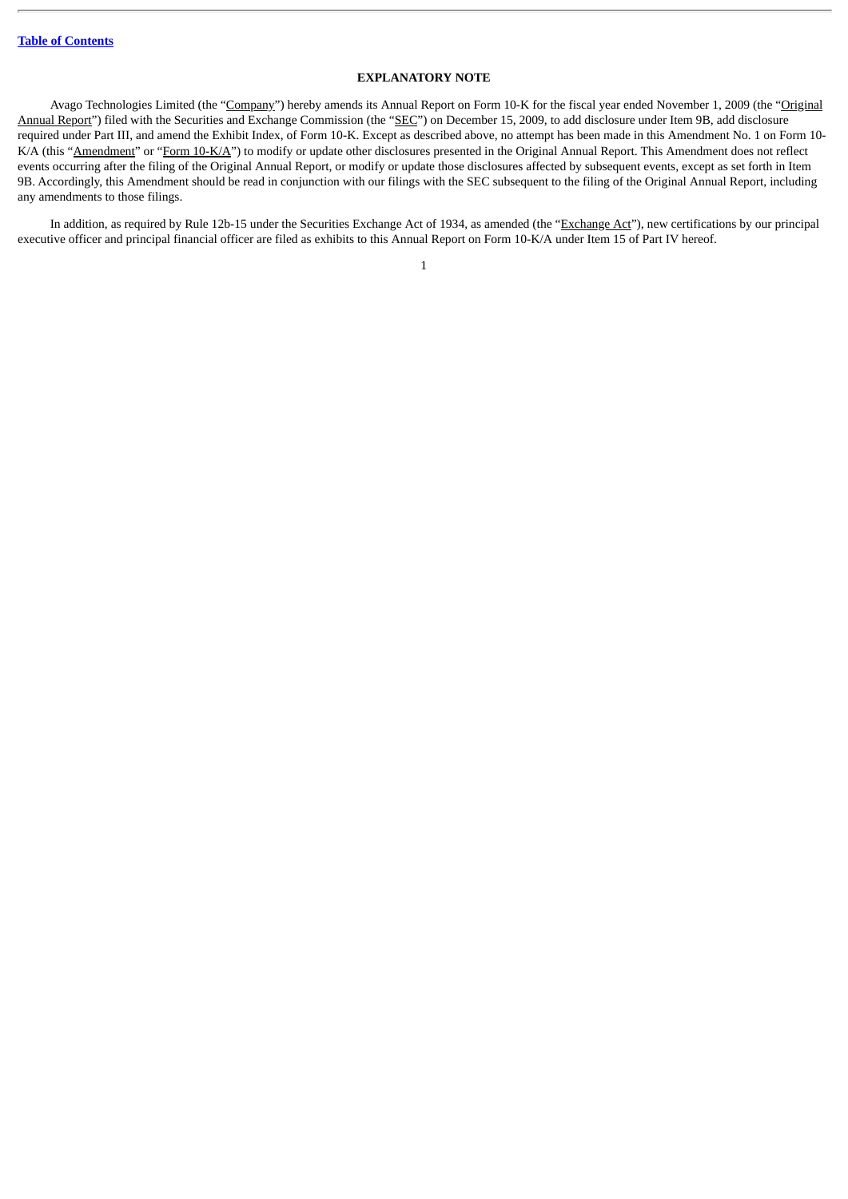## EXPLANATORY NOTE

Avago Technologies Limited (the "Company") hereby amends its Annual Report on Form 10-K for the fiscal year ended November 1, 2009 (the "Original Annual Report") filed with the Securities and Exchange Commission (the "SEC") on December 15, 2009, to add disclosure under Item 9B, add disclosure required under Part III, and amend the Exhibit Index, of Form 10-K. Except as described above, no attempt has been made in this Amendment No. 1 on Form 10-K/A (this "Amendment" or "Form 10-K/A") to modify or update other disclosures presented in the Original Annual Report. This Amendment does not reflect events occurring after the filing of the Original Annual Report, or modify or update those disclosures affected by subsequent events, except as set forth in Item 9B. Accordingly, this Amendment should be read in conjunction with our filings with the SEC subsequent to the filing of the Original Annual Report, including any amendments to those filings.

In addition, as required by Rule 12b-15 under the Securities Exchange Act of 1934, as amended (the "Exchange Act"), new certifications by our principal executive officer and principal financial officer are filed as exhibits to this Annual Report on Form 10-K/A under Item 15 of Part IV hereof.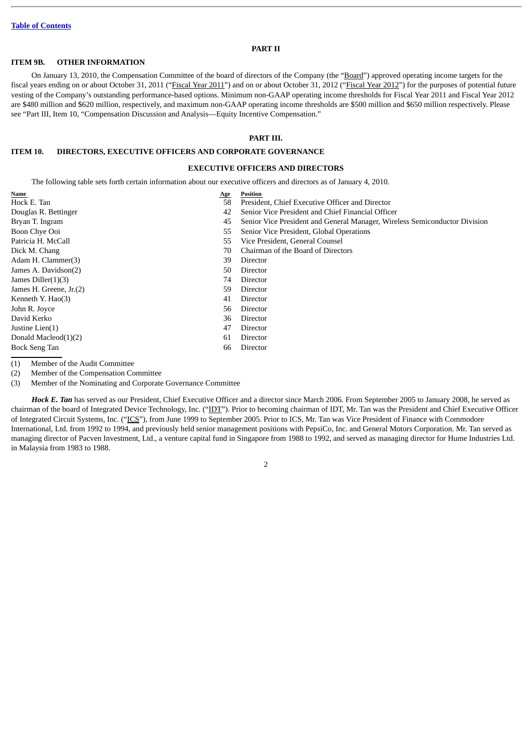## PART II

### ITEM 9B. OTHER INFORMATION

On January 13, 2010, the Compensation Committee of the board of directors of the Company (the "Board") approved operating income targets for the fiscal years ending on or about October 31, 2011 ("Fiscal Year 2011") and on or about October 31, 2012 ("Fiscal Year 2012") for the purposes of potential future vesting of the Company's outstanding performance-based options. Minimum non-GAAP operating income thresholds for Fiscal Year 2011 and Fiscal Year 2012 are $480 million and $620 million, respectively, and maximum non-GAAP operating income thresholds are $500 million and $650 million respectively. Please see "Part III, Item 10, "Compensation Discussion and Analysis—Equity Incentive Compensation."

## PART III.

### ITEM 10. DIRECTORS, EXECUTIVE OFFICERS AND CORPORATE GOVERNANCE

#### EXECUTIVE OFFICERS AND DIRECTORS

The following table sets forth certain information about our executive officers and directors as of January 4, 2010.

| Name | Age | Position |
|---|---|---|
| Hock E. Tan | 58 | President, Chief Executive Officer and Director |
| Douglas R. Bettinger | 42 | Senior Vice President and Chief Financial Officer |
| Bryan T. Ingram | 45 | Senior Vice President and General Manager, Wireless Semiconductor Division |
| Boon Chye Ooi | 55 | Senior Vice President, Global Operations |
| Patricia H. McCall | 55 | Vice President, General Counsel |
| Dick M. Chang | 70 | Chairman of the Board of Directors |
| Adam H. Clammer(3) | 39 | Director |
| James A. Davidson(2) | 50 | Director |
| James Diller(1)(3) | 74 | Director |
| James H. Greene, Jr.(2) | 59 | Director |
| Kenneth Y. Hao(3) | 41 | Director |
| John R. Joyce | 56 | Director |
| David Kerko | 36 | Director |
| Justine Lien(1) | 47 | Director |
| Donald Macleod(1)(2) | 61 | Director |
| Bock Seng Tan | 66 | Director |

(1) Member of the Audit Committee

(2) Member of the Compensation Committee

(3) Member of the Nominating and Corporate Governance Committee

***Hock E. Tan*** has served as our President, Chief Executive Officer and a director since March 2006. From September 2005 to January 2008, he served as chairman of the board of Integrated Device Technology, Inc. ("IDT"). Prior to becoming chairman of IDT, Mr. Tan was the President and Chief Executive Officer of Integrated Circuit Systems, Inc. ("ICS"), from June 1999 to September 2005. Prior to ICS, Mr. Tan was Vice President of Finance with Commodore International, Ltd. from 1992 to 1994, and previously held senior management positions with PepsiCo, Inc. and General Motors Corporation. Mr. Tan served as managing director of Pacven Investment, Ltd., a venture capital fund in Singapore from 1988 to 1992, and served as managing director for Hume Industries Ltd. in Malaysia from 1983 to 1988.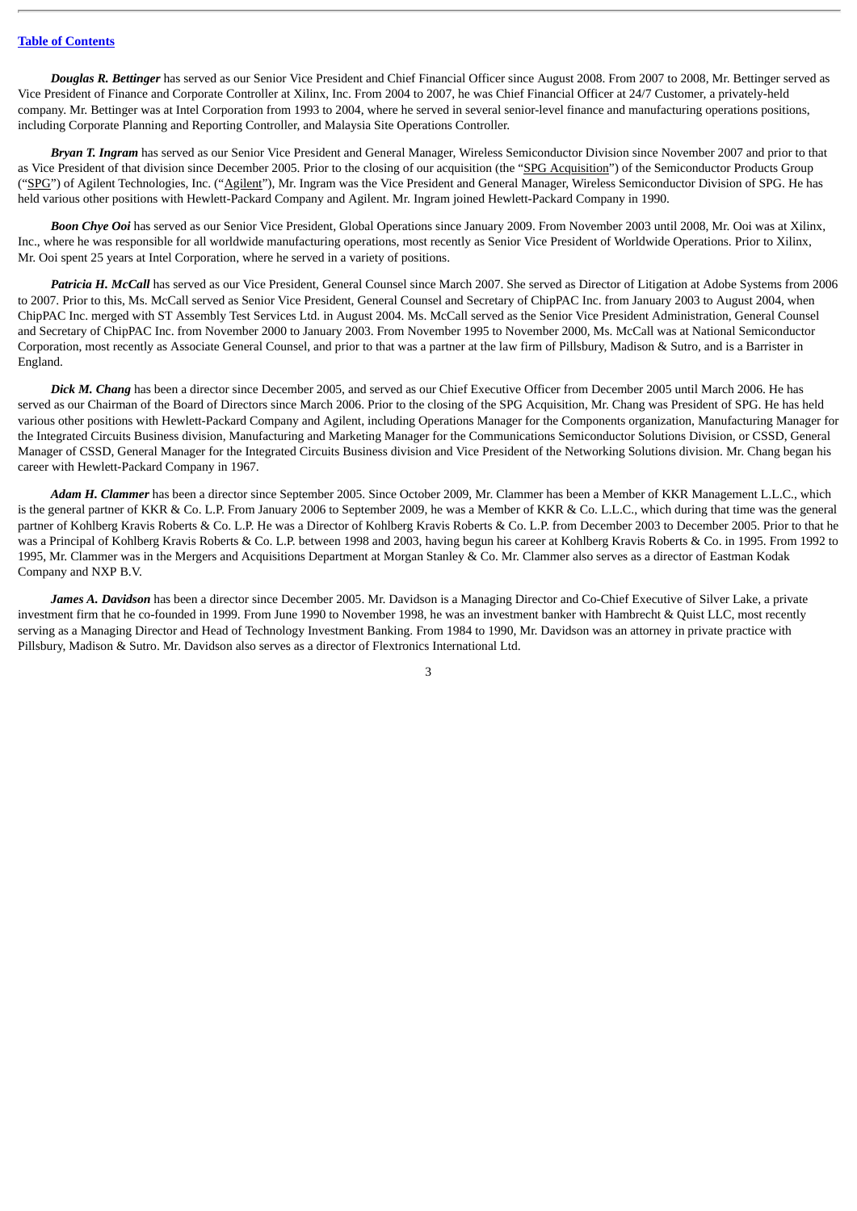***Douglas R. Bettinger*** has served as our Senior Vice President and Chief Financial Officer since August 2008. From 2007 to 2008, Mr. Bettinger served as Vice President of Finance and Corporate Controller at Xilinx, Inc. From 2004 to 2007, he was Chief Financial Officer at 24/7 Customer, a privately-held company. Mr. Bettinger was at Intel Corporation from 1993 to 2004, where he served in several senior-level finance and manufacturing operations positions, including Corporate Planning and Reporting Controller, and Malaysia Site Operations Controller.

***Bryan T. Ingram*** has served as our Senior Vice President and General Manager, Wireless Semiconductor Division since November 2007 and prior to that as Vice President of that division since December 2005. Prior to the closing of our acquisition (the "SPG Acquisition") of the Semiconductor Products Group ("SPG") of Agilent Technologies, Inc. ("Agilent"), Mr. Ingram was the Vice President and General Manager, Wireless Semiconductor Division of SPG. He has held various other positions with Hewlett-Packard Company and Agilent. Mr. Ingram joined Hewlett-Packard Company in 1990.

***Boon Chye Ooi*** has served as our Senior Vice President, Global Operations since January 2009. From November 2003 until 2008, Mr. Ooi was at Xilinx, Inc., where he was responsible for all worldwide manufacturing operations, most recently as Senior Vice President of Worldwide Operations. Prior to Xilinx, Mr. Ooi spent 25 years at Intel Corporation, where he served in a variety of positions.

***Patricia H. McCall*** has served as our Vice President, General Counsel since March 2007. She served as Director of Litigation at Adobe Systems from 2006 to 2007. Prior to this, Ms. McCall served as Senior Vice President, General Counsel and Secretary of ChipPAC Inc. from January 2003 to August 2004, when ChipPAC Inc. merged with ST Assembly Test Services Ltd. in August 2004. Ms. McCall served as the Senior Vice President Administration, General Counsel and Secretary of ChipPAC Inc. from November 2000 to January 2003. From November 1995 to November 2000, Ms. McCall was at National Semiconductor Corporation, most recently as Associate General Counsel, and prior to that was a partner at the law firm of Pillsbury, Madison & Sutro, and is a Barrister in England.

***Dick M. Chang*** has been a director since December 2005, and served as our Chief Executive Officer from December 2005 until March 2006. He has served as our Chairman of the Board of Directors since March 2006. Prior to the closing of the SPG Acquisition, Mr. Chang was President of SPG. He has held various other positions with Hewlett-Packard Company and Agilent, including Operations Manager for the Components organization, Manufacturing Manager for the Integrated Circuits Business division, Manufacturing and Marketing Manager for the Communications Semiconductor Solutions Division, or CSSD, General Manager of CSSD, General Manager for the Integrated Circuits Business division and Vice President of the Networking Solutions division. Mr. Chang began his career with Hewlett-Packard Company in 1967.

***Adam H. Clammer*** has been a director since September 2005. Since October 2009, Mr. Clammer has been a Member of KKR Management L.L.C., which is the general partner of KKR & Co. L.P. From January 2006 to September 2009, he was a Member of KKR & Co. L.L.C., which during that time was the general partner of Kohlberg Kravis Roberts & Co. L.P. He was a Director of Kohlberg Kravis Roberts & Co. L.P. from December 2003 to December 2005. Prior to that he was a Principal of Kohlberg Kravis Roberts & Co. L.P. between 1998 and 2003, having begun his career at Kohlberg Kravis Roberts & Co. in 1995. From 1992 to 1995, Mr. Clammer was in the Mergers and Acquisitions Department at Morgan Stanley & Co. Mr. Clammer also serves as a director of Eastman Kodak Company and NXP B.V.

***James A. Davidson*** has been a director since December 2005. Mr. Davidson is a Managing Director and Co-Chief Executive of Silver Lake, a private investment firm that he co-founded in 1999. From June 1990 to November 1998, he was an investment banker with Hambrecht & Quist LLC, most recently serving as a Managing Director and Head of Technology Investment Banking. From 1984 to 1990, Mr. Davidson was an attorney in private practice with Pillsbury, Madison & Sutro. Mr. Davidson also serves as a director of Flextronics International Ltd.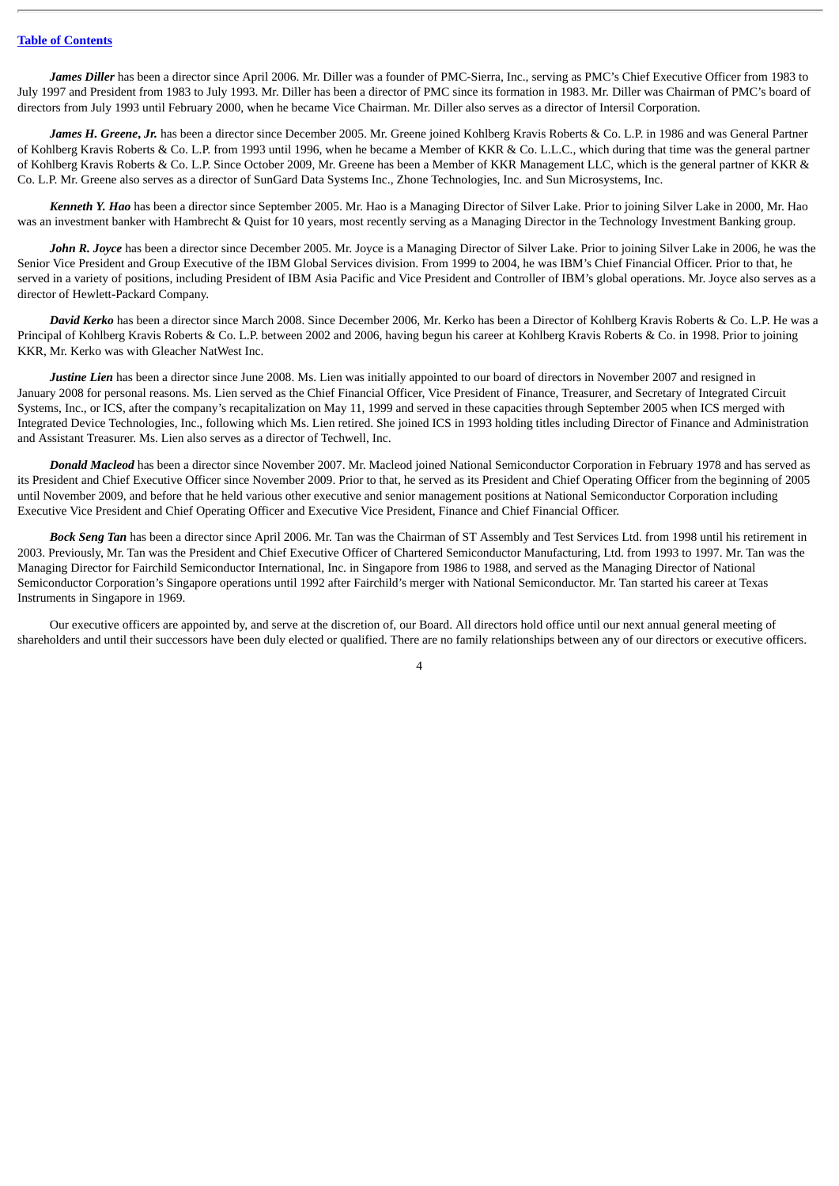***James Diller*** has been a director since April 2006. Mr. Diller was a founder of PMC-Sierra, Inc., serving as PMC's Chief Executive Officer from 1983 to July 1997 and President from 1983 to July 1993. Mr. Diller has been a director of PMC since its formation in 1983. Mr. Diller was Chairman of PMC's board of directors from July 1993 until February 2000, when he became Vice Chairman. Mr. Diller also serves as a director of Intersil Corporation.

***James H. Greene, Jr.*** has been a director since December 2005. Mr. Greene joined Kohlberg Kravis Roberts & Co. L.P. in 1986 and was General Partner of Kohlberg Kravis Roberts & Co. L.P. from 1993 until 1996, when he became a Member of KKR & Co. L.L.C., which during that time was the general partner of Kohlberg Kravis Roberts & Co. L.P. Since October 2009, Mr. Greene has been a Member of KKR Management LLC, which is the general partner of KKR & Co. L.P. Mr. Greene also serves as a director of SunGard Data Systems Inc., Zhone Technologies, Inc. and Sun Microsystems, Inc.

***Kenneth Y. Hao*** has been a director since September 2005. Mr. Hao is a Managing Director of Silver Lake. Prior to joining Silver Lake in 2000, Mr. Hao was an investment banker with Hambrecht & Quist for 10 years, most recently serving as a Managing Director in the Technology Investment Banking group.

***John R. Joyce*** has been a director since December 2005. Mr. Joyce is a Managing Director of Silver Lake. Prior to joining Silver Lake in 2006, he was the Senior Vice President and Group Executive of the IBM Global Services division. From 1999 to 2004, he was IBM's Chief Financial Officer. Prior to that, he served in a variety of positions, including President of IBM Asia Pacific and Vice President and Controller of IBM's global operations. Mr. Joyce also serves as a director of Hewlett-Packard Company.

***David Kerko*** has been a director since March 2008. Since December 2006, Mr. Kerko has been a Director of Kohlberg Kravis Roberts & Co. L.P. He was a Principal of Kohlberg Kravis Roberts & Co. L.P. between 2002 and 2006, having begun his career at Kohlberg Kravis Roberts & Co. in 1998. Prior to joining KKR, Mr. Kerko was with Gleacher NatWest Inc.

***Justine Lien*** has been a director since June 2008. Ms. Lien was initially appointed to our board of directors in November 2007 and resigned in January 2008 for personal reasons. Ms. Lien served as the Chief Financial Officer, Vice President of Finance, Treasurer, and Secretary of Integrated Circuit Systems, Inc., or ICS, after the company's recapitalization on May 11, 1999 and served in these capacities through September 2005 when ICS merged with Integrated Device Technologies, Inc., following which Ms. Lien retired. She joined ICS in 1993 holding titles including Director of Finance and Administration and Assistant Treasurer. Ms. Lien also serves as a director of Techwell, Inc.

***Donald Macleod*** has been a director since November 2007. Mr. Macleod joined National Semiconductor Corporation in February 1978 and has served as its President and Chief Executive Officer since November 2009. Prior to that, he served as its President and Chief Operating Officer from the beginning of 2005 until November 2009, and before that he held various other executive and senior management positions at National Semiconductor Corporation including Executive Vice President and Chief Operating Officer and Executive Vice President, Finance and Chief Financial Officer.

***Bock Seng Tan*** has been a director since April 2006. Mr. Tan was the Chairman of ST Assembly and Test Services Ltd. from 1998 until his retirement in 2003. Previously, Mr. Tan was the President and Chief Executive Officer of Chartered Semiconductor Manufacturing, Ltd. from 1993 to 1997. Mr. Tan was the Managing Director for Fairchild Semiconductor International, Inc. in Singapore from 1986 to 1988, and served as the Managing Director of National Semiconductor Corporation's Singapore operations until 1992 after Fairchild's merger with National Semiconductor. Mr. Tan started his career at Texas Instruments in Singapore in 1969.

Our executive officers are appointed by, and serve at the discretion of, our Board. All directors hold office until our next annual general meeting of shareholders and until their successors have been duly elected or qualified. There are no family relationships between any of our directors or executive officers.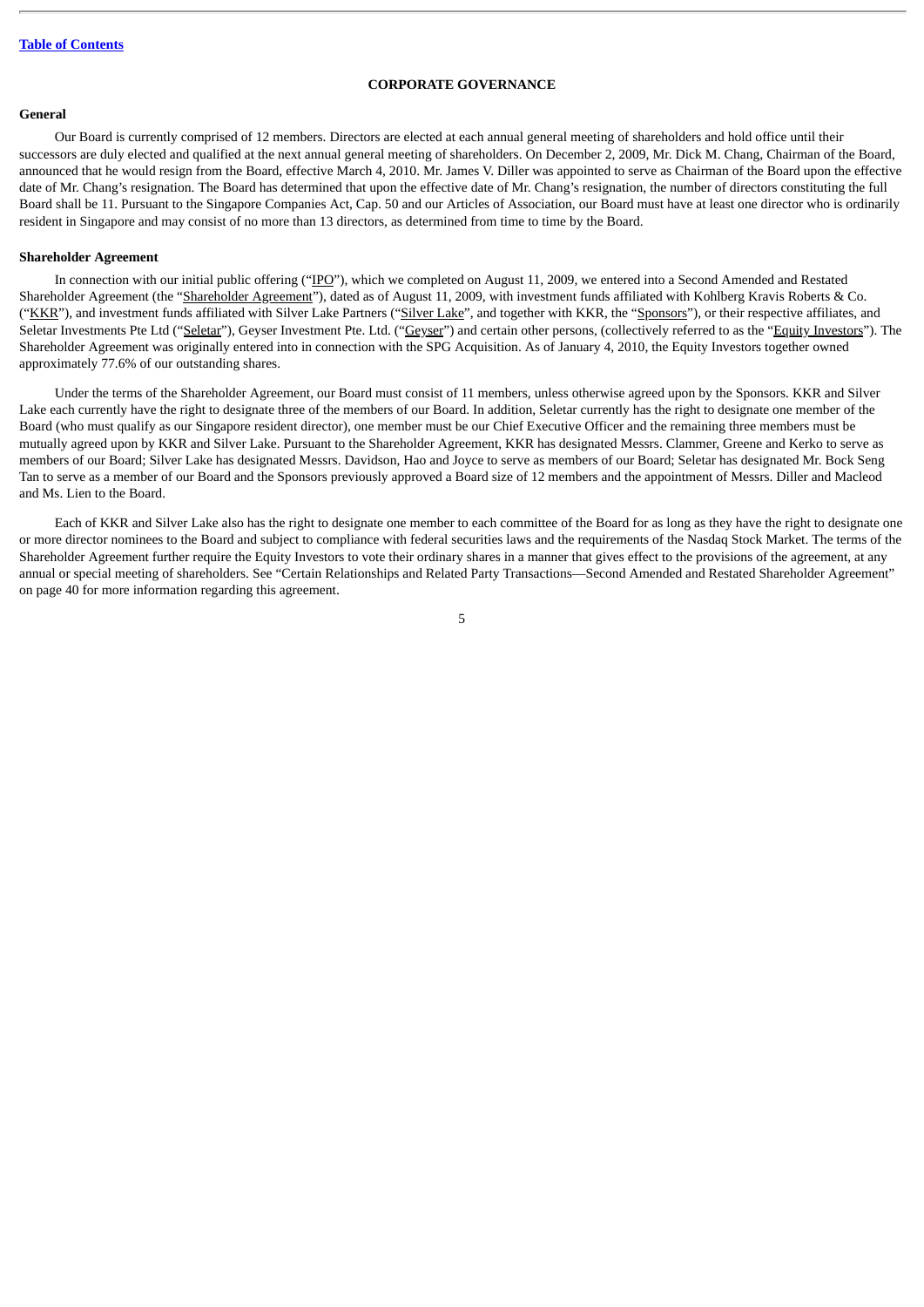# CORPORATE GOVERNANCE

## General

Our Board is currently comprised of 12 members. Directors are elected at each annual general meeting of shareholders and hold office until their successors are duly elected and qualified at the next annual general meeting of shareholders. On December 2, 2009, Mr. Dick M. Chang, Chairman of the Board, announced that he would resign from the Board, effective March 4, 2010. Mr. James V. Diller was appointed to serve as Chairman of the Board upon the effective date of Mr. Chang's resignation. The Board has determined that upon the effective date of Mr. Chang's resignation, the number of directors constituting the full Board shall be 11. Pursuant to the Singapore Companies Act, Cap. 50 and our Articles of Association, our Board must have at least one director who is ordinarily resident in Singapore and may consist of no more than 13 directors, as determined from time to time by the Board.

## Shareholder Agreement

In connection with our initial public offering ("IPO"), which we completed on August 11, 2009, we entered into a Second Amended and Restated Shareholder Agreement (the "Shareholder Agreement"), dated as of August 11, 2009, with investment funds affiliated with Kohlberg Kravis Roberts & Co. ("KKR"), and investment funds affiliated with Silver Lake Partners ("Silver Lake", and together with KKR, the "Sponsors"), or their respective affiliates, and Seletar Investments Pte Ltd ("Seletar"), Geyser Investment Pte. Ltd. ("Geyser") and certain other persons, (collectively referred to as the "Equity Investors"). The Shareholder Agreement was originally entered into in connection with the SPG Acquisition. As of January 4, 2010, the Equity Investors together owned approximately 77.6% of our outstanding shares.

Under the terms of the Shareholder Agreement, our Board must consist of 11 members, unless otherwise agreed upon by the Sponsors. KKR and Silver Lake each currently have the right to designate three of the members of our Board. In addition, Seletar currently has the right to designate one member of the Board (who must qualify as our Singapore resident director), one member must be our Chief Executive Officer and the remaining three members must be mutually agreed upon by KKR and Silver Lake. Pursuant to the Shareholder Agreement, KKR has designated Messrs. Clammer, Greene and Kerko to serve as members of our Board; Silver Lake has designated Messrs. Davidson, Hao and Joyce to serve as members of our Board; Seletar has designated Mr. Bock Seng Tan to serve as a member of our Board and the Sponsors previously approved a Board size of 12 members and the appointment of Messrs. Diller and Macleod and Ms. Lien to the Board.

Each of KKR and Silver Lake also has the right to designate one member to each committee of the Board for as long as they have the right to designate one or more director nominees to the Board and subject to compliance with federal securities laws and the requirements of the Nasdaq Stock Market. The terms of the Shareholder Agreement further require the Equity Investors to vote their ordinary shares in a manner that gives effect to the provisions of the agreement, at any annual or special meeting of shareholders. See "Certain Relationships and Related Party Transactions—Second Amended and Restated Shareholder Agreement" on page 40 for more information regarding this agreement.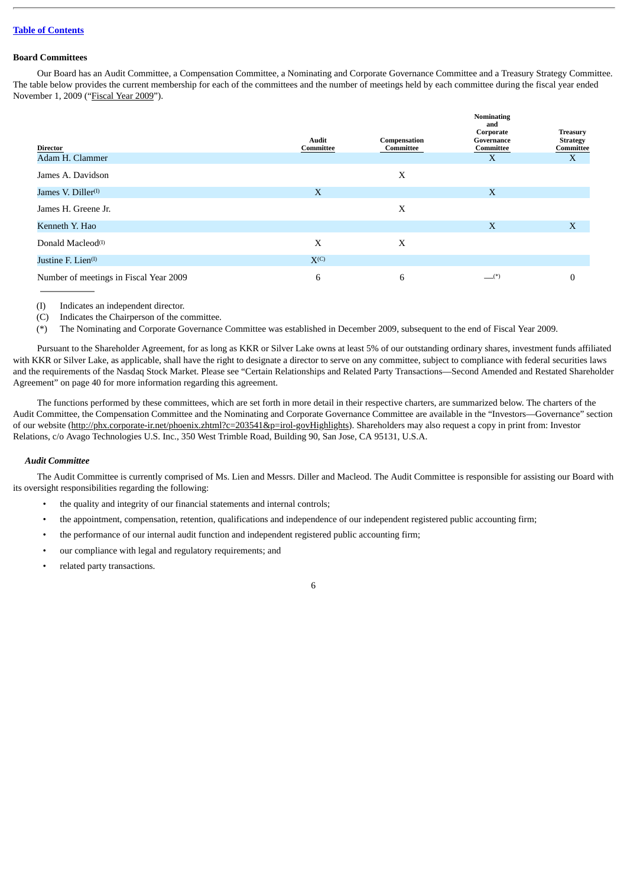[Table of Contents](#)

### Board Committees

Our Board has an Audit Committee, a Compensation Committee, a Nominating and Corporate Governance Committee and a Treasury Strategy Committee. The table below provides the current membership for each of the committees and the number of meetings held by each committee during the fiscal year ended November 1, 2009 ("Fiscal Year 2009").

| Director | Audit Committee | Compensation Committee | Nominating and Corporate Governance Committee | Treasury Strategy Committee |
|---|---|---|---|---|
| Adam H. Clammer | | | X | X |
| James A. Davidson | | X | | |
| James V. Diller(I) | X | | X | |
| James H. Greene Jr. | | X | | |
| Kenneth Y. Hao | | | X | X |
| Donald Macleod(I) | X | X | | |
| Justine F. Lien(I) | X(C) | | | |
| Number of meetings in Fiscal Year 2009 | 6 | 6 | —(*) | 0 |

(I) Indicates an independent director.

(C) Indicates the Chairperson of the committee.

(*) The Nominating and Corporate Governance Committee was established in December 2009, subsequent to the end of Fiscal Year 2009.

Pursuant to the Shareholder Agreement, for as long as KKR or Silver Lake owns at least 5% of our outstanding ordinary shares, investment funds affiliated with KKR or Silver Lake, as applicable, shall have the right to designate a director to serve on any committee, subject to compliance with federal securities laws and the requirements of the Nasdaq Stock Market. Please see "Certain Relationships and Related Party Transactions—Second Amended and Restated Shareholder Agreement" on page 40 for more information regarding this agreement.

The functions performed by these committees, which are set forth in more detail in their respective charters, are summarized below. The charters of the Audit Committee, the Compensation Committee and the Nominating and Corporate Governance Committee are available in the "Investors—Governance" section of our website (http://phx.corporate-ir.net/phoenix.zhtml?c=203541&p=irol-govHighlights). Shareholders may also request a copy in print from: Investor Relations, c/o Avago Technologies U.S. Inc., 350 West Trimble Road, Building 90, San Jose, CA 95131, U.S.A.

#### *Audit Committee*

The Audit Committee is currently comprised of Ms. Lien and Messrs. Diller and Macleod. The Audit Committee is responsible for assisting our Board with its oversight responsibilities regarding the following:

- the quality and integrity of our financial statements and internal controls;
- the appointment, compensation, retention, qualifications and independence of our independent registered public accounting firm;
- the performance of our internal audit function and independent registered public accounting firm;
- our compliance with legal and regulatory requirements; and
- related party transactions.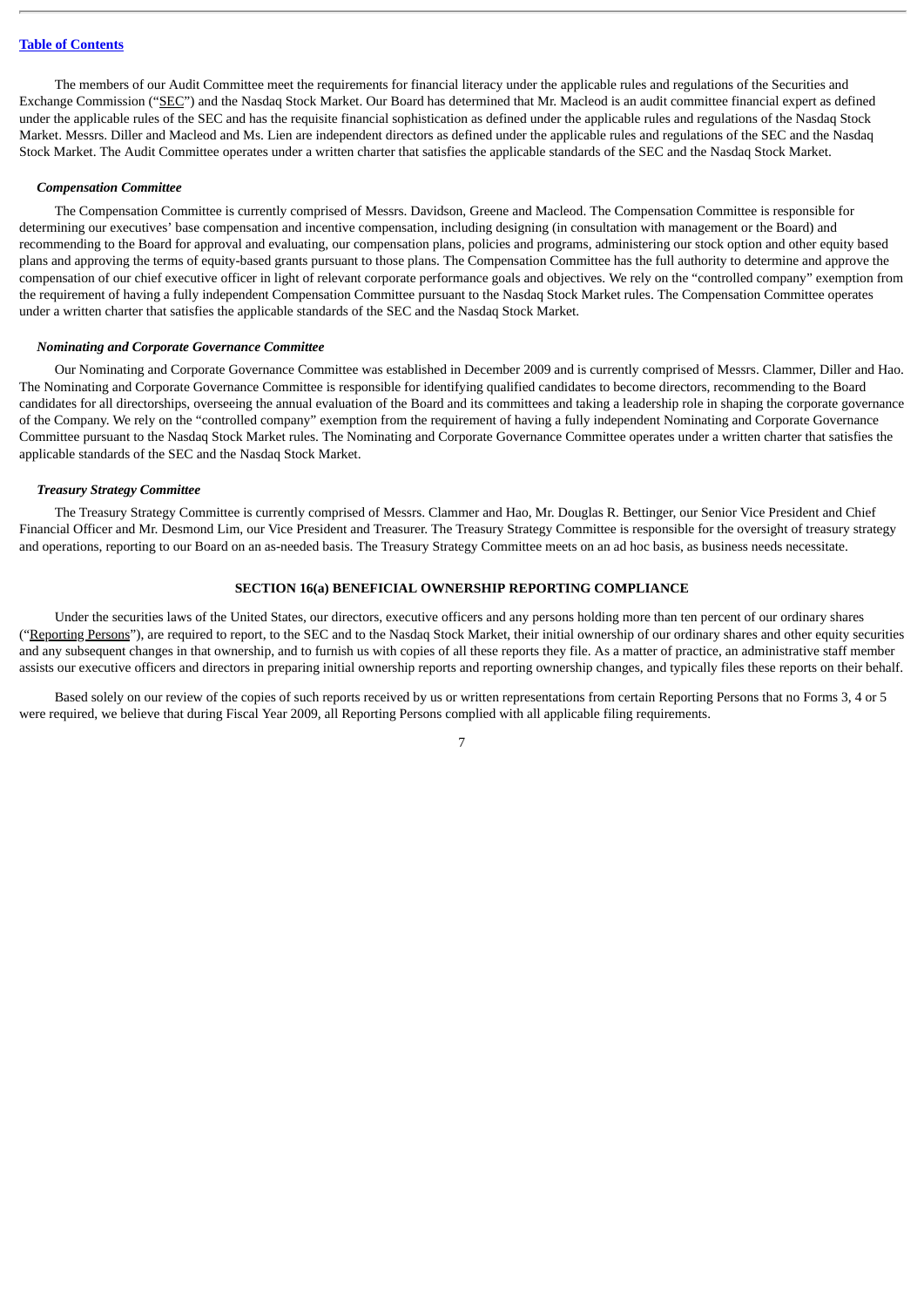The members of our Audit Committee meet the requirements for financial literacy under the applicable rules and regulations of the Securities and Exchange Commission ("SEC") and the Nasdaq Stock Market. Our Board has determined that Mr. Macleod is an audit committee financial expert as defined under the applicable rules of the SEC and has the requisite financial sophistication as defined under the applicable rules and regulations of the Nasdaq Stock Market. Messrs. Diller and Macleod and Ms. Lien are independent directors as defined under the applicable rules and regulations of the SEC and the Nasdaq Stock Market. The Audit Committee operates under a written charter that satisfies the applicable standards of the SEC and the Nasdaq Stock Market.

### *Compensation Committee*

The Compensation Committee is currently comprised of Messrs. Davidson, Greene and Macleod. The Compensation Committee is responsible for determining our executives' base compensation and incentive compensation, including designing (in consultation with management or the Board) and recommending to the Board for approval and evaluating, our compensation plans, policies and programs, administering our stock option and other equity based plans and approving the terms of equity-based grants pursuant to those plans. The Compensation Committee has the full authority to determine and approve the compensation of our chief executive officer in light of relevant corporate performance goals and objectives. We rely on the "controlled company" exemption from the requirement of having a fully independent Compensation Committee pursuant to the Nasdaq Stock Market rules. The Compensation Committee operates under a written charter that satisfies the applicable standards of the SEC and the Nasdaq Stock Market.

### *Nominating and Corporate Governance Committee*

Our Nominating and Corporate Governance Committee was established in December 2009 and is currently comprised of Messrs. Clammer, Diller and Hao. The Nominating and Corporate Governance Committee is responsible for identifying qualified candidates to become directors, recommending to the Board candidates for all directorships, overseeing the annual evaluation of the Board and its committees and taking a leadership role in shaping the corporate governance of the Company. We rely on the "controlled company" exemption from the requirement of having a fully independent Nominating and Corporate Governance Committee pursuant to the Nasdaq Stock Market rules. The Nominating and Corporate Governance Committee operates under a written charter that satisfies the applicable standards of the SEC and the Nasdaq Stock Market.

### *Treasury Strategy Committee*

The Treasury Strategy Committee is currently comprised of Messrs. Clammer and Hao, Mr. Douglas R. Bettinger, our Senior Vice President and Chief Financial Officer and Mr. Desmond Lim, our Vice President and Treasurer. The Treasury Strategy Committee is responsible for the oversight of treasury strategy and operations, reporting to our Board on an as-needed basis. The Treasury Strategy Committee meets on an ad hoc basis, as business needs necessitate.

## SECTION 16(a) BENEFICIAL OWNERSHIP REPORTING COMPLIANCE

Under the securities laws of the United States, our directors, executive officers and any persons holding more than ten percent of our ordinary shares ("Reporting Persons"), are required to report, to the SEC and to the Nasdaq Stock Market, their initial ownership of our ordinary shares and other equity securities and any subsequent changes in that ownership, and to furnish us with copies of all these reports they file. As a matter of practice, an administrative staff member assists our executive officers and directors in preparing initial ownership reports and reporting ownership changes, and typically files these reports on their behalf.

Based solely on our review of the copies of such reports received by us or written representations from certain Reporting Persons that no Forms 3, 4 or 5 were required, we believe that during Fiscal Year 2009, all Reporting Persons complied with all applicable filing requirements.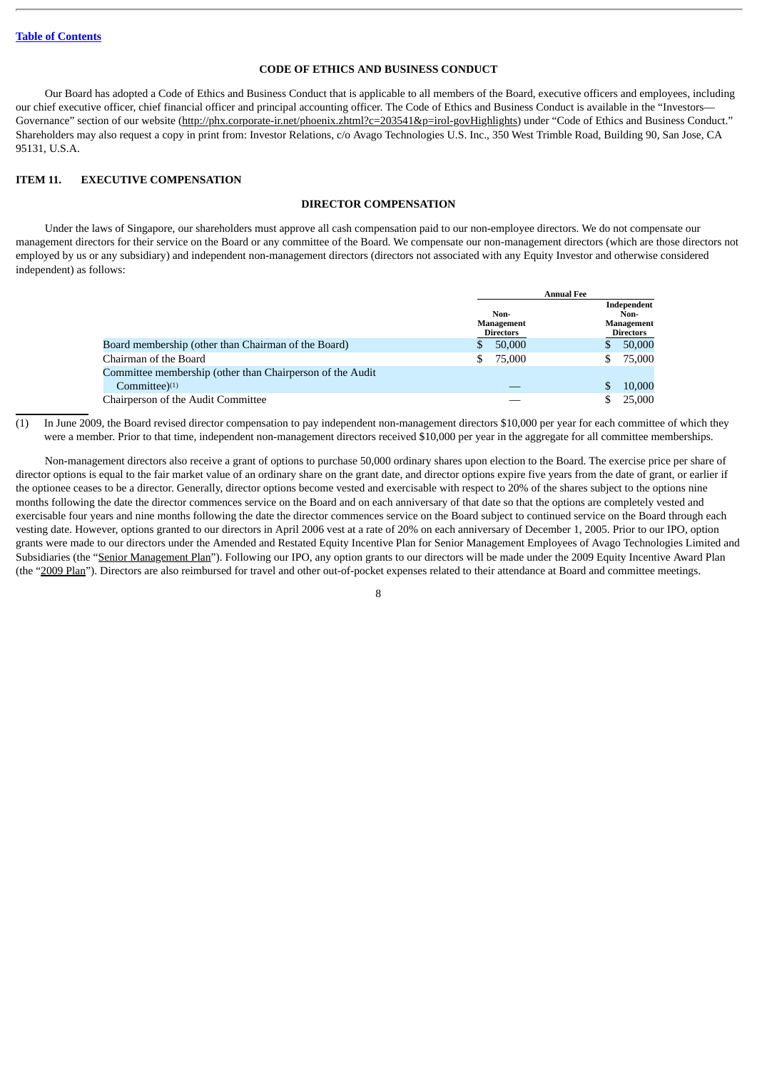## CODE OF ETHICS AND BUSINESS CONDUCT

Our Board has adopted a Code of Ethics and Business Conduct that is applicable to all members of the Board, executive officers and employees, including our chief executive officer, chief financial officer and principal accounting officer. The Code of Ethics and Business Conduct is available in the "Investors—Governance" section of our website (http://phx.corporate-ir.net/phoenix.zhtml?c=203541&p=irol-govHighlights) under "Code of Ethics and Business Conduct." Shareholders may also request a copy in print from: Investor Relations, c/o Avago Technologies U.S. Inc., 350 West Trimble Road, Building 90, San Jose, CA 95131, U.S.A.

## ITEM 11. EXECUTIVE COMPENSATION

### DIRECTOR COMPENSATION

Under the laws of Singapore, our shareholders must approve all cash compensation paid to our non-employee directors. We do not compensate our management directors for their service on the Board or any committee of the Board. We compensate our non-management directors (which are those directors not employed by us or any subsidiary) and independent non-management directors (directors not associated with any Equity Investor and otherwise considered independent) as follows:

| | Annual Fee | |
|---|---|---|
| | Non-Management Directors | Independent Non-Management Directors |
| Board membership (other than Chairman of the Board) | $ 50,000 | $ 50,000 |
| Chairman of the Board | $ 75,000 | $ 75,000 |
| Committee membership (other than Chairperson of the Audit Committee)[(1)] | — | $ 10,000 |
| Chairperson of the Audit Committee | — | $ 25,000 |

(1) In June 2009, the Board revised director compensation to pay independent non-management directors $10,000 per year for each committee of which they were a member. Prior to that time, independent non-management directors received $10,000 per year in the aggregate for all committee memberships.

Non-management directors also receive a grant of options to purchase 50,000 ordinary shares upon election to the Board. The exercise price per share of director options is equal to the fair market value of an ordinary share on the grant date, and director options expire five years from the date of grant, or earlier if the optionee ceases to be a director. Generally, director options become vested and exercisable with respect to 20% of the shares subject to the options nine months following the date the director commences service on the Board and on each anniversary of that date so that the options are completely vested and exercisable four years and nine months following the date the director commences service on the Board subject to continued service on the Board through each vesting date. However, options granted to our directors in April 2006 vest at a rate of 20% on each anniversary of December 1, 2005. Prior to our IPO, option grants were made to our directors under the Amended and Restated Equity Incentive Plan for Senior Management Employees of Avago Technologies Limited and Subsidiaries (the "Senior Management Plan"). Following our IPO, any option grants to our directors will be made under the 2009 Equity Incentive Award Plan (the "2009 Plan"). Directors are also reimbursed for travel and other out-of-pocket expenses related to their attendance at Board and committee meetings.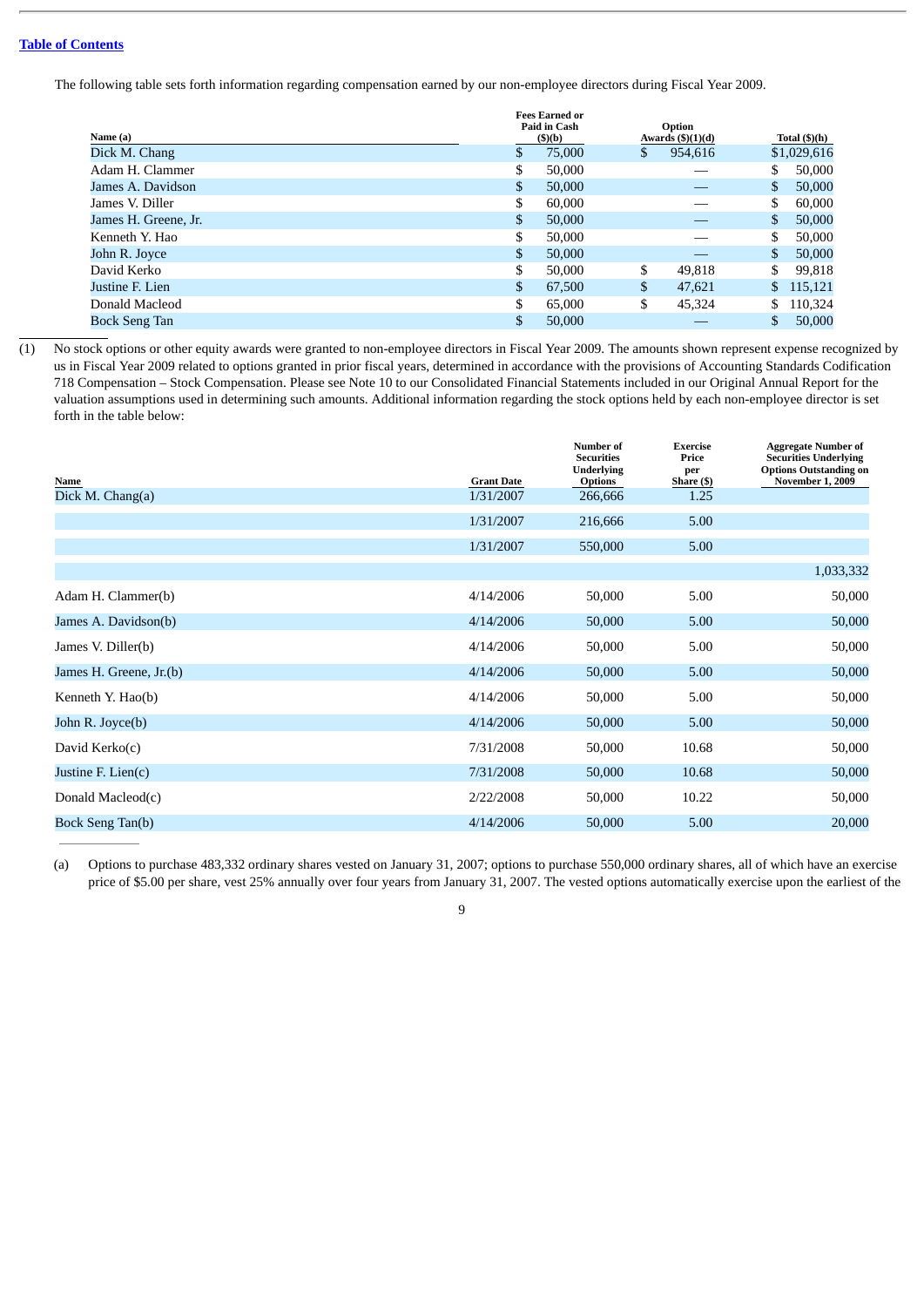[Table of Contents]

The following table sets forth information regarding compensation earned by our non-employee directors during Fiscal Year 2009.

| Name (a) | Fees Earned or Paid in Cash ($)(b) | Option Awards ($)(1)(d) | Total ($)(h) |
|---|---|---|---|
| Dick M. Chang | $ 75,000 | $ 954,616 | $1,029,616 |
| Adam H. Clammer | $ 50,000 | — | $ 50,000 |
| James A. Davidson | $ 50,000 | — | $ 50,000 |
| James V. Diller | $ 60,000 | — | $ 60,000 |
| James H. Greene, Jr. | $ 50,000 | — | $ 50,000 |
| Kenneth Y. Hao | $ 50,000 | — | $ 50,000 |
| John R. Joyce | $ 50,000 | — | $ 50,000 |
| David Kerko | $ 50,000 | $ 49,818 | $ 99,818 |
| Justine F. Lien | $ 67,500 | $ 47,621 | $ 115,121 |
| Donald Macleod | $ 65,000 | $ 45,324 | $ 110,324 |
| Bock Seng Tan | $ 50,000 | — | $ 50,000 |

(1) No stock options or other equity awards were granted to non-employee directors in Fiscal Year 2009. The amounts shown represent expense recognized by us in Fiscal Year 2009 related to options granted in prior fiscal years, determined in accordance with the provisions of Accounting Standards Codification 718 Compensation – Stock Compensation. Please see Note 10 to our Consolidated Financial Statements included in our Original Annual Report for the valuation assumptions used in determining such amounts. Additional information regarding the stock options held by each non-employee director is set forth in the table below:

| Name | Grant Date | Number of Securities Underlying Options | Exercise Price per Share ($) | Aggregate Number of Securities Underlying Options Outstanding on November 1, 2009 |
|---|---|---|---|---|
| Dick M. Chang(a) | 1/31/2007 | 266,666 | 1.25 | |
| | 1/31/2007 | 216,666 | 5.00 | |
| | 1/31/2007 | 550,000 | 5.00 | |
| | | | | 1,033,332 |
| Adam H. Clammer(b) | 4/14/2006 | 50,000 | 5.00 | 50,000 |
| James A. Davidson(b) | 4/14/2006 | 50,000 | 5.00 | 50,000 |
| James V. Diller(b) | 4/14/2006 | 50,000 | 5.00 | 50,000 |
| James H. Greene, Jr.(b) | 4/14/2006 | 50,000 | 5.00 | 50,000 |
| Kenneth Y. Hao(b) | 4/14/2006 | 50,000 | 5.00 | 50,000 |
| John R. Joyce(b) | 4/14/2006 | 50,000 | 5.00 | 50,000 |
| David Kerko(c) | 7/31/2008 | 50,000 | 10.68 | 50,000 |
| Justine F. Lien(c) | 7/31/2008 | 50,000 | 10.68 | 50,000 |
| Donald Macleod(c) | 2/22/2008 | 50,000 | 10.22 | 50,000 |
| Bock Seng Tan(b) | 4/14/2006 | 50,000 | 5.00 | 20,000 |

(a) Options to purchase 483,332 ordinary shares vested on January 31, 2007; options to purchase 550,000 ordinary shares, all of which have an exercise price of $5.00 per share, vest 25% annually over four years from January 31, 2007. The vested options automatically exercise upon the earliest of the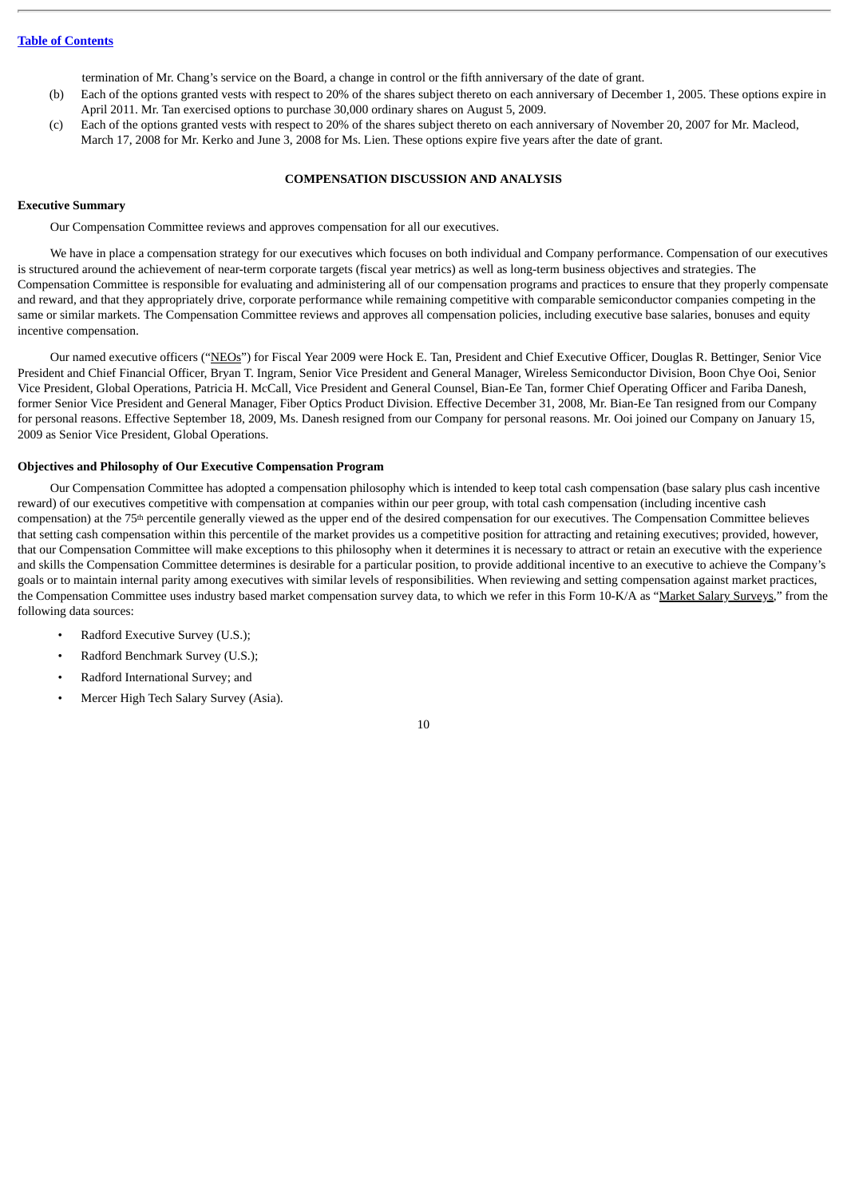termination of Mr. Chang's service on the Board, a change in control or the fifth anniversary of the date of grant.

(b) Each of the options granted vests with respect to 20% of the shares subject thereto on each anniversary of December 1, 2005. These options expire in April 2011. Mr. Tan exercised options to purchase 30,000 ordinary shares on August 5, 2009.

(c) Each of the options granted vests with respect to 20% of the shares subject thereto on each anniversary of November 20, 2007 for Mr. Macleod, March 17, 2008 for Mr. Kerko and June 3, 2008 for Ms. Lien. These options expire five years after the date of grant.

## COMPENSATION DISCUSSION AND ANALYSIS

### Executive Summary

Our Compensation Committee reviews and approves compensation for all our executives.

We have in place a compensation strategy for our executives which focuses on both individual and Company performance. Compensation of our executives is structured around the achievement of near-term corporate targets (fiscal year metrics) as well as long-term business objectives and strategies. The Compensation Committee is responsible for evaluating and administering all of our compensation programs and practices to ensure that they properly compensate and reward, and that they appropriately drive, corporate performance while remaining competitive with comparable semiconductor companies competing in the same or similar markets. The Compensation Committee reviews and approves all compensation policies, including executive base salaries, bonuses and equity incentive compensation.

Our named executive officers ("NEOs") for Fiscal Year 2009 were Hock E. Tan, President and Chief Executive Officer, Douglas R. Bettinger, Senior Vice President and Chief Financial Officer, Bryan T. Ingram, Senior Vice President and General Manager, Wireless Semiconductor Division, Boon Chye Ooi, Senior Vice President, Global Operations, Patricia H. McCall, Vice President and General Counsel, Bian-Ee Tan, former Chief Operating Officer and Fariba Danesh, former Senior Vice President and General Manager, Fiber Optics Product Division. Effective December 31, 2008, Mr. Bian-Ee Tan resigned from our Company for personal reasons. Effective September 18, 2009, Ms. Danesh resigned from our Company for personal reasons. Mr. Ooi joined our Company on January 15, 2009 as Senior Vice President, Global Operations.

### Objectives and Philosophy of Our Executive Compensation Program

Our Compensation Committee has adopted a compensation philosophy which is intended to keep total cash compensation (base salary plus cash incentive reward) of our executives competitive with compensation at companies within our peer group, with total cash compensation (including incentive cash compensation) at the 75th percentile generally viewed as the upper end of the desired compensation for our executives. The Compensation Committee believes that setting cash compensation within this percentile of the market provides us a competitive position for attracting and retaining executives; provided, however, that our Compensation Committee will make exceptions to this philosophy when it determines it is necessary to attract or retain an executive with the experience and skills the Compensation Committee determines is desirable for a particular position, to provide additional incentive to an executive to achieve the Company's goals or to maintain internal parity among executives with similar levels of responsibilities. When reviewing and setting compensation against market practices, the Compensation Committee uses industry based market compensation survey data, to which we refer in this Form 10-K/A as "Market Salary Surveys," from the following data sources:

- Radford Executive Survey (U.S.);
- Radford Benchmark Survey (U.S.);
- Radford International Survey; and
- Mercer High Tech Salary Survey (Asia).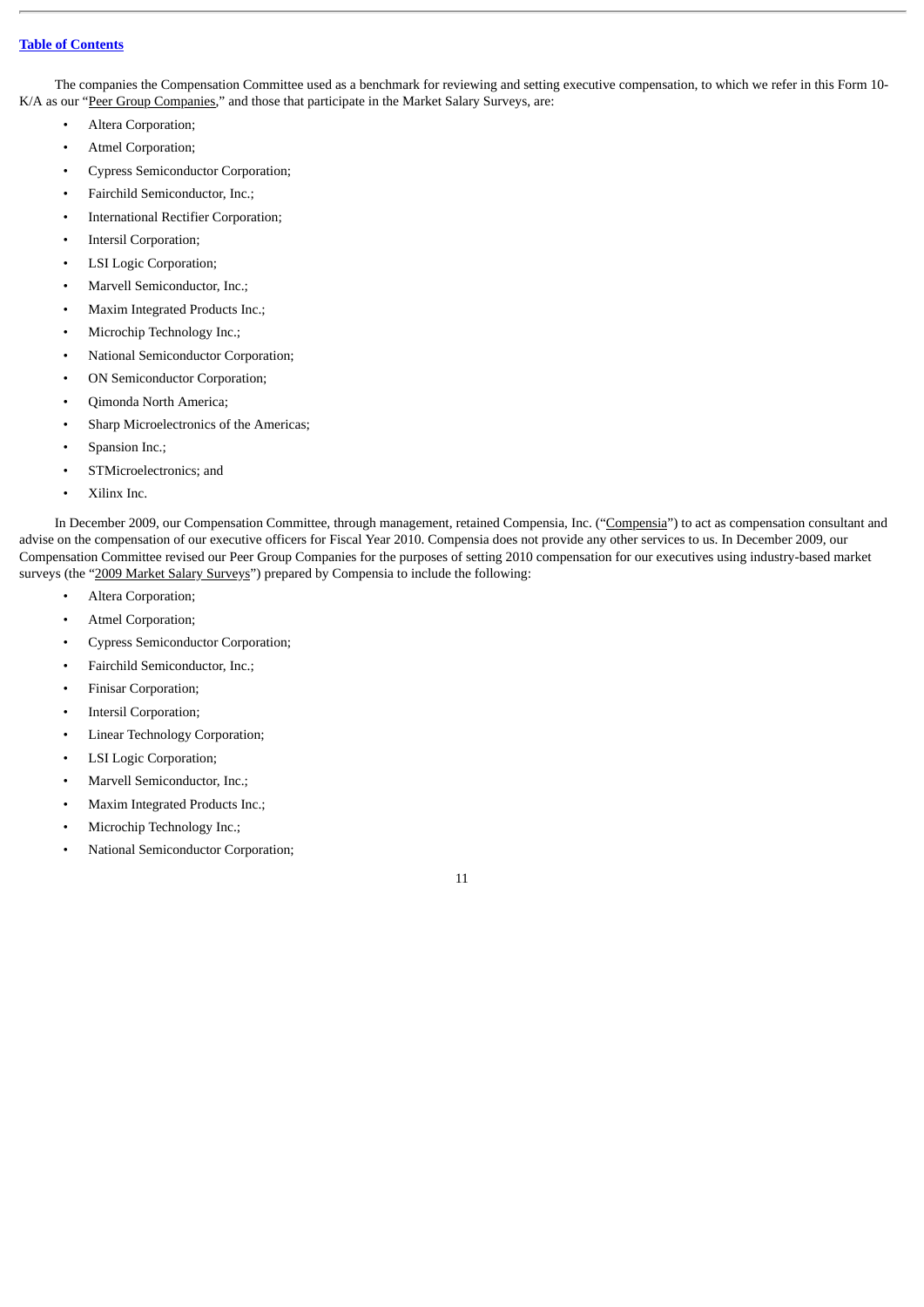The companies the Compensation Committee used as a benchmark for reviewing and setting executive compensation, to which we refer in this Form 10-K/A as our "Peer Group Companies," and those that participate in the Market Salary Surveys, are:

- Altera Corporation;
- Atmel Corporation;
- Cypress Semiconductor Corporation;
- Fairchild Semiconductor, Inc.;
- International Rectifier Corporation;
- Intersil Corporation;
- LSI Logic Corporation;
- Marvell Semiconductor, Inc.;
- Maxim Integrated Products Inc.;
- Microchip Technology Inc.;
- National Semiconductor Corporation;
- ON Semiconductor Corporation;
- Qimonda North America;
- Sharp Microelectronics of the Americas;
- Spansion Inc.;
- STMicroelectronics; and
- Xilinx Inc.

In December 2009, our Compensation Committee, through management, retained Compensia, Inc. ("Compensia") to act as compensation consultant and advise on the compensation of our executive officers for Fiscal Year 2010. Compensia does not provide any other services to us. In December 2009, our Compensation Committee revised our Peer Group Companies for the purposes of setting 2010 compensation for our executives using industry-based market surveys (the "2009 Market Salary Surveys") prepared by Compensia to include the following:

- Altera Corporation;
- Atmel Corporation;
- Cypress Semiconductor Corporation;
- Fairchild Semiconductor, Inc.;
- Finisar Corporation;
- Intersil Corporation;
- Linear Technology Corporation;
- LSI Logic Corporation;
- Marvell Semiconductor, Inc.;
- Maxim Integrated Products Inc.;
- Microchip Technology Inc.;
- National Semiconductor Corporation;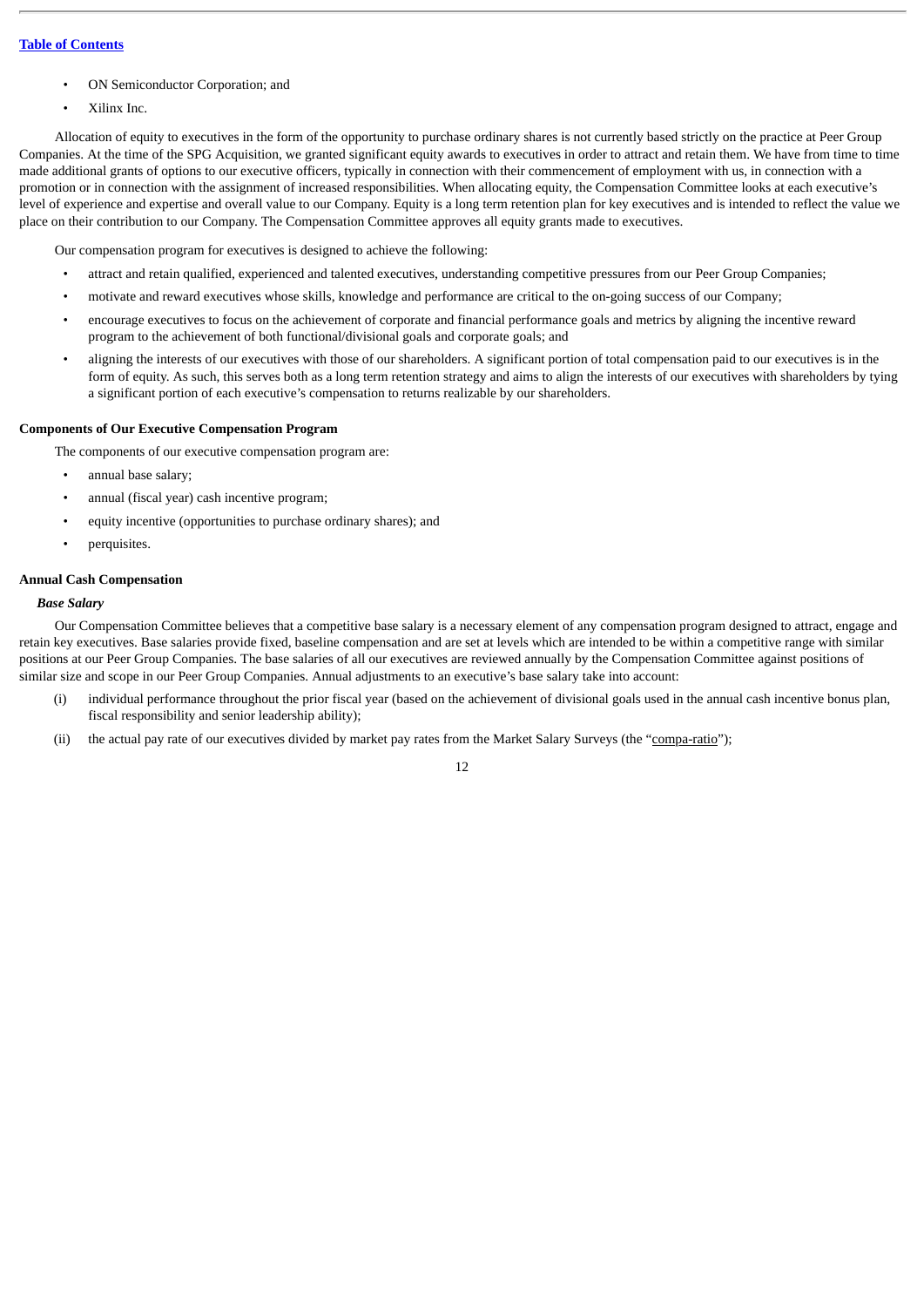- ON Semiconductor Corporation; and
- Xilinx Inc.

Allocation of equity to executives in the form of the opportunity to purchase ordinary shares is not currently based strictly on the practice at Peer Group Companies. At the time of the SPG Acquisition, we granted significant equity awards to executives in order to attract and retain them. We have from time to time made additional grants of options to our executive officers, typically in connection with their commencement of employment with us, in connection with a promotion or in connection with the assignment of increased responsibilities. When allocating equity, the Compensation Committee looks at each executive's level of experience and expertise and overall value to our Company. Equity is a long term retention plan for key executives and is intended to reflect the value we place on their contribution to our Company. The Compensation Committee approves all equity grants made to executives.

Our compensation program for executives is designed to achieve the following:

- attract and retain qualified, experienced and talented executives, understanding competitive pressures from our Peer Group Companies;
- motivate and reward executives whose skills, knowledge and performance are critical to the on-going success of our Company;
- encourage executives to focus on the achievement of corporate and financial performance goals and metrics by aligning the incentive reward program to the achievement of both functional/divisional goals and corporate goals; and
- aligning the interests of our executives with those of our shareholders. A significant portion of total compensation paid to our executives is in the form of equity. As such, this serves both as a long term retention strategy and aims to align the interests of our executives with shareholders by tying a significant portion of each executive's compensation to returns realizable by our shareholders.

**Components of Our Executive Compensation Program**

The components of our executive compensation program are:

- annual base salary;
- annual (fiscal year) cash incentive program;
- equity incentive (opportunities to purchase ordinary shares); and
- perquisites.

**Annual Cash Compensation**

***Base Salary***

Our Compensation Committee believes that a competitive base salary is a necessary element of any compensation program designed to attract, engage and retain key executives. Base salaries provide fixed, baseline compensation and are set at levels which are intended to be within a competitive range with similar positions at our Peer Group Companies. The base salaries of all our executives are reviewed annually by the Compensation Committee against positions of similar size and scope in our Peer Group Companies. Annual adjustments to an executive's base salary take into account:

(i) individual performance throughout the prior fiscal year (based on the achievement of divisional goals used in the annual cash incentive bonus plan, fiscal responsibility and senior leadership ability);

(ii) the actual pay rate of our executives divided by market pay rates from the Market Salary Surveys (the "compa-ratio");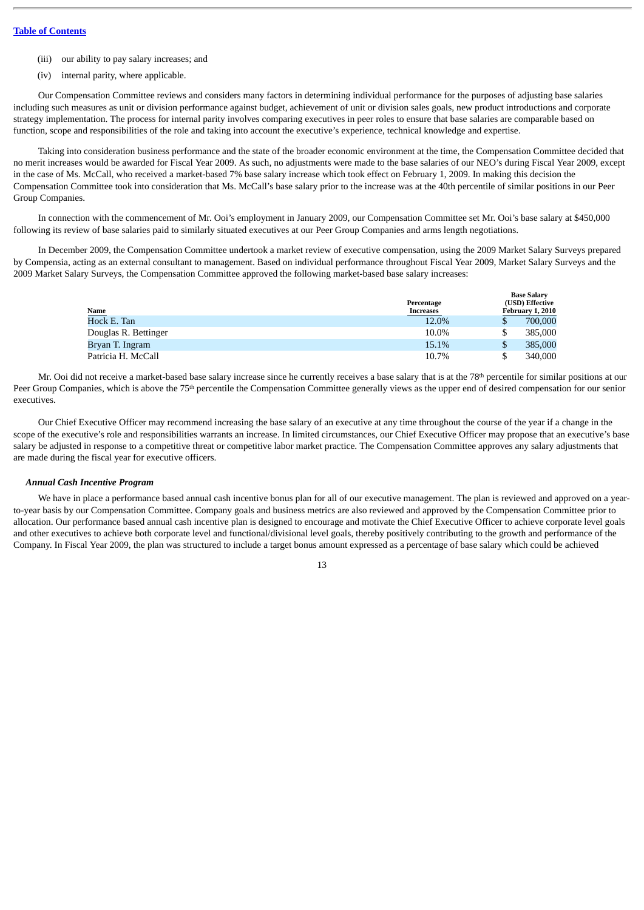(iii) our ability to pay salary increases; and

(iv) internal parity, where applicable.

Our Compensation Committee reviews and considers many factors in determining individual performance for the purposes of adjusting base salaries including such measures as unit or division performance against budget, achievement of unit or division sales goals, new product introductions and corporate strategy implementation. The process for internal parity involves comparing executives in peer roles to ensure that base salaries are comparable based on function, scope and responsibilities of the role and taking into account the executive's experience, technical knowledge and expertise.

Taking into consideration business performance and the state of the broader economic environment at the time, the Compensation Committee decided that no merit increases would be awarded for Fiscal Year 2009. As such, no adjustments were made to the base salaries of our NEO's during Fiscal Year 2009, except in the case of Ms. McCall, who received a market-based 7% base salary increase which took effect on February 1, 2009. In making this decision the Compensation Committee took into consideration that Ms. McCall's base salary prior to the increase was at the 40th percentile of similar positions in our Peer Group Companies.

In connection with the commencement of Mr. Ooi's employment in January 2009, our Compensation Committee set Mr. Ooi's base salary at $450,000 following its review of base salaries paid to similarly situated executives at our Peer Group Companies and arms length negotiations.

In December 2009, the Compensation Committee undertook a market review of executive compensation, using the 2009 Market Salary Surveys prepared by Compensia, acting as an external consultant to management. Based on individual performance throughout Fiscal Year 2009, Market Salary Surveys and the 2009 Market Salary Surveys, the Compensation Committee approved the following market-based base salary increases:

| Name | Percentage Increases | Base Salary (USD) Effective February 1, 2010 |
|---|---|---|
| Hock E. Tan | 12.0% | $ 700,000 |
| Douglas R. Bettinger | 10.0% | $ 385,000 |
| Bryan T. Ingram | 15.1% | $ 385,000 |
| Patricia H. McCall | 10.7% | $ 340,000 |

Mr. Ooi did not receive a market-based base salary increase since he currently receives a base salary that is at the 78th percentile for similar positions at our Peer Group Companies, which is above the 75th percentile the Compensation Committee generally views as the upper end of desired compensation for our senior executives.

Our Chief Executive Officer may recommend increasing the base salary of an executive at any time throughout the course of the year if a change in the scope of the executive's role and responsibilities warrants an increase. In limited circumstances, our Chief Executive Officer may propose that an executive's base salary be adjusted in response to a competitive threat or competitive labor market practice. The Compensation Committee approves any salary adjustments that are made during the fiscal year for executive officers.

***Annual Cash Incentive Program***

We have in place a performance based annual cash incentive bonus plan for all of our executive management. The plan is reviewed and approved on a year-to-year basis by our Compensation Committee. Company goals and business metrics are also reviewed and approved by the Compensation Committee prior to allocation. Our performance based annual cash incentive plan is designed to encourage and motivate the Chief Executive Officer to achieve corporate level goals and other executives to achieve both corporate level and functional/divisional level goals, thereby positively contributing to the growth and performance of the Company. In Fiscal Year 2009, the plan was structured to include a target bonus amount expressed as a percentage of base salary which could be achieved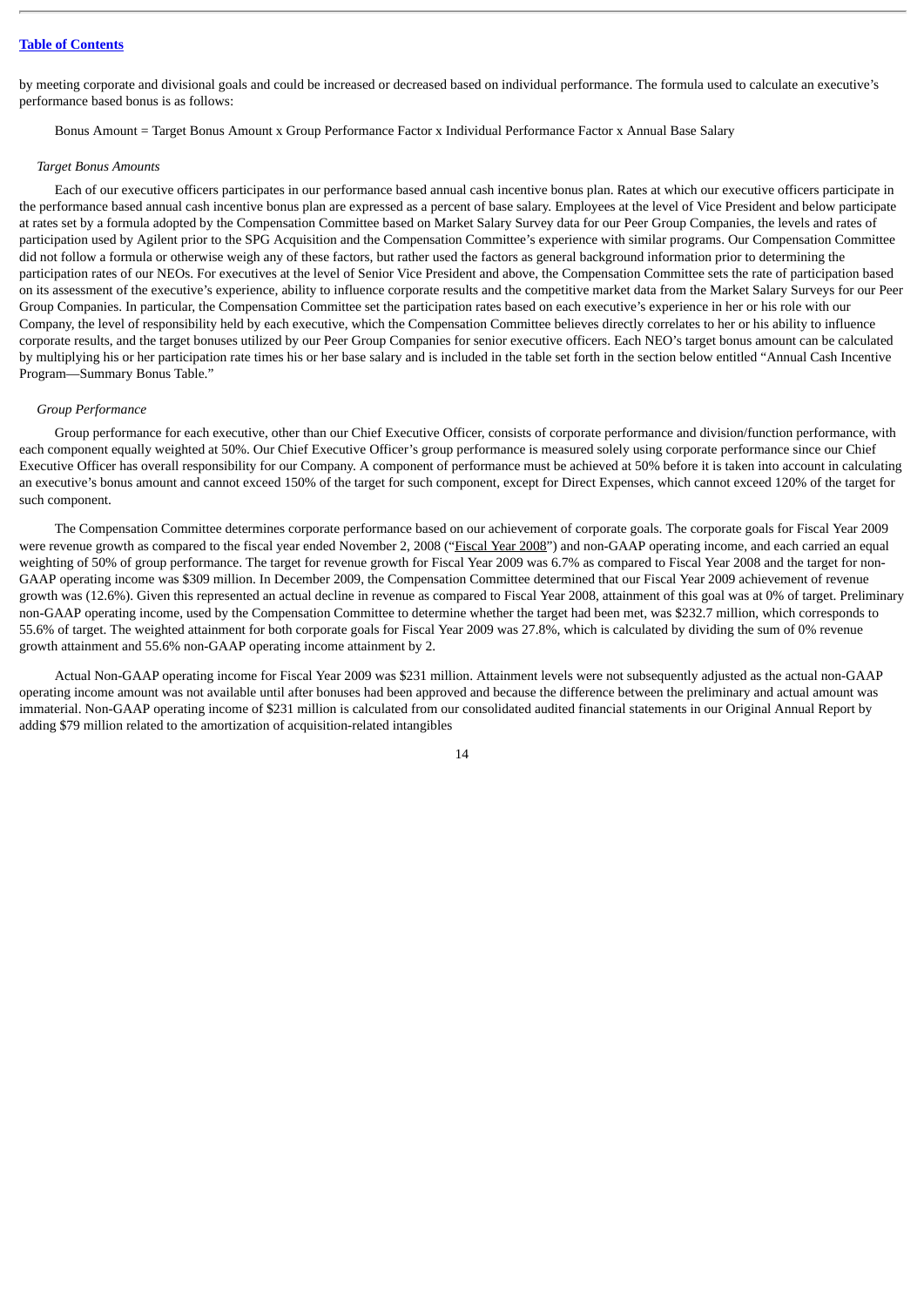by meeting corporate and divisional goals and could be increased or decreased based on individual performance. The formula used to calculate an executive's performance based bonus is as follows:

Bonus Amount = Target Bonus Amount x Group Performance Factor x Individual Performance Factor x Annual Base Salary

*Target Bonus Amounts*

Each of our executive officers participates in our performance based annual cash incentive bonus plan. Rates at which our executive officers participate in the performance based annual cash incentive bonus plan are expressed as a percent of base salary. Employees at the level of Vice President and below participate at rates set by a formula adopted by the Compensation Committee based on Market Salary Survey data for our Peer Group Companies, the levels and rates of participation used by Agilent prior to the SPG Acquisition and the Compensation Committee's experience with similar programs. Our Compensation Committee did not follow a formula or otherwise weigh any of these factors, but rather used the factors as general background information prior to determining the participation rates of our NEOs. For executives at the level of Senior Vice President and above, the Compensation Committee sets the rate of participation based on its assessment of the executive's experience, ability to influence corporate results and the competitive market data from the Market Salary Surveys for our Peer Group Companies. In particular, the Compensation Committee set the participation rates based on each executive's experience in her or his role with our Company, the level of responsibility held by each executive, which the Compensation Committee believes directly correlates to her or his ability to influence corporate results, and the target bonuses utilized by our Peer Group Companies for senior executive officers. Each NEO's target bonus amount can be calculated by multiplying his or her participation rate times his or her base salary and is included in the table set forth in the section below entitled "Annual Cash Incentive Program—Summary Bonus Table."

*Group Performance*

Group performance for each executive, other than our Chief Executive Officer, consists of corporate performance and division/function performance, with each component equally weighted at 50%. Our Chief Executive Officer's group performance is measured solely using corporate performance since our Chief Executive Officer has overall responsibility for our Company. A component of performance must be achieved at 50% before it is taken into account in calculating an executive's bonus amount and cannot exceed 150% of the target for such component, except for Direct Expenses, which cannot exceed 120% of the target for such component.

The Compensation Committee determines corporate performance based on our achievement of corporate goals. The corporate goals for Fiscal Year 2009 were revenue growth as compared to the fiscal year ended November 2, 2008 ("Fiscal Year 2008") and non-GAAP operating income, and each carried an equal weighting of 50% of group performance. The target for revenue growth for Fiscal Year 2009 was 6.7% as compared to Fiscal Year 2008 and the target for non-GAAP operating income was $309 million. In December 2009, the Compensation Committee determined that our Fiscal Year 2009 achievement of revenue growth was (12.6%). Given this represented an actual decline in revenue as compared to Fiscal Year 2008, attainment of this goal was at 0% of target. Preliminary non-GAAP operating income, used by the Compensation Committee to determine whether the target had been met, was $232.7 million, which corresponds to 55.6% of target. The weighted attainment for both corporate goals for Fiscal Year 2009 was 27.8%, which is calculated by dividing the sum of 0% revenue growth attainment and 55.6% non-GAAP operating income attainment by 2.

Actual Non-GAAP operating income for Fiscal Year 2009 was $231 million. Attainment levels were not subsequently adjusted as the actual non-GAAP operating income amount was not available until after bonuses had been approved and because the difference between the preliminary and actual amount was immaterial. Non-GAAP operating income of $231 million is calculated from our consolidated audited financial statements in our Original Annual Report by adding $79 million related to the amortization of acquisition-related intangibles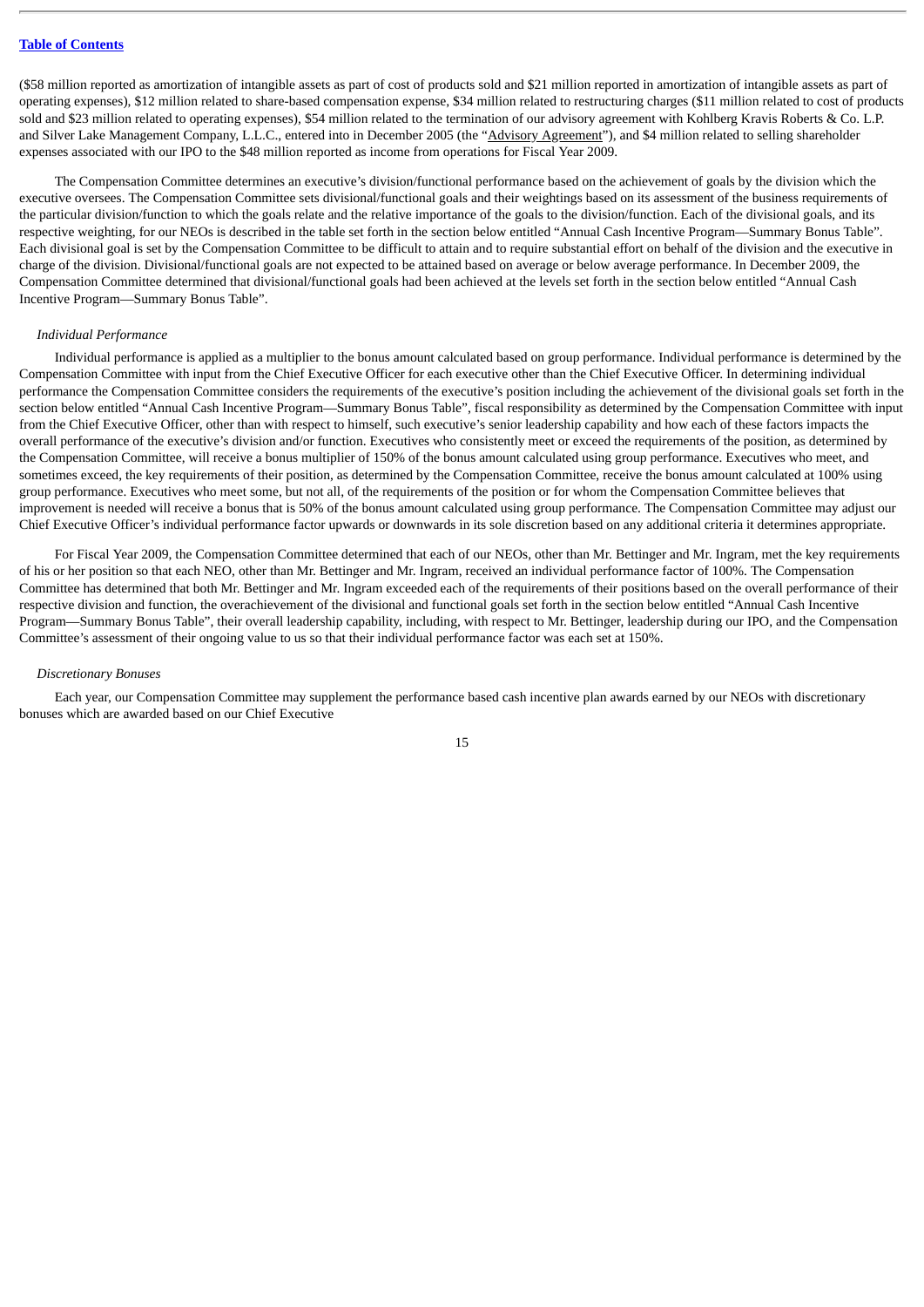($58 million reported as amortization of intangible assets as part of cost of products sold and $21 million reported in amortization of intangible assets as part of operating expenses), $12 million related to share-based compensation expense, $34 million related to restructuring charges ($11 million related to cost of products sold and $23 million related to operating expenses), $54 million related to the termination of our advisory agreement with Kohlberg Kravis Roberts & Co. L.P. and Silver Lake Management Company, L.L.C., entered into in December 2005 (the "Advisory Agreement"), and $4 million related to selling shareholder expenses associated with our IPO to the $48 million reported as income from operations for Fiscal Year 2009.

The Compensation Committee determines an executive's division/functional performance based on the achievement of goals by the division which the executive oversees. The Compensation Committee sets divisional/functional goals and their weightings based on its assessment of the business requirements of the particular division/function to which the goals relate and the relative importance of the goals to the division/function. Each of the divisional goals, and its respective weighting, for our NEOs is described in the table set forth in the section below entitled "Annual Cash Incentive Program—Summary Bonus Table". Each divisional goal is set by the Compensation Committee to be difficult to attain and to require substantial effort on behalf of the division and the executive in charge of the division. Divisional/functional goals are not expected to be attained based on average or below average performance. In December 2009, the Compensation Committee determined that divisional/functional goals had been achieved at the levels set forth in the section below entitled "Annual Cash Incentive Program—Summary Bonus Table".

*Individual Performance*

Individual performance is applied as a multiplier to the bonus amount calculated based on group performance. Individual performance is determined by the Compensation Committee with input from the Chief Executive Officer for each executive other than the Chief Executive Officer. In determining individual performance the Compensation Committee considers the requirements of the executive's position including the achievement of the divisional goals set forth in the section below entitled "Annual Cash Incentive Program—Summary Bonus Table", fiscal responsibility as determined by the Compensation Committee with input from the Chief Executive Officer, other than with respect to himself, such executive's senior leadership capability and how each of these factors impacts the overall performance of the executive's division and/or function. Executives who consistently meet or exceed the requirements of the position, as determined by the Compensation Committee, will receive a bonus multiplier of 150% of the bonus amount calculated using group performance. Executives who meet, and sometimes exceed, the key requirements of their position, as determined by the Compensation Committee, receive the bonus amount calculated at 100% using group performance. Executives who meet some, but not all, of the requirements of the position or for whom the Compensation Committee believes that improvement is needed will receive a bonus that is 50% of the bonus amount calculated using group performance. The Compensation Committee may adjust our Chief Executive Officer's individual performance factor upwards or downwards in its sole discretion based on any additional criteria it determines appropriate.

For Fiscal Year 2009, the Compensation Committee determined that each of our NEOs, other than Mr. Bettinger and Mr. Ingram, met the key requirements of his or her position so that each NEO, other than Mr. Bettinger and Mr. Ingram, received an individual performance factor of 100%. The Compensation Committee has determined that both Mr. Bettinger and Mr. Ingram exceeded each of the requirements of their positions based on the overall performance of their respective division and function, the overachievement of the divisional and functional goals set forth in the section below entitled "Annual Cash Incentive Program—Summary Bonus Table", their overall leadership capability, including, with respect to Mr. Bettinger, leadership during our IPO, and the Compensation Committee's assessment of their ongoing value to us so that their individual performance factor was each set at 150%.

*Discretionary Bonuses*

Each year, our Compensation Committee may supplement the performance based cash incentive plan awards earned by our NEOs with discretionary bonuses which are awarded based on our Chief Executive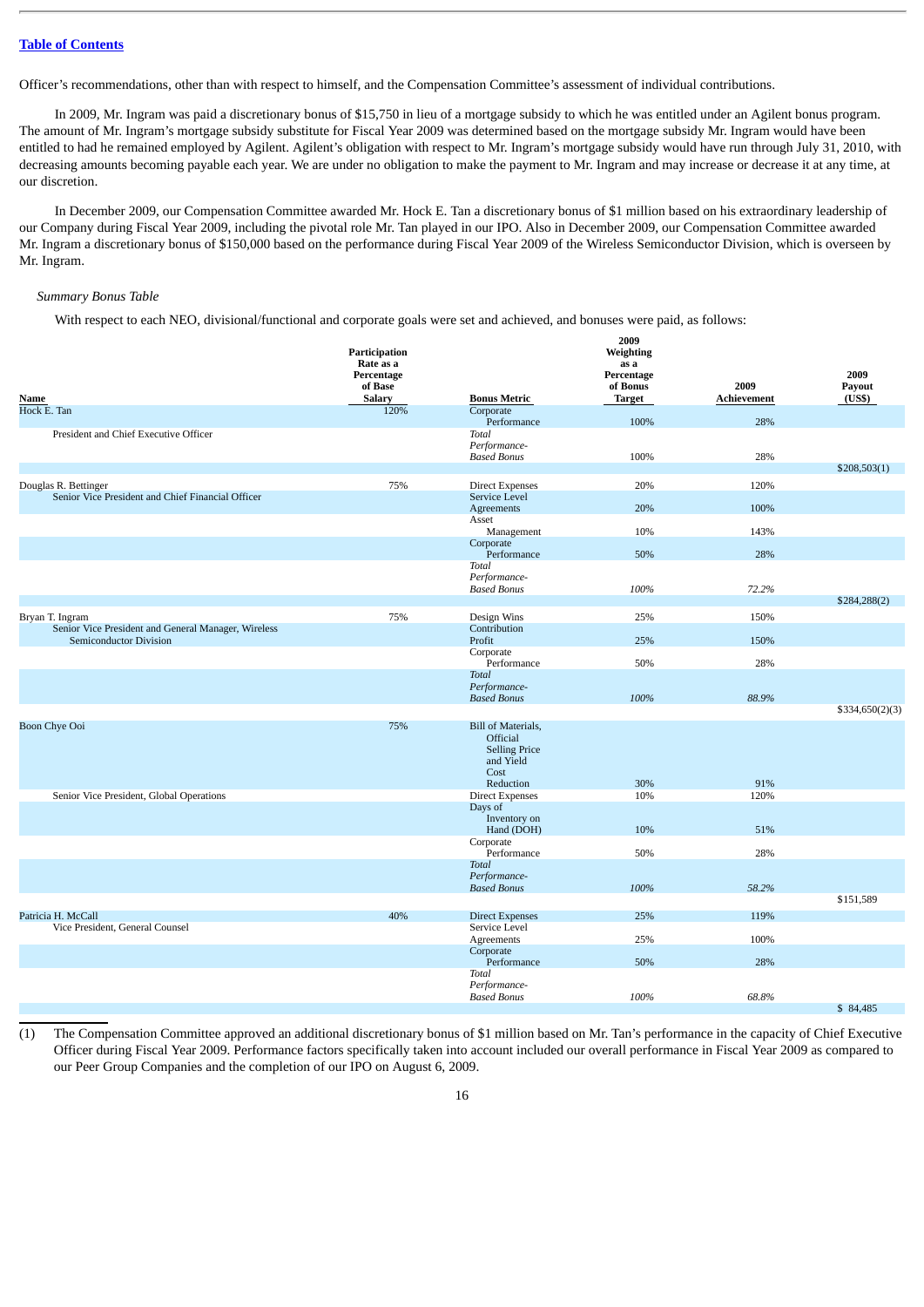Officer's recommendations, other than with respect to himself, and the Compensation Committee's assessment of individual contributions.

In 2009, Mr. Ingram was paid a discretionary bonus of $15,750 in lieu of a mortgage subsidy to which he was entitled under an Agilent bonus program. The amount of Mr. Ingram's mortgage subsidy substitute for Fiscal Year 2009 was determined based on the mortgage subsidy Mr. Ingram would have been entitled to had he remained employed by Agilent. Agilent's obligation with respect to Mr. Ingram's mortgage subsidy would have run through July 31, 2010, with decreasing amounts becoming payable each year. We are under no obligation to make the payment to Mr. Ingram and may increase or decrease it at any time, at our discretion.

In December 2009, our Compensation Committee awarded Mr. Hock E. Tan a discretionary bonus of $1 million based on his extraordinary leadership of our Company during Fiscal Year 2009, including the pivotal role Mr. Tan played in our IPO. Also in December 2009, our Compensation Committee awarded Mr. Ingram a discretionary bonus of $150,000 based on the performance during Fiscal Year 2009 of the Wireless Semiconductor Division, which is overseen by Mr. Ingram.

*Summary Bonus Table*

With respect to each NEO, divisional/functional and corporate goals were set and achieved, and bonuses were paid, as follows:

| Name | Participation Rate as a Percentage of Base Salary | Bonus Metric | 2009 Weighting as a Percentage of Bonus Target | 2009 Achievement | 2009 Payout (US$) |
|---|---|---|---|---|---|
| Hock E. Tan | 120% | Corporate Performance | 100% | 28% | |
| President and Chief Executive Officer | | *Total Performance-Based Bonus* | 100% | 28% | |
| | | | | | $208,503(1) |
| Douglas R. Bettinger | 75% | Direct Expenses | 20% | 120% | |
| Senior Vice President and Chief Financial Officer | | Service Level Agreements | 20% | 100% | |
| | | Asset Management | 10% | 143% | |
| | | Corporate Performance | 50% | 28% | |
| | | *Total Performance-Based Bonus* | *100%* | *72.2%* | |
| | | | | | $284,288(2) |
| Bryan T. Ingram | 75% | Design Wins | 25% | 150% | |
| Senior Vice President and General Manager, Wireless Semiconductor Division | | Contribution Profit | 25% | 150% | |
| | | Corporate Performance | 50% | 28% | |
| | | *Total Performance-Based Bonus* | *100%* | *88.9%* | |
| | | | | | $334,650(2)(3) |
| Boon Chye Ooi | 75% | Bill of Materials, Official Selling Price and Yield Cost Reduction | 30% | 91% | |
| Senior Vice President, Global Operations | | Direct Expenses | 10% | 120% | |
| | | Days of Inventory on Hand (DOH) | 10% | 51% | |
| | | Corporate Performance | 50% | 28% | |
| | | *Total Performance-Based Bonus* | *100%* | *58.2%* | |
| | | | | | $151,589 |
| Patricia H. McCall | 40% | Direct Expenses | 25% | 119% | |
| Vice President, General Counsel | | Service Level Agreements | 25% | 100% | |
| | | Corporate Performance | 50% | 28% | |
| | | *Total Performance-Based Bonus* | *100%* | *68.8%* | |
| | | | | | $ 84,485 |

(1) The Compensation Committee approved an additional discretionary bonus of $1 million based on Mr. Tan's performance in the capacity of Chief Executive Officer during Fiscal Year 2009. Performance factors specifically taken into account included our overall performance in Fiscal Year 2009 as compared to our Peer Group Companies and the completion of our IPO on August 6, 2009.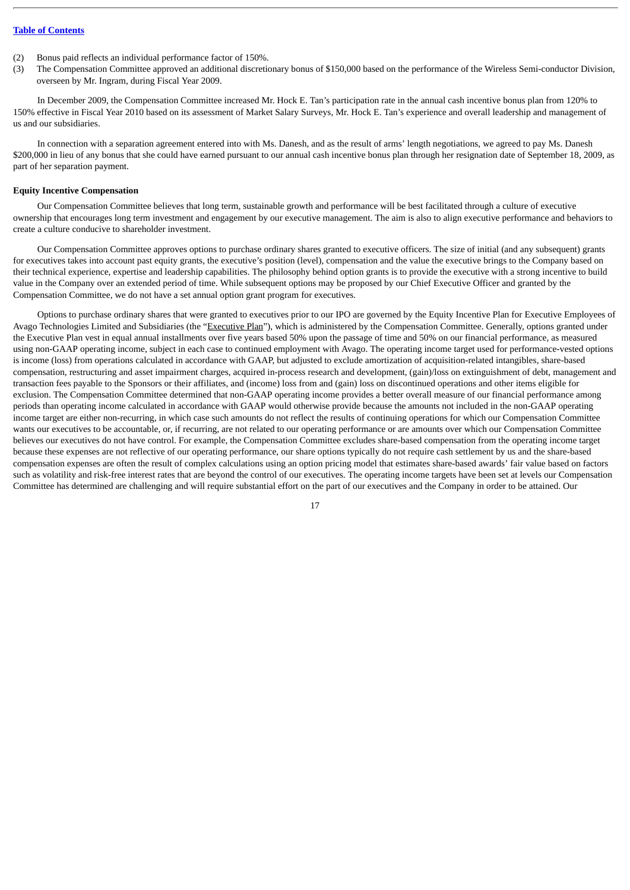(2) Bonus paid reflects an individual performance factor of 150%.

(3) The Compensation Committee approved an additional discretionary bonus of $150,000 based on the performance of the Wireless Semi-conductor Division, overseen by Mr. Ingram, during Fiscal Year 2009.

In December 2009, the Compensation Committee increased Mr. Hock E. Tan's participation rate in the annual cash incentive bonus plan from 120% to 150% effective in Fiscal Year 2010 based on its assessment of Market Salary Surveys, Mr. Hock E. Tan's experience and overall leadership and management of us and our subsidiaries.

In connection with a separation agreement entered into with Ms. Danesh, and as the result of arms' length negotiations, we agreed to pay Ms. Danesh $200,000 in lieu of any bonus that she could have earned pursuant to our annual cash incentive bonus plan through her resignation date of September 18, 2009, as part of her separation payment.

**Equity Incentive Compensation**

Our Compensation Committee believes that long term, sustainable growth and performance will be best facilitated through a culture of executive ownership that encourages long term investment and engagement by our executive management. The aim is also to align executive performance and behaviors to create a culture conducive to shareholder investment.

Our Compensation Committee approves options to purchase ordinary shares granted to executive officers. The size of initial (and any subsequent) grants for executives takes into account past equity grants, the executive's position (level), compensation and the value the executive brings to the Company based on their technical experience, expertise and leadership capabilities. The philosophy behind option grants is to provide the executive with a strong incentive to build value in the Company over an extended period of time. While subsequent options may be proposed by our Chief Executive Officer and granted by the Compensation Committee, we do not have a set annual option grant program for executives.

Options to purchase ordinary shares that were granted to executives prior to our IPO are governed by the Equity Incentive Plan for Executive Employees of Avago Technologies Limited and Subsidiaries (the "Executive Plan"), which is administered by the Compensation Committee. Generally, options granted under the Executive Plan vest in equal annual installments over five years based 50% upon the passage of time and 50% on our financial performance, as measured using non-GAAP operating income, subject in each case to continued employment with Avago. The operating income target used for performance-vested options is income (loss) from operations calculated in accordance with GAAP, but adjusted to exclude amortization of acquisition-related intangibles, share-based compensation, restructuring and asset impairment charges, acquired in-process research and development, (gain)/loss on extinguishment of debt, management and transaction fees payable to the Sponsors or their affiliates, and (income) loss from and (gain) loss on discontinued operations and other items eligible for exclusion. The Compensation Committee determined that non-GAAP operating income provides a better overall measure of our financial performance among periods than operating income calculated in accordance with GAAP would otherwise provide because the amounts not included in the non-GAAP operating income target are either non-recurring, in which case such amounts do not reflect the results of continuing operations for which our Compensation Committee wants our executives to be accountable, or, if recurring, are not related to our operating performance or are amounts over which our Compensation Committee believes our executives do not have control. For example, the Compensation Committee excludes share-based compensation from the operating income target because these expenses are not reflective of our operating performance, our share options typically do not require cash settlement by us and the share-based compensation expenses are often the result of complex calculations using an option pricing model that estimates share-based awards' fair value based on factors such as volatility and risk-free interest rates that are beyond the control of our executives. The operating income targets have been set at levels our Compensation Committee has determined are challenging and will require substantial effort on the part of our executives and the Company in order to be attained. Our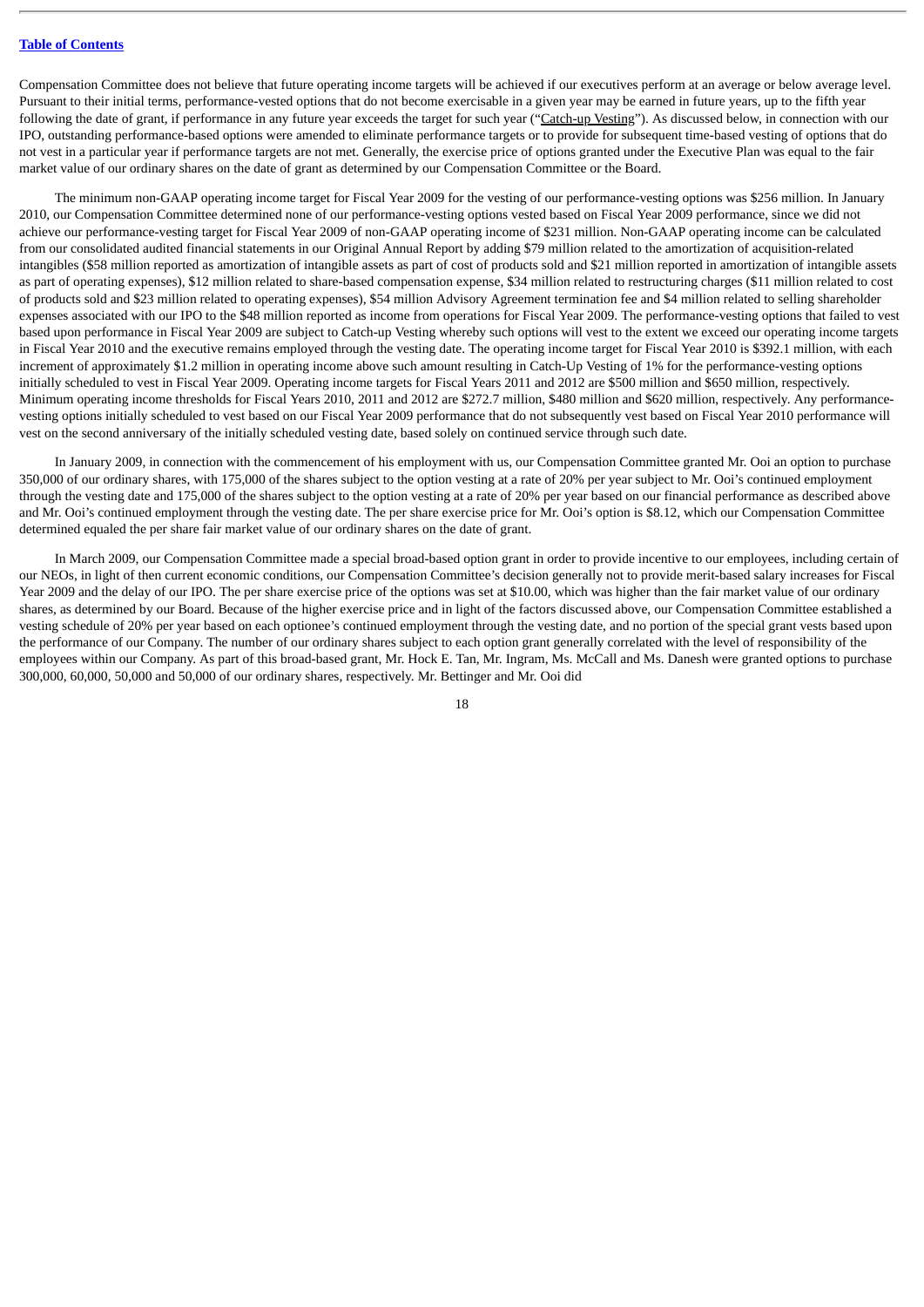Compensation Committee does not believe that future operating income targets will be achieved if our executives perform at an average or below average level. Pursuant to their initial terms, performance-vested options that do not become exercisable in a given year may be earned in future years, up to the fifth year following the date of grant, if performance in any future year exceeds the target for such year ("Catch-up Vesting"). As discussed below, in connection with our IPO, outstanding performance-based options were amended to eliminate performance targets or to provide for subsequent time-based vesting of options that do not vest in a particular year if performance targets are not met. Generally, the exercise price of options granted under the Executive Plan was equal to the fair market value of our ordinary shares on the date of grant as determined by our Compensation Committee or the Board.

The minimum non-GAAP operating income target for Fiscal Year 2009 for the vesting of our performance-vesting options was $256 million. In January 2010, our Compensation Committee determined none of our performance-vesting options vested based on Fiscal Year 2009 performance, since we did not achieve our performance-vesting target for Fiscal Year 2009 of non-GAAP operating income of $231 million. Non-GAAP operating income can be calculated from our consolidated audited financial statements in our Original Annual Report by adding $79 million related to the amortization of acquisition-related intangibles ($58 million reported as amortization of intangible assets as part of cost of products sold and $21 million reported in amortization of intangible assets as part of operating expenses), $12 million related to share-based compensation expense, $34 million related to restructuring charges ($11 million related to cost of products sold and $23 million related to operating expenses), $54 million Advisory Agreement termination fee and $4 million related to selling shareholder expenses associated with our IPO to the $48 million reported as income from operations for Fiscal Year 2009. The performance-vesting options that failed to vest based upon performance in Fiscal Year 2009 are subject to Catch-up Vesting whereby such options will vest to the extent we exceed our operating income targets in Fiscal Year 2010 and the executive remains employed through the vesting date. The operating income target for Fiscal Year 2010 is $392.1 million, with each increment of approximately $1.2 million in operating income above such amount resulting in Catch-Up Vesting of 1% for the performance-vesting options initially scheduled to vest in Fiscal Year 2009. Operating income targets for Fiscal Years 2011 and 2012 are $500 million and $650 million, respectively. Minimum operating income thresholds for Fiscal Years 2010, 2011 and 2012 are $272.7 million, $480 million and $620 million, respectively. Any performance-vesting options initially scheduled to vest based on our Fiscal Year 2009 performance that do not subsequently vest based on Fiscal Year 2010 performance will vest on the second anniversary of the initially scheduled vesting date, based solely on continued service through such date.

In January 2009, in connection with the commencement of his employment with us, our Compensation Committee granted Mr. Ooi an option to purchase 350,000 of our ordinary shares, with 175,000 of the shares subject to the option vesting at a rate of 20% per year subject to Mr. Ooi's continued employment through the vesting date and 175,000 of the shares subject to the option vesting at a rate of 20% per year based on our financial performance as described above and Mr. Ooi's continued employment through the vesting date. The per share exercise price for Mr. Ooi's option is $8.12, which our Compensation Committee determined equaled the per share fair market value of our ordinary shares on the date of grant.

In March 2009, our Compensation Committee made a special broad-based option grant in order to provide incentive to our employees, including certain of our NEOs, in light of then current economic conditions, our Compensation Committee's decision generally not to provide merit-based salary increases for Fiscal Year 2009 and the delay of our IPO. The per share exercise price of the options was set at $10.00, which was higher than the fair market value of our ordinary shares, as determined by our Board. Because of the higher exercise price and in light of the factors discussed above, our Compensation Committee established a vesting schedule of 20% per year based on each optionee's continued employment through the vesting date, and no portion of the special grant vests based upon the performance of our Company. The number of our ordinary shares subject to each option grant generally correlated with the level of responsibility of the employees within our Company. As part of this broad-based grant, Mr. Hock E. Tan, Mr. Ingram, Ms. McCall and Ms. Danesh were granted options to purchase 300,000, 60,000, 50,000 and 50,000 of our ordinary shares, respectively. Mr. Bettinger and Mr. Ooi did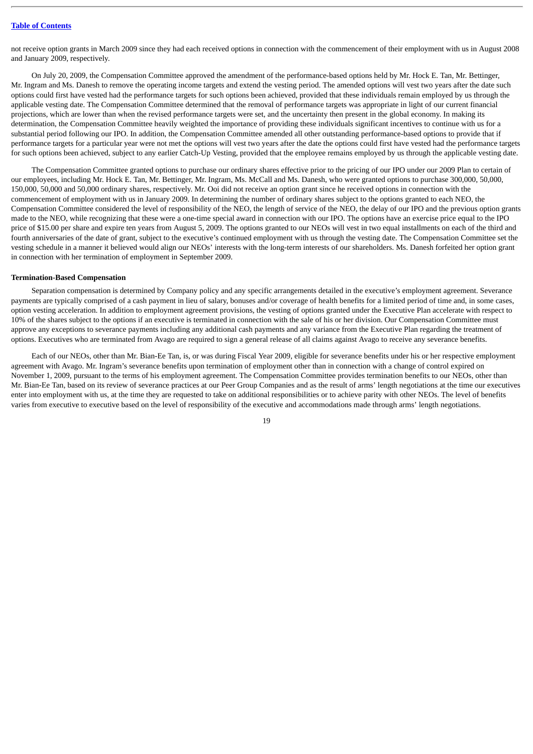not receive option grants in March 2009 since they had each received options in connection with the commencement of their employment with us in August 2008 and January 2009, respectively.

On July 20, 2009, the Compensation Committee approved the amendment of the performance-based options held by Mr. Hock E. Tan, Mr. Bettinger, Mr. Ingram and Ms. Danesh to remove the operating income targets and extend the vesting period. The amended options will vest two years after the date such options could first have vested had the performance targets for such options been achieved, provided that these individuals remain employed by us through the applicable vesting date. The Compensation Committee determined that the removal of performance targets was appropriate in light of our current financial projections, which are lower than when the revised performance targets were set, and the uncertainty then present in the global economy. In making its determination, the Compensation Committee heavily weighted the importance of providing these individuals significant incentives to continue with us for a substantial period following our IPO. In addition, the Compensation Committee amended all other outstanding performance-based options to provide that if performance targets for a particular year were not met the options will vest two years after the date the options could first have vested had the performance targets for such options been achieved, subject to any earlier Catch-Up Vesting, provided that the employee remains employed by us through the applicable vesting date.

The Compensation Committee granted options to purchase our ordinary shares effective prior to the pricing of our IPO under our 2009 Plan to certain of our employees, including Mr. Hock E. Tan, Mr. Bettinger, Mr. Ingram, Ms. McCall and Ms. Danesh, who were granted options to purchase 300,000, 50,000, 150,000, 50,000 and 50,000 ordinary shares, respectively. Mr. Ooi did not receive an option grant since he received options in connection with the commencement of employment with us in January 2009. In determining the number of ordinary shares subject to the options granted to each NEO, the Compensation Committee considered the level of responsibility of the NEO, the length of service of the NEO, the delay of our IPO and the previous option grants made to the NEO, while recognizing that these were a one-time special award in connection with our IPO. The options have an exercise price equal to the IPO price of $15.00 per share and expire ten years from August 5, 2009. The options granted to our NEOs will vest in two equal installments on each of the third and fourth anniversaries of the date of grant, subject to the executive's continued employment with us through the vesting date. The Compensation Committee set the vesting schedule in a manner it believed would align our NEOs' interests with the long-term interests of our shareholders. Ms. Danesh forfeited her option grant in connection with her termination of employment in September 2009.

**Termination-Based Compensation**

Separation compensation is determined by Company policy and any specific arrangements detailed in the executive's employment agreement. Severance payments are typically comprised of a cash payment in lieu of salary, bonuses and/or coverage of health benefits for a limited period of time and, in some cases, option vesting acceleration. In addition to employment agreement provisions, the vesting of options granted under the Executive Plan accelerate with respect to 10% of the shares subject to the options if an executive is terminated in connection with the sale of his or her division. Our Compensation Committee must approve any exceptions to severance payments including any additional cash payments and any variance from the Executive Plan regarding the treatment of options. Executives who are terminated from Avago are required to sign a general release of all claims against Avago to receive any severance benefits.

Each of our NEOs, other than Mr. Bian-Ee Tan, is, or was during Fiscal Year 2009, eligible for severance benefits under his or her respective employment agreement with Avago. Mr. Ingram's severance benefits upon termination of employment other than in connection with a change of control expired on November 1, 2009, pursuant to the terms of his employment agreement. The Compensation Committee provides termination benefits to our NEOs, other than Mr. Bian-Ee Tan, based on its review of severance practices at our Peer Group Companies and as the result of arms' length negotiations at the time our executives enter into employment with us, at the time they are requested to take on additional responsibilities or to achieve parity with other NEOs. The level of benefits varies from executive to executive based on the level of responsibility of the executive and accommodations made through arms' length negotiations.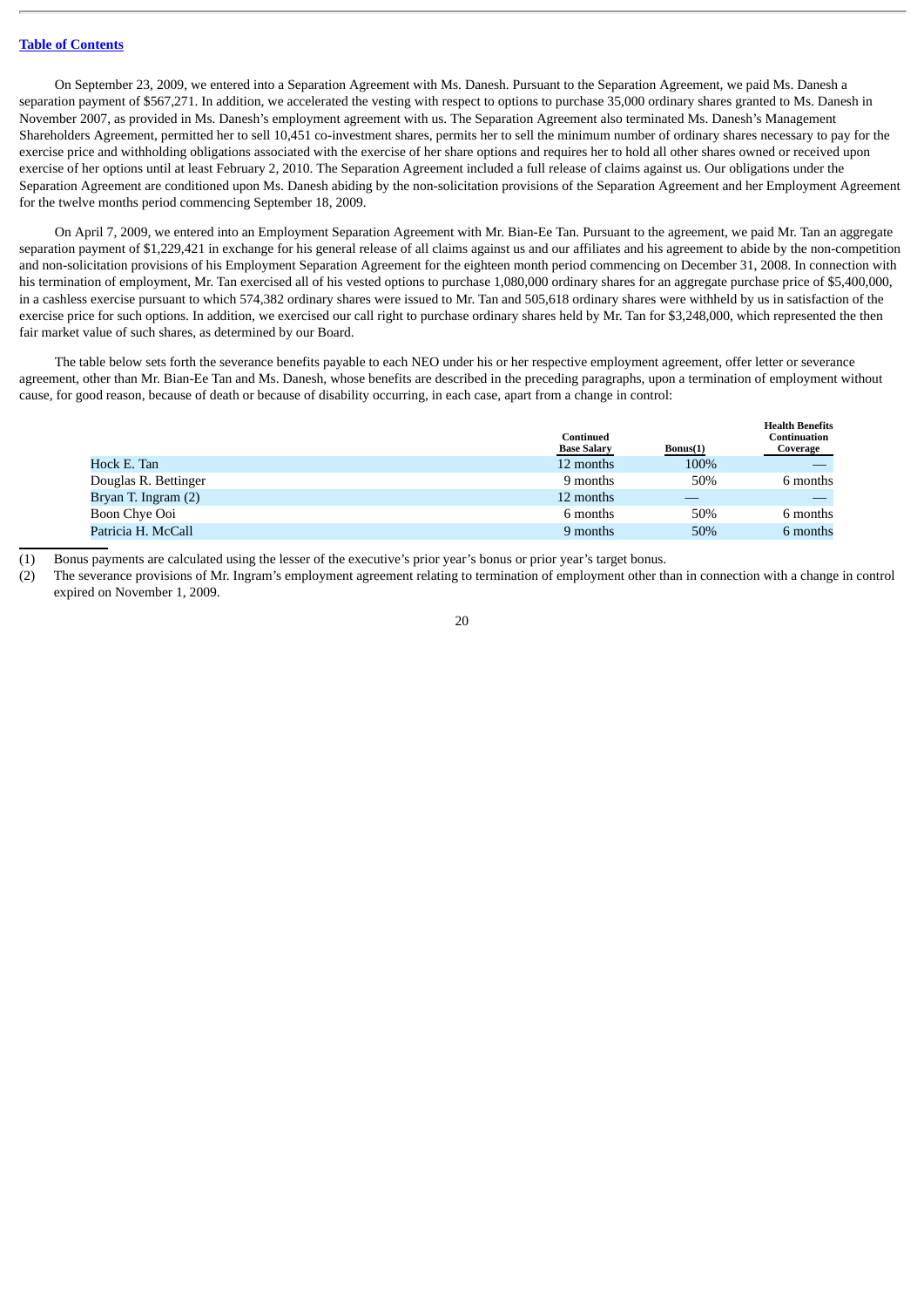On September 23, 2009, we entered into a Separation Agreement with Ms. Danesh. Pursuant to the Separation Agreement, we paid Ms. Danesh a separation payment of $567,271. In addition, we accelerated the vesting with respect to options to purchase 35,000 ordinary shares granted to Ms. Danesh in November 2007, as provided in Ms. Danesh's employment agreement with us. The Separation Agreement also terminated Ms. Danesh's Management Shareholders Agreement, permitted her to sell 10,451 co-investment shares, permits her to sell the minimum number of ordinary shares necessary to pay for the exercise price and withholding obligations associated with the exercise of her share options and requires her to hold all other shares owned or received upon exercise of her options until at least February 2, 2010. The Separation Agreement included a full release of claims against us. Our obligations under the Separation Agreement are conditioned upon Ms. Danesh abiding by the non-solicitation provisions of the Separation Agreement and her Employment Agreement for the twelve months period commencing September 18, 2009.

On April 7, 2009, we entered into an Employment Separation Agreement with Mr. Bian-Ee Tan. Pursuant to the agreement, we paid Mr. Tan an aggregate separation payment of $1,229,421 in exchange for his general release of all claims against us and our affiliates and his agreement to abide by the non-competition and non-solicitation provisions of his Employment Separation Agreement for the eighteen month period commencing on December 31, 2008. In connection with his termination of employment, Mr. Tan exercised all of his vested options to purchase 1,080,000 ordinary shares for an aggregate purchase price of $5,400,000, in a cashless exercise pursuant to which 574,382 ordinary shares were issued to Mr. Tan and 505,618 ordinary shares were withheld by us in satisfaction of the exercise price for such options. In addition, we exercised our call right to purchase ordinary shares held by Mr. Tan for $3,248,000, which represented the then fair market value of such shares, as determined by our Board.

The table below sets forth the severance benefits payable to each NEO under his or her respective employment agreement, offer letter or severance agreement, other than Mr. Bian-Ee Tan and Ms. Danesh, whose benefits are described in the preceding paragraphs, upon a termination of employment without cause, for good reason, because of death or because of disability occurring, in each case, apart from a change in control:

| | Continued Base Salary | Bonus(1) | Health Benefits Continuation Coverage |
|---|---|---|---|
| Hock E. Tan | 12 months | 100% | — |
| Douglas R. Bettinger | 9 months | 50% | 6 months |
| Bryan T. Ingram (2) | 12 months | — | — |
| Boon Chye Ooi | 6 months | 50% | 6 months |
| Patricia H. McCall | 9 months | 50% | 6 months |

(1) Bonus payments are calculated using the lesser of the executive's prior year's bonus or prior year's target bonus.

(2) The severance provisions of Mr. Ingram's employment agreement relating to termination of employment other than in connection with a change in control expired on November 1, 2009.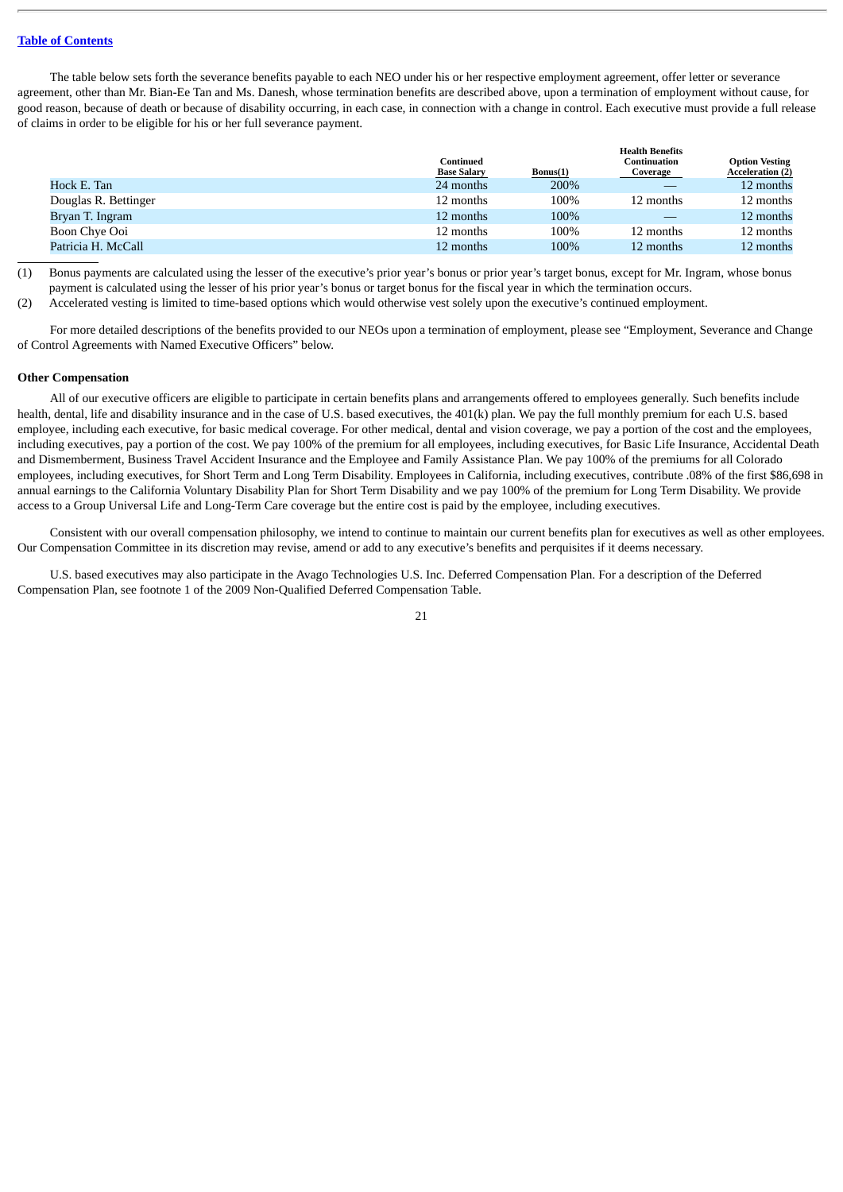The table below sets forth the severance benefits payable to each NEO under his or her respective employment agreement, offer letter or severance agreement, other than Mr. Bian-Ee Tan and Ms. Danesh, whose termination benefits are described above, upon a termination of employment without cause, for good reason, because of death or because of disability occurring, in each case, in connection with a change in control. Each executive must provide a full release of claims in order to be eligible for his or her full severance payment.

| | Continued Base Salary | Bonus(1) | Health Benefits Continuation Coverage | Option Vesting Acceleration (2) |
|---|---|---|---|---|
| Hock E. Tan | 24 months | 200% | — | 12 months |
| Douglas R. Bettinger | 12 months | 100% | 12 months | 12 months |
| Bryan T. Ingram | 12 months | 100% | — | 12 months |
| Boon Chye Ooi | 12 months | 100% | 12 months | 12 months |
| Patricia H. McCall | 12 months | 100% | 12 months | 12 months |

(1) Bonus payments are calculated using the lesser of the executive's prior year's bonus or prior year's target bonus, except for Mr. Ingram, whose bonus payment is calculated using the lesser of his prior year's bonus or target bonus for the fiscal year in which the termination occurs.

(2) Accelerated vesting is limited to time-based options which would otherwise vest solely upon the executive's continued employment.

For more detailed descriptions of the benefits provided to our NEOs upon a termination of employment, please see "Employment, Severance and Change of Control Agreements with Named Executive Officers" below.

**Other Compensation**

All of our executive officers are eligible to participate in certain benefits plans and arrangements offered to employees generally. Such benefits include health, dental, life and disability insurance and in the case of U.S. based executives, the 401(k) plan. We pay the full monthly premium for each U.S. based employee, including each executive, for basic medical coverage. For other medical, dental and vision coverage, we pay a portion of the cost and the employees, including executives, pay a portion of the cost. We pay 100% of the premium for all employees, including executives, for Basic Life Insurance, Accidental Death and Dismemberment, Business Travel Accident Insurance and the Employee and Family Assistance Plan. We pay 100% of the premiums for all Colorado employees, including executives, for Short Term and Long Term Disability. Employees in California, including executives, contribute .08% of the first $86,698 in annual earnings to the California Voluntary Disability Plan for Short Term Disability and we pay 100% of the premium for Long Term Disability. We provide access to a Group Universal Life and Long-Term Care coverage but the entire cost is paid by the employee, including executives.

Consistent with our overall compensation philosophy, we intend to continue to maintain our current benefits plan for executives as well as other employees. Our Compensation Committee in its discretion may revise, amend or add to any executive's benefits and perquisites if it deems necessary.

U.S. based executives may also participate in the Avago Technologies U.S. Inc. Deferred Compensation Plan. For a description of the Deferred Compensation Plan, see footnote 1 of the 2009 Non-Qualified Deferred Compensation Table.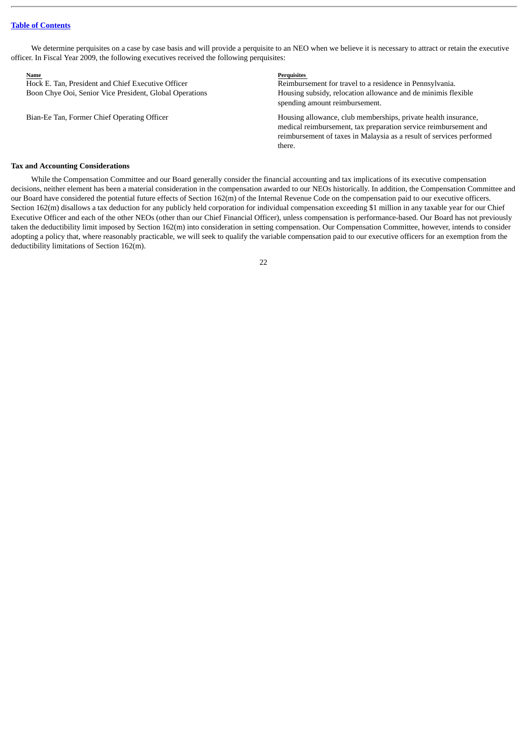We determine perquisites on a case by case basis and will provide a perquisite to an NEO when we believe it is necessary to attract or retain the executive officer. In Fiscal Year 2009, the following executives received the following perquisites:

| Name | Perquisites |
|---|---|
| Hock E. Tan, President and Chief Executive Officer | Reimbursement for travel to a residence in Pennsylvania. |
| Boon Chye Ooi, Senior Vice President, Global Operations | Housing subsidy, relocation allowance and de minimis flexible spending amount reimbursement. |
| Bian-Ee Tan, Former Chief Operating Officer | Housing allowance, club memberships, private health insurance, medical reimbursement, tax preparation service reimbursement and reimbursement of taxes in Malaysia as a result of services performed there. |

**Tax and Accounting Considerations**

While the Compensation Committee and our Board generally consider the financial accounting and tax implications of its executive compensation decisions, neither element has been a material consideration in the compensation awarded to our NEOs historically. In addition, the Compensation Committee and our Board have considered the potential future effects of Section 162(m) of the Internal Revenue Code on the compensation paid to our executive officers. Section 162(m) disallows a tax deduction for any publicly held corporation for individual compensation exceeding $1 million in any taxable year for our Chief Executive Officer and each of the other NEOs (other than our Chief Financial Officer), unless compensation is performance-based. Our Board has not previously taken the deductibility limit imposed by Section 162(m) into consideration in setting compensation. Our Compensation Committee, however, intends to consider adopting a policy that, where reasonably practicable, we will seek to qualify the variable compensation paid to our executive officers for an exemption from the deductibility limitations of Section 162(m).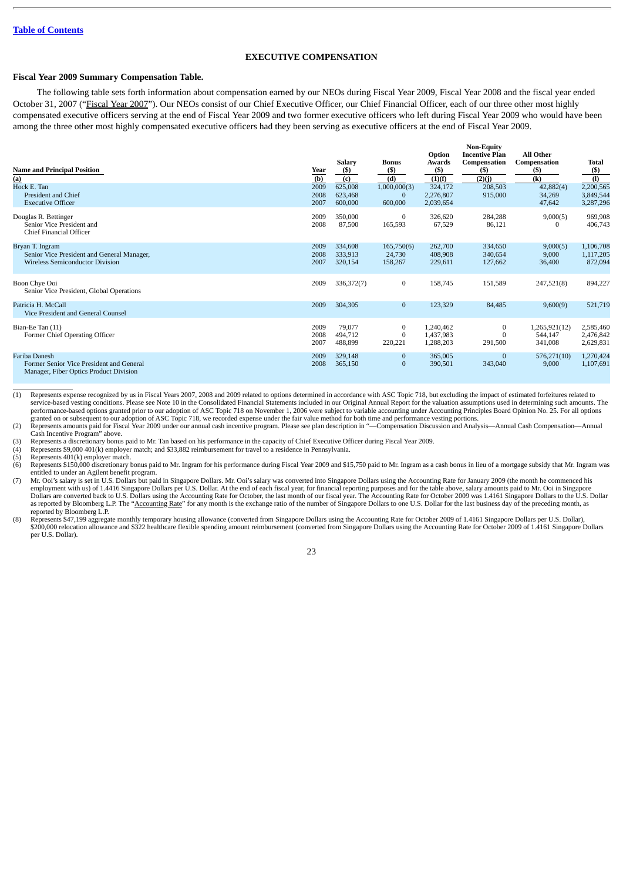[Table of Contents](#)

## EXECUTIVE COMPENSATION

### Fiscal Year 2009 Summary Compensation Table.

The following table sets forth information about compensation earned by our NEOs during Fiscal Year 2009, Fiscal Year 2008 and the fiscal year ended October 31, 2007 ("Fiscal Year 2007"). Our NEOs consist of our Chief Executive Officer, our Chief Financial Officer, each of our three other most highly compensated executive officers serving at the end of Fiscal Year 2009 and two former executive officers who left during Fiscal Year 2009 who would have been among the three other most highly compensated executive officers had they been serving as executive officers at the end of Fiscal Year 2009.

| Name and Principal Position | Year | Salary ($) | Bonus ($) | Option Awards ($) | Non-Equity Incentive Plan Compensation ($) | All Other Compensation ($) | Total ($) |
|---|---|---|---|---|---|---|---|
| (a) | (b) | (c) | (d) | (1)(f) | (2)(j) | (k) | (l) |
| Hock E. Tan<br>President and Chief Executive Officer | 2009 | 625,008 | 1,000,000(3) | 324,172 | 208,503 | 42,882(4) | 2,200,565 |
| | 2008 | 623,468 | 0 | 2,276,807 | 915,000 | 34,269 | 3,849,544 |
| | 2007 | 600,000 | 600,000 | 2,039,654 | | 47,642 | 3,287,296 |
| Douglas R. Bettinger<br>Senior Vice President and Chief Financial Officer | 2009 | 350,000 | 0 | 326,620 | 284,288 | 9,000(5) | 969,908 |
| | 2008 | 87,500 | 165,593 | 67,529 | 86,121 | 0 | 406,743 |
| Bryan T. Ingram<br>Senior Vice President and General Manager, Wireless Semiconductor Division | 2009 | 334,608 | 165,750(6) | 262,700 | 334,650 | 9,000(5) | 1,106,708 |
| | 2008 | 333,913 | 24,730 | 408,908 | 340,654 | 9,000 | 1,117,205 |
| | 2007 | 320,154 | 158,267 | 229,611 | 127,662 | 36,400 | 872,094 |
| Boon Chye Ooi<br>Senior Vice President, Global Operations | 2009 | 336,372(7) | 0 | 158,745 | 151,589 | 247,521(8) | 894,227 |
| Patricia H. McCall<br>Vice President and General Counsel | 2009 | 304,305 | 0 | 123,329 | 84,485 | 9,600(9) | 521,719 |
| Bian-Ee Tan (11)<br>Former Chief Operating Officer | 2009 | 79,077 | 0 | 1,240,462 | 0 | 1,265,921(12) | 2,585,460 |
| | 2008 | 494,712 | 0 | 1,437,983 | 0 | 544,147 | 2,476,842 |
| | 2007 | 488,899 | 220,221 | 1,288,203 | 291,500 | 341,008 | 2,629,831 |
| Fariba Danesh<br>Former Senior Vice President and General Manager, Fiber Optics Product Division | 2009 | 329,148 | 0 | 365,005 | 0 | 576,271(10) | 1,270,424 |
| | 2008 | 365,150 | 0 | 390,501 | 343,040 | 9,000 | 1,107,691 |

(1) Represents expense recognized by us in Fiscal Years 2007, 2008 and 2009 related to options determined in accordance with ASC Topic 718, but excluding the impact of estimated forfeitures related to service-based vesting conditions. Please see Note 10 in the Consolidated Financial Statements included in our Original Annual Report for the valuation assumptions used in determining such amounts. The performance-based options granted prior to our adoption of ASC Topic 718 on November 1, 2006 were subject to variable accounting under Accounting Principles Board Opinion No. 25. For all options granted on or subsequent to our adoption of ASC Topic 718, we recorded expense under the fair value method for both time and performance vesting portions.

(2) Represents amounts paid for Fiscal Year 2009 under our annual cash incentive program. Please see plan description in "—Compensation Discussion and Analysis—Annual Cash Compensation—Annual Cash Incentive Program" above.

(3) Represents a discretionary bonus paid to Mr. Tan based on his performance in the capacity of Chief Executive Officer during Fiscal Year 2009.

(4) Represents $9,000 401(k) employer match; and $33,882 reimbursement for travel to a residence in Pennsylvania.

(5) Represents 401(k) employer match.

(6) Represents $150,000 discretionary bonus paid to Mr. Ingram for his performance during Fiscal Year 2009 and $15,750 paid to Mr. Ingram as a cash bonus in lieu of a mortgage subsidy that Mr. Ingram was entitled to under an Agilent benefit program.

(7) Mr. Ooi's salary is set in U.S. Dollars but paid in Singapore Dollars. Mr. Ooi's salary was converted into Singapore Dollars using the Accounting Rate for January 2009 (the month he commenced his employment with us) of 1.4416 Singapore Dollars per U.S. Dollar. At the end of each fiscal year, for financial reporting purposes and for the table above, salary amounts paid to Mr. Ooi in Singapore Dollars are converted back to U.S. Dollars using the Accounting Rate for October, the last month of our fiscal year. The Accounting Rate for October 2009 was 1.4161 Singapore Dollars to the U.S. Dollar as reported by Bloomberg L.P. The "Accounting Rate" for any month is the exchange ratio of the number of Singapore Dollars to one U.S. Dollar for the last business day of the preceding month, as reported by Bloomberg L.P.

(8) Represents $47,199 aggregate monthly temporary housing allowance (converted from Singapore Dollars using the Accounting Rate for October 2009 of 1.4161 Singapore Dollars per U.S. Dollar), $200,000 relocation allowance and $322 healthcare flexible spending amount reimbursement (converted from Singapore Dollars using the Accounting Rate for October 2009 of 1.4161 Singapore Dollars per U.S. Dollar).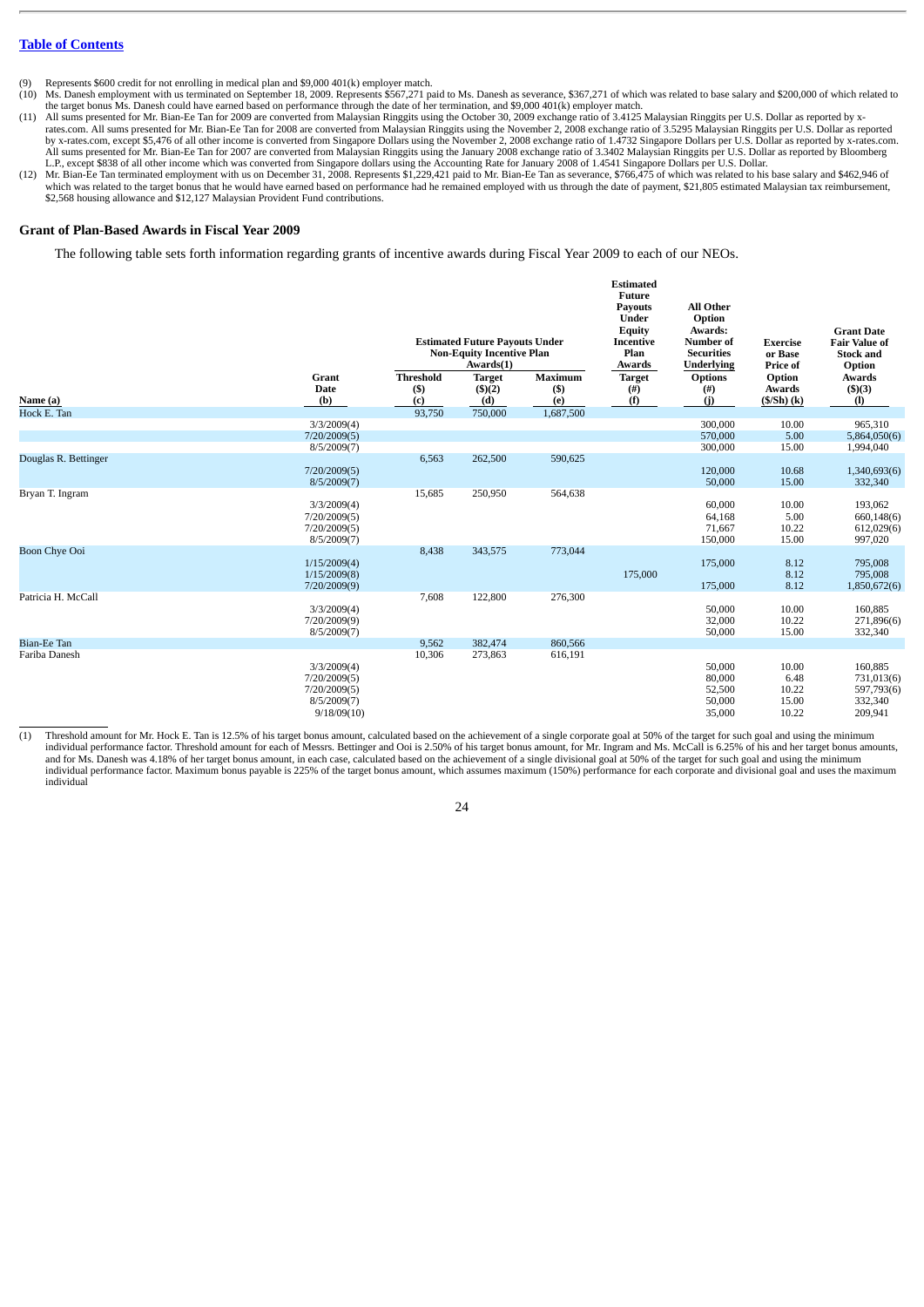[Table of Contents]

(9) Represents $600 credit for not enrolling in medical plan and $9,000 401(k) employer match.

(10) Ms. Danesh employment with us terminated on September 18, 2009. Represents $567,271 paid to Ms. Danesh as severance, $367,271 of which was related to base salary and $200,000 of which related to the target bonus Ms. Danesh could have earned based on performance through the date of her termination, and $9,000 401(k) employer match.

(11) All sums presented for Mr. Bian-Ee Tan for 2009 are converted from Malaysian Ringgits using the October 30, 2009 exchange ratio of 3.4125 Malaysian Ringgits per U.S. Dollar as reported by x-rates.com. All sums presented for Mr. Bian-Ee Tan for 2008 are converted from Malaysian Ringgits using the November 2, 2008 exchange ratio of 3.5295 Malaysian Ringgits per U.S. Dollar as reported by x-rates.com, except $5,476 of all other income is converted from Singapore Dollars using the November 2, 2008 exchange ratio of 1.4732 Singapore Dollars per U.S. Dollar as reported by x-rates.com. All sums presented for Mr. Bian-Ee Tan for 2007 are converted from Malaysian Ringgits using the January 2008 exchange ratio of 3.3402 Malaysian Ringgits per U.S. Dollar as reported by Bloomberg L.P., except $838 of all other income which was converted from Singapore dollars using the Accounting Rate for January 2008 of 1.4541 Singapore Dollars per U.S. Dollar.

(12) Mr. Bian-Ee Tan terminated employment with us on December 31, 2008. Represents $1,229,421 paid to Mr. Bian-Ee Tan as severance, $766,475 of which was related to his base salary and $462,946 of which was related to the target bonus that he would have earned based on performance had he remained employed with us through the date of payment, $21,805 estimated Malaysian tax reimbursement, $2,568 housing allowance and $12,127 Malaysian Provident Fund contributions.

### Grant of Plan-Based Awards in Fiscal Year 2009

The following table sets forth information regarding grants of incentive awards during Fiscal Year 2009 to each of our NEOs.

| | | Estimated Future Payouts Under Non-Equity Incentive Plan Awards(1) | | | Estimated Future Payouts Under Equity Incentive Plan Awards | All Other Option Awards: Number of Securities Underlying Options | Exercise or Base Price of Option Awards | Grant Date Fair Value of Stock and Option Awards |
|---|---|---|---|---|---|---|---|---|
| **Name (a)** | **Grant Date (b)** | **Threshold ($) (c)** | **Target ($)(2) (d)** | **Maximum ($) (e)** | **Target (#) (f)** | **(#) (j)** | **($/Sh) (k)** | **($)(3) (l)** |
| Hock E. Tan | | 93,750 | 750,000 | 1,687,500 | | | | |
| | 3/3/2009(4) | | | | | 300,000 | 10.00 | 965,310 |
| | 7/20/2009(5) | | | | | 570,000 | 5.00 | 5,864,050(6) |
| | 8/5/2009(7) | | | | | 300,000 | 15.00 | 1,994,040 |
| Douglas R. Bettinger | | 6,563 | 262,500 | 590,625 | | | | |
| | 7/20/2009(5) | | | | | 120,000 | 10.68 | 1,340,693(6) |
| | 8/5/2009(7) | | | | | 50,000 | 15.00 | 332,340 |
| Bryan T. Ingram | | 15,685 | 250,950 | 564,638 | | | | |
| | 3/3/2009(4) | | | | | 60,000 | 10.00 | 193,062 |
| | 7/20/2009(5) | | | | | 64,168 | 5.00 | 660,148(6) |
| | 7/20/2009(5) | | | | | 71,667 | 10.22 | 612,029(6) |
| | 8/5/2009(7) | | | | | 150,000 | 15.00 | 997,020 |
| Boon Chye Ooi | | 8,438 | 343,575 | 773,044 | | | | |
| | 1/15/2009(4) | | | | | 175,000 | 8.12 | 795,008 |
| | 1/15/2009(8) | | | | 175,000 | | 8.12 | 795,008 |
| | 7/20/2009(9) | | | | | 175,000 | 8.12 | 1,850,672(6) |
| Patricia H. McCall | | 7,608 | 122,800 | 276,300 | | | | |
| | 3/3/2009(4) | | | | | 50,000 | 10.00 | 160,885 |
| | 7/20/2009(9) | | | | | 32,000 | 10.22 | 271,896(6) |
| | 8/5/2009(7) | | | | | 50,000 | 15.00 | 332,340 |
| Bian-Ee Tan | | 9,562 | 382,474 | 860,566 | | | | |
| Fariba Danesh | | 10,306 | 273,863 | 616,191 | | | | |
| | 3/3/2009(4) | | | | | 50,000 | 10.00 | 160,885 |
| | 7/20/2009(5) | | | | | 80,000 | 6.48 | 731,013(6) |
| | 7/20/2009(5) | | | | | 52,500 | 10.22 | 597,793(6) |
| | 8/5/2009(7) | | | | | 50,000 | 15.00 | 332,340 |
| | 9/18/09(10) | | | | | 35,000 | 10.22 | 209,941 |

(1) Threshold amount for Mr. Hock E. Tan is 12.5% of his target bonus amount, calculated based on the achievement of a single corporate goal at 50% of the target for such goal and using the minimum individual performance factor. Threshold amount for each of Messrs. Bettinger and Ooi is 2.50% of his target bonus amount, for Mr. Ingram and Ms. McCall is 6.25% of his and her target bonus amounts, and for Ms. Danesh was 4.18% of her target bonus amount, in each case, calculated based on the achievement of a single divisional goal at 50% of the target for such goal and using the minimum individual performance factor. Maximum bonus payable is 225% of the target bonus amount, which assumes maximum (150%) performance for each corporate and divisional goal and uses the maximum individual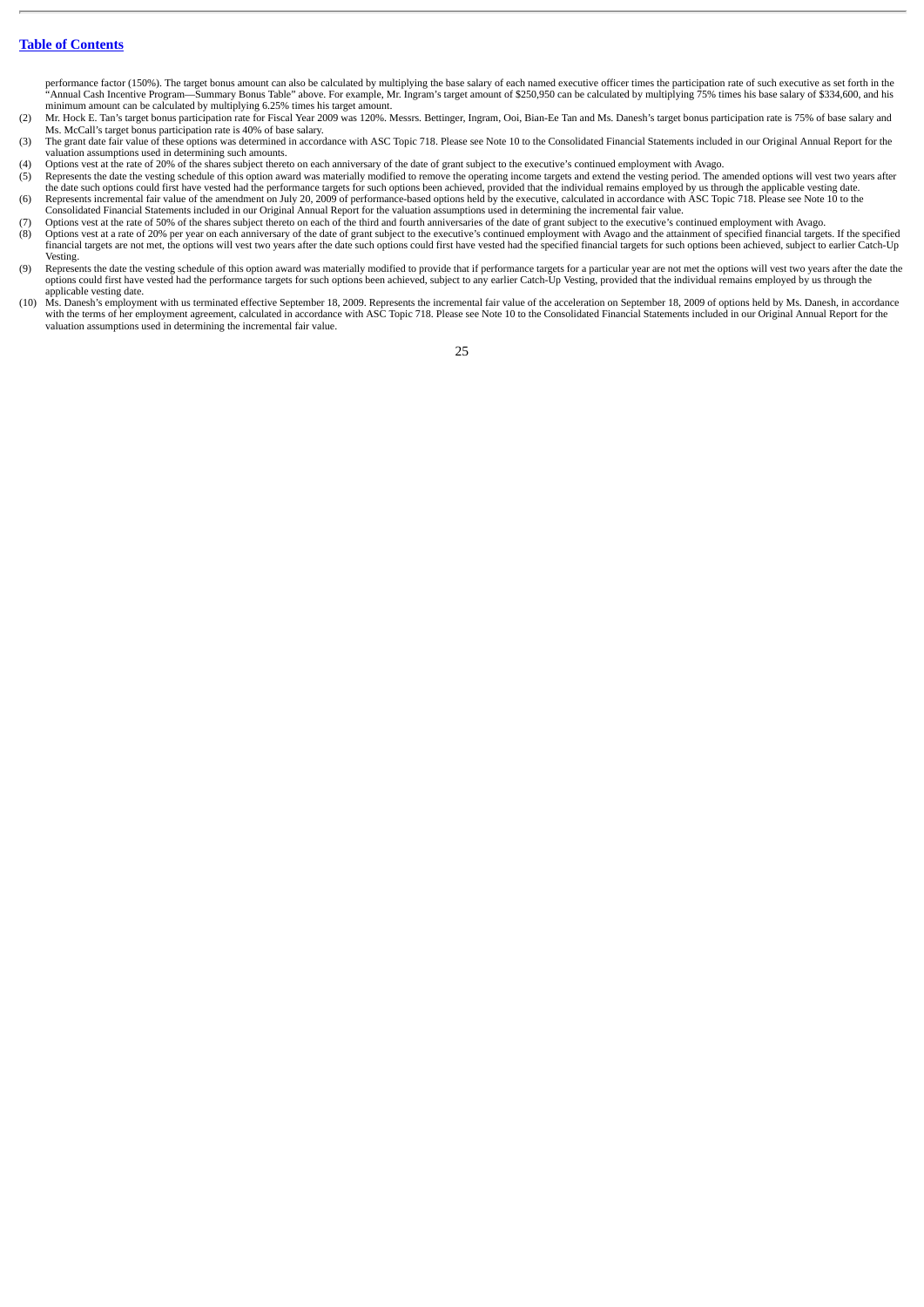[Table of Contents](#)

performance factor (150%). The target bonus amount can also be calculated by multiplying the base salary of each named executive officer times the participation rate of such executive as set forth in the "Annual Cash Incentive Program—Summary Bonus Table" above. For example, Mr. Ingram's target amount of $250,950 can be calculated by multiplying 75% times his base salary of $334,600, and his minimum amount can be calculated by multiplying 6.25% times his target amount.

(2) Mr. Hock E. Tan's target bonus participation rate for Fiscal Year 2009 was 120%. Messrs. Bettinger, Ingram, Ooi, Bian-Ee Tan and Ms. Danesh's target bonus participation rate is 75% of base salary and Ms. McCall's target bonus participation rate is 40% of base salary.

(3) The grant date fair value of these options was determined in accordance with ASC Topic 718. Please see Note 10 to the Consolidated Financial Statements included in our Original Annual Report for the valuation assumptions used in determining such amounts.

(4) Options vest at the rate of 20% of the shares subject thereto on each anniversary of the date of grant subject to the executive's continued employment with Avago.

(5) Represents the date the vesting schedule of this option award was materially modified to remove the operating income targets and extend the vesting period. The amended options will vest two years after the date such options could first have vested had the performance targets for such options been achieved, provided that the individual remains employed by us through the applicable vesting date.

(6) Represents incremental fair value of the amendment on July 20, 2009 of performance-based options held by the executive, calculated in accordance with ASC Topic 718. Please see Note 10 to the Consolidated Financial Statements included in our Original Annual Report for the valuation assumptions used in determining the incremental fair value.

(7) Options vest at the rate of 50% of the shares subject thereto on each of the third and fourth anniversaries of the date of grant subject to the executive's continued employment with Avago.

(8) Options vest at a rate of 20% per year on each anniversary of the date of grant subject to the executive's continued employment with Avago and the attainment of specified financial targets. If the specified financial targets are not met, the options will vest two years after the date such options could first have vested had the specified financial targets for such options been achieved, subject to earlier Catch-Up Vesting.

(9) Represents the date the vesting schedule of this option award was materially modified to provide that if performance targets for a particular year are not met the options will vest two years after the date the options could first have vested had the performance targets for such options been achieved, subject to any earlier Catch-Up Vesting, provided that the individual remains employed by us through the applicable vesting date.

(10) Ms. Danesh's employment with us terminated effective September 18, 2009. Represents the incremental fair value of the acceleration on September 18, 2009 of options held by Ms. Danesh, in accordance with the terms of her employment agreement, calculated in accordance with ASC Topic 718. Please see Note 10 to the Consolidated Financial Statements included in our Original Annual Report for the valuation assumptions used in determining the incremental fair value.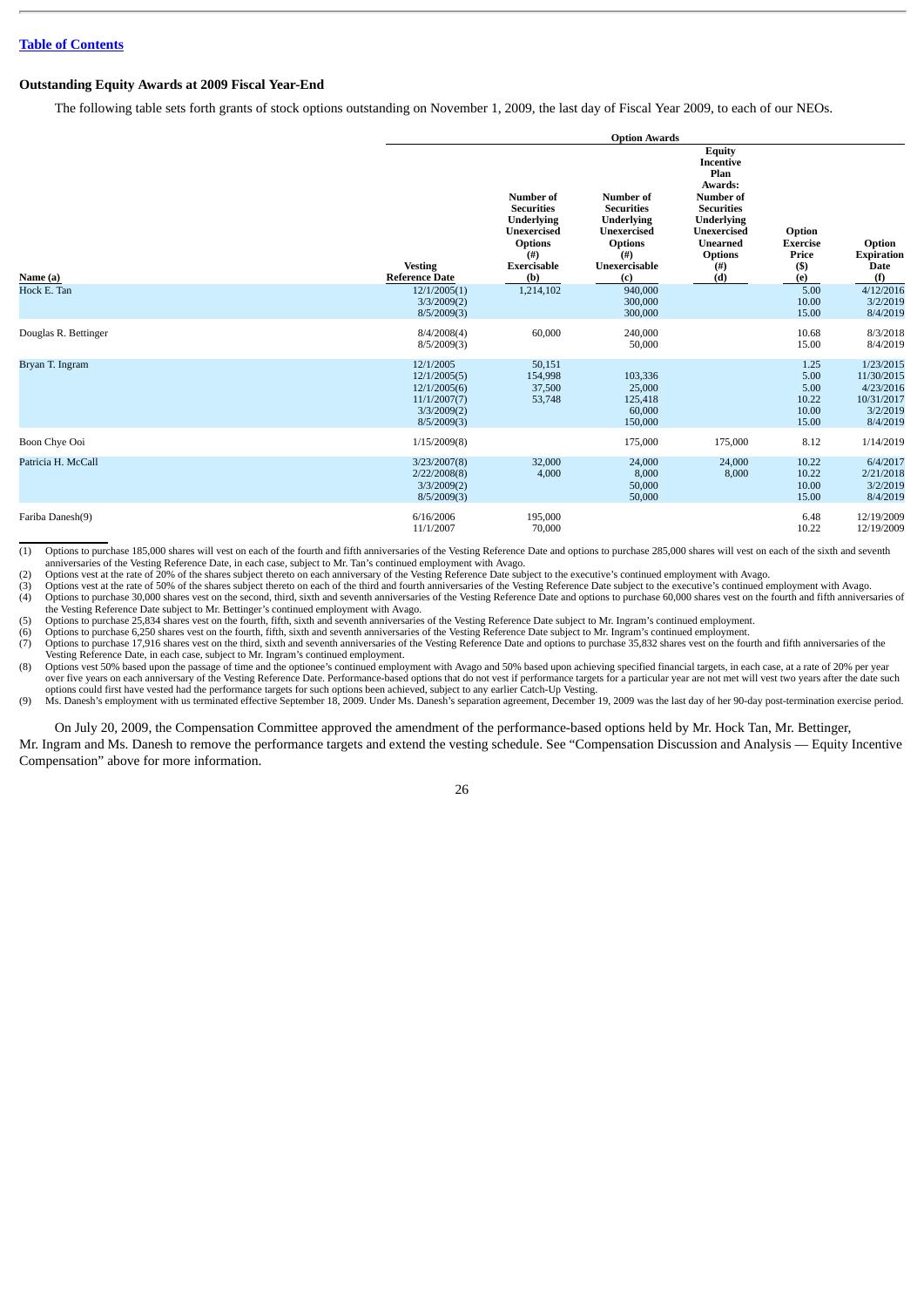[Table of Contents](#)

### Outstanding Equity Awards at 2009 Fiscal Year-End

The following table sets forth grants of stock options outstanding on November 1, 2009, the last day of Fiscal Year 2009, to each of our NEOs.

| | | Option Awards | | | | |
|---|---|---|---|---|---|---|
| Name (a) | Vesting Reference Date | Number of Securities Underlying Unexercised Options (#) Exercisable (b) | Number of Securities Underlying Unexercised Options (#) Unexercisable (c) | Equity Incentive Plan Awards: Number of Securities Underlying Unexercised Unearned Options (#) (d) | Option Exercise Price ($) (e) | Option Expiration Date (f) |
| Hock E. Tan | 12/1/2005(1) | 1,214,102 | 940,000 | | 5.00 | 4/12/2016 |
| | 3/3/2009(2) | | 300,000 | | 10.00 | 3/2/2019 |
| | 8/5/2009(3) | | 300,000 | | 15.00 | 8/4/2019 |
| Douglas R. Bettinger | 8/4/2008(4) | 60,000 | 240,000 | | 10.68 | 8/3/2018 |
| | 8/5/2009(3) | | 50,000 | | 15.00 | 8/4/2019 |
| Bryan T. Ingram | 12/1/2005 | 50,151 | | | 1.25 | 1/23/2015 |
| | 12/1/2005(5) | 154,998 | 103,336 | | 5.00 | 11/30/2015 |
| | 12/1/2005(6) | 37,500 | 25,000 | | 5.00 | 4/23/2016 |
| | 11/1/2007(7) | 53,748 | 125,418 | | 10.22 | 10/31/2017 |
| | 3/3/2009(2) | | 60,000 | | 10.00 | 3/2/2019 |
| | 8/5/2009(3) | | 150,000 | | 15.00 | 8/4/2019 |
| Boon Chye Ooi | 1/15/2009(8) | | 175,000 | 175,000 | 8.12 | 1/14/2019 |
| Patricia H. McCall | 3/23/2007(8) | 32,000 | 24,000 | 24,000 | 10.22 | 6/4/2017 |
| | 2/22/2008(8) | 4,000 | 8,000 | 8,000 | 10.22 | 2/21/2018 |
| | 3/3/2009(2) | | 50,000 | | 10.00 | 3/2/2019 |
| | 8/5/2009(3) | | 50,000 | | 15.00 | 8/4/2019 |
| Fariba Danesh(9) | 6/16/2006 | 195,000 | | | 6.48 | 12/19/2009 |
| | 11/1/2007 | 70,000 | | | 10.22 | 12/19/2009 |

(1) Options to purchase 185,000 shares will vest on each of the fourth and fifth anniversaries of the Vesting Reference Date and options to purchase 285,000 shares will vest on each of the sixth and seventh anniversaries of the Vesting Reference Date, in each case, subject to Mr. Tan's continued employment with Avago.

(2) Options vest at the rate of 20% of the shares subject thereto on each anniversary of the Vesting Reference Date subject to the executive's continued employment with Avago.

(3) Options vest at the rate of 50% of the shares subject thereto on each of the third and fourth anniversaries of the Vesting Reference Date subject to the executive's continued employment with Avago.

(4) Options to purchase 30,000 shares vest on the second, third, sixth and seventh anniversaries of the Vesting Reference Date and options to purchase 60,000 shares vest on the fourth and fifth anniversaries of the Vesting Reference Date subject to Mr. Bettinger's continued employment with Avago.

(5) Options to purchase 25,834 shares vest on the fourth, fifth, sixth and seventh anniversaries of the Vesting Reference Date subject to Mr. Ingram's continued employment.

(6) Options to purchase 6,250 shares vest on the fourth, fifth, sixth and seventh anniversaries of the Vesting Reference Date subject to Mr. Ingram's continued employment.

(7) Options to purchase 17,916 shares vest on the third, sixth and seventh anniversaries of the Vesting Reference Date and options to purchase 35,832 shares vest on the fourth and fifth anniversaries of the Vesting Reference Date, in each case, subject to Mr. Ingram's continued employment.

(8) Options vest 50% based upon the passage of time and the optionee's continued employment with Avago and 50% based upon achieving specified financial targets, in each case, at a rate of 20% per year over five years on each anniversary of the Vesting Reference Date. Performance-based options that do not vest if performance targets for a particular year are not met will vest two years after the date such options could first have vested had the performance targets for such options been achieved, subject to any earlier Catch-Up Vesting.

(9) Ms. Danesh's employment with us terminated effective September 18, 2009. Under Ms. Danesh's separation agreement, December 19, 2009 was the last day of her 90-day post-termination exercise period.

On July 20, 2009, the Compensation Committee approved the amendment of the performance-based options held by Mr. Hock Tan, Mr. Bettinger, Mr. Ingram and Ms. Danesh to remove the performance targets and extend the vesting schedule. See "Compensation Discussion and Analysis — Equity Incentive Compensation" above for more information.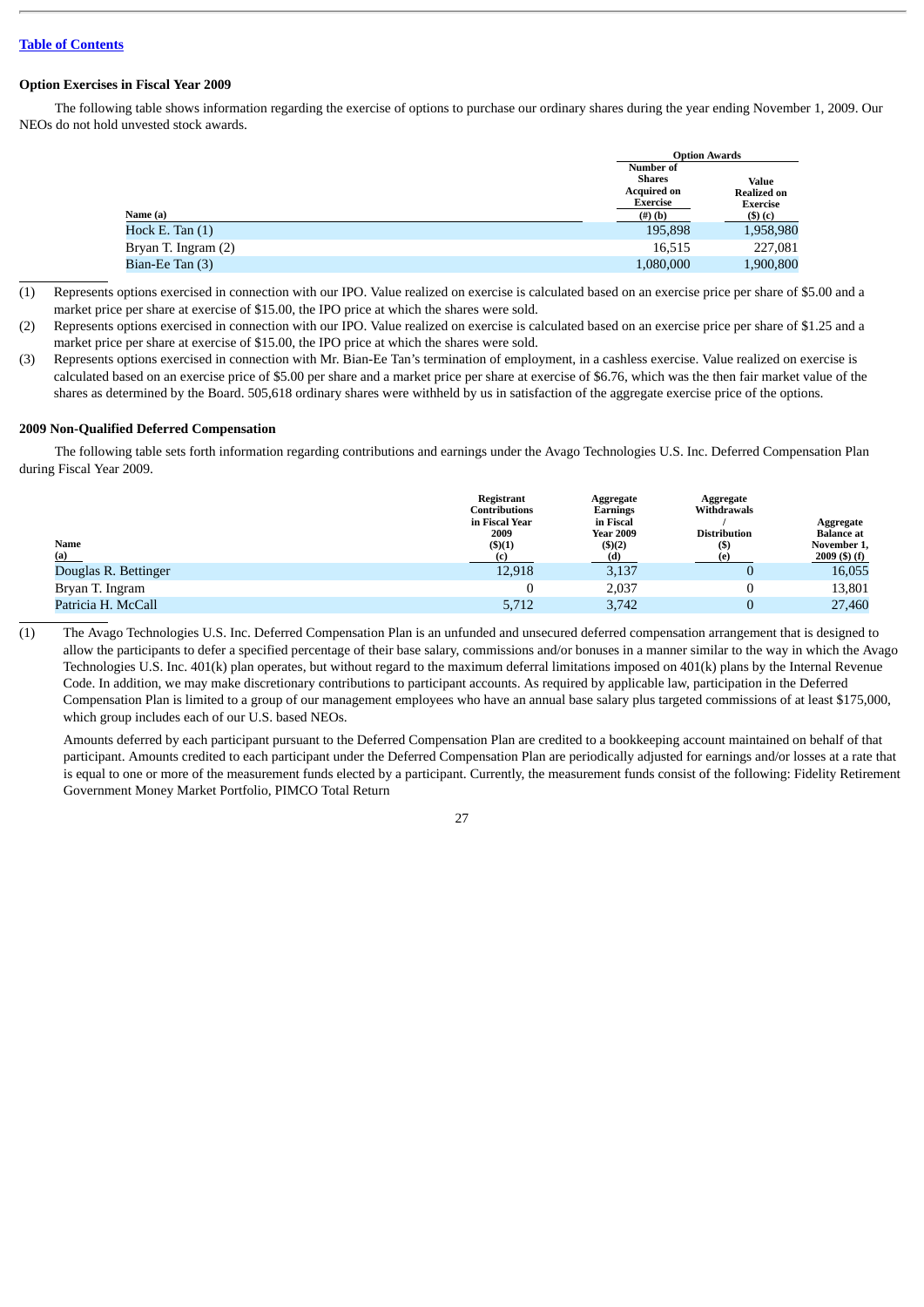[Table of Contents](#)

**Option Exercises in Fiscal Year 2009**

The following table shows information regarding the exercise of options to purchase our ordinary shares during the year ending November 1, 2009. Our NEOs do not hold unvested stock awards.

| | Option Awards | |
|---|---|---|
| Name (a) | Number of Shares Acquired on Exercise (#) (b) | Value Realized on Exercise ($) (c) |
| Hock E. Tan (1) | 195,898 | 1,958,980 |
| Bryan T. Ingram (2) | 16,515 | 227,081 |
| Bian-Ee Tan (3) | 1,080,000 | 1,900,800 |

(1) Represents options exercised in connection with our IPO. Value realized on exercise is calculated based on an exercise price per share of $5.00 and a market price per share at exercise of $15.00, the IPO price at which the shares were sold.

(2) Represents options exercised in connection with our IPO. Value realized on exercise is calculated based on an exercise price per share of $1.25 and a market price per share at exercise of $15.00, the IPO price at which the shares were sold.

(3) Represents options exercised in connection with Mr. Bian-Ee Tan's termination of employment, in a cashless exercise. Value realized on exercise is calculated based on an exercise price of $5.00 per share and a market price per share at exercise of $6.76, which was the then fair market value of the shares as determined by the Board. 505,618 ordinary shares were withheld by us in satisfaction of the aggregate exercise price of the options.

**2009 Non-Qualified Deferred Compensation**

The following table sets forth information regarding contributions and earnings under the Avago Technologies U.S. Inc. Deferred Compensation Plan during Fiscal Year 2009.

| Name (a) | Registrant Contributions in Fiscal Year 2009 ($)(1) (c) | Aggregate Earnings in Fiscal Year 2009 ($)(2) (d) | Aggregate Withdrawals / Distribution ($) (e) | Aggregate Balance at November 1, 2009 ($) (f) |
|---|---|---|---|---|
| Douglas R. Bettinger | 12,918 | 3,137 | 0 | 16,055 |
| Bryan T. Ingram | 0 | 2,037 | 0 | 13,801 |
| Patricia H. McCall | 5,712 | 3,742 | 0 | 27,460 |

(1) The Avago Technologies U.S. Inc. Deferred Compensation Plan is an unfunded and unsecured deferred compensation arrangement that is designed to allow the participants to defer a specified percentage of their base salary, commissions and/or bonuses in a manner similar to the way in which the Avago Technologies U.S. Inc. 401(k) plan operates, but without regard to the maximum deferral limitations imposed on 401(k) plans by the Internal Revenue Code. In addition, we may make discretionary contributions to participant accounts. As required by applicable law, participation in the Deferred Compensation Plan is limited to a group of our management employees who have an annual base salary plus targeted commissions of at least $175,000, which group includes each of our U.S. based NEOs.

Amounts deferred by each participant pursuant to the Deferred Compensation Plan are credited to a bookkeeping account maintained on behalf of that participant. Amounts credited to each participant under the Deferred Compensation Plan are periodically adjusted for earnings and/or losses at a rate that is equal to one or more of the measurement funds elected by a participant. Currently, the measurement funds consist of the following: Fidelity Retirement Government Money Market Portfolio, PIMCO Total Return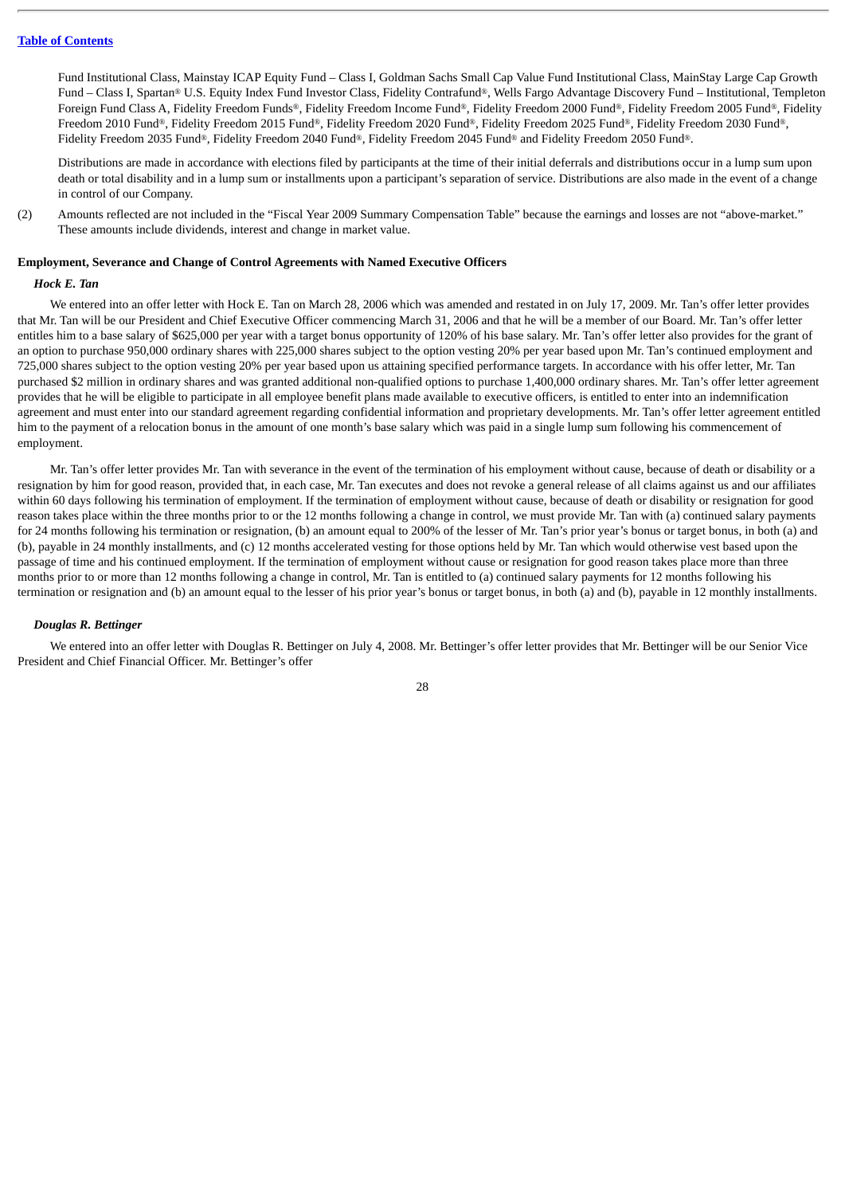Fund Institutional Class, Mainstay ICAP Equity Fund – Class I, Goldman Sachs Small Cap Value Fund Institutional Class, MainStay Large Cap Growth Fund – Class I, Spartan® U.S. Equity Index Fund Investor Class, Fidelity Contrafund®, Wells Fargo Advantage Discovery Fund – Institutional, Templeton Foreign Fund Class A, Fidelity Freedom Funds®, Fidelity Freedom Income Fund®, Fidelity Freedom 2000 Fund®, Fidelity Freedom 2005 Fund®, Fidelity Freedom 2010 Fund®, Fidelity Freedom 2015 Fund®, Fidelity Freedom 2020 Fund®, Fidelity Freedom 2025 Fund®, Fidelity Freedom 2030 Fund®, Fidelity Freedom 2035 Fund®, Fidelity Freedom 2040 Fund®, Fidelity Freedom 2045 Fund® and Fidelity Freedom 2050 Fund®.

Distributions are made in accordance with elections filed by participants at the time of their initial deferrals and distributions occur in a lump sum upon death or total disability and in a lump sum or installments upon a participant's separation of service. Distributions are also made in the event of a change in control of our Company.

(2) Amounts reflected are not included in the "Fiscal Year 2009 Summary Compensation Table" because the earnings and losses are not "above-market." These amounts include dividends, interest and change in market value.

**Employment, Severance and Change of Control Agreements with Named Executive Officers**

***Hock E. Tan***

We entered into an offer letter with Hock E. Tan on March 28, 2006 which was amended and restated in on July 17, 2009. Mr. Tan's offer letter provides that Mr. Tan will be our President and Chief Executive Officer commencing March 31, 2006 and that he will be a member of our Board. Mr. Tan's offer letter entitles him to a base salary of $625,000 per year with a target bonus opportunity of 120% of his base salary. Mr. Tan's offer letter also provides for the grant of an option to purchase 950,000 ordinary shares with 225,000 shares subject to the option vesting 20% per year based upon Mr. Tan's continued employment and 725,000 shares subject to the option vesting 20% per year based upon us attaining specified performance targets. In accordance with his offer letter, Mr. Tan purchased $2 million in ordinary shares and was granted additional non-qualified options to purchase 1,400,000 ordinary shares. Mr. Tan's offer letter agreement provides that he will be eligible to participate in all employee benefit plans made available to executive officers, is entitled to enter into an indemnification agreement and must enter into our standard agreement regarding confidential information and proprietary developments. Mr. Tan's offer letter agreement entitled him to the payment of a relocation bonus in the amount of one month's base salary which was paid in a single lump sum following his commencement of employment.

Mr. Tan's offer letter provides Mr. Tan with severance in the event of the termination of his employment without cause, because of death or disability or a resignation by him for good reason, provided that, in each case, Mr. Tan executes and does not revoke a general release of all claims against us and our affiliates within 60 days following his termination of employment. If the termination of employment without cause, because of death or disability or resignation for good reason takes place within the three months prior to or the 12 months following a change in control, we must provide Mr. Tan with (a) continued salary payments for 24 months following his termination or resignation, (b) an amount equal to 200% of the lesser of Mr. Tan's prior year's bonus or target bonus, in both (a) and (b), payable in 24 monthly installments, and (c) 12 months accelerated vesting for those options held by Mr. Tan which would otherwise vest based upon the passage of time and his continued employment. If the termination of employment without cause or resignation for good reason takes place more than three months prior to or more than 12 months following a change in control, Mr. Tan is entitled to (a) continued salary payments for 12 months following his termination or resignation and (b) an amount equal to the lesser of his prior year's bonus or target bonus, in both (a) and (b), payable in 12 monthly installments.

***Douglas R. Bettinger***

We entered into an offer letter with Douglas R. Bettinger on July 4, 2008. Mr. Bettinger's offer letter provides that Mr. Bettinger will be our Senior Vice President and Chief Financial Officer. Mr. Bettinger's offer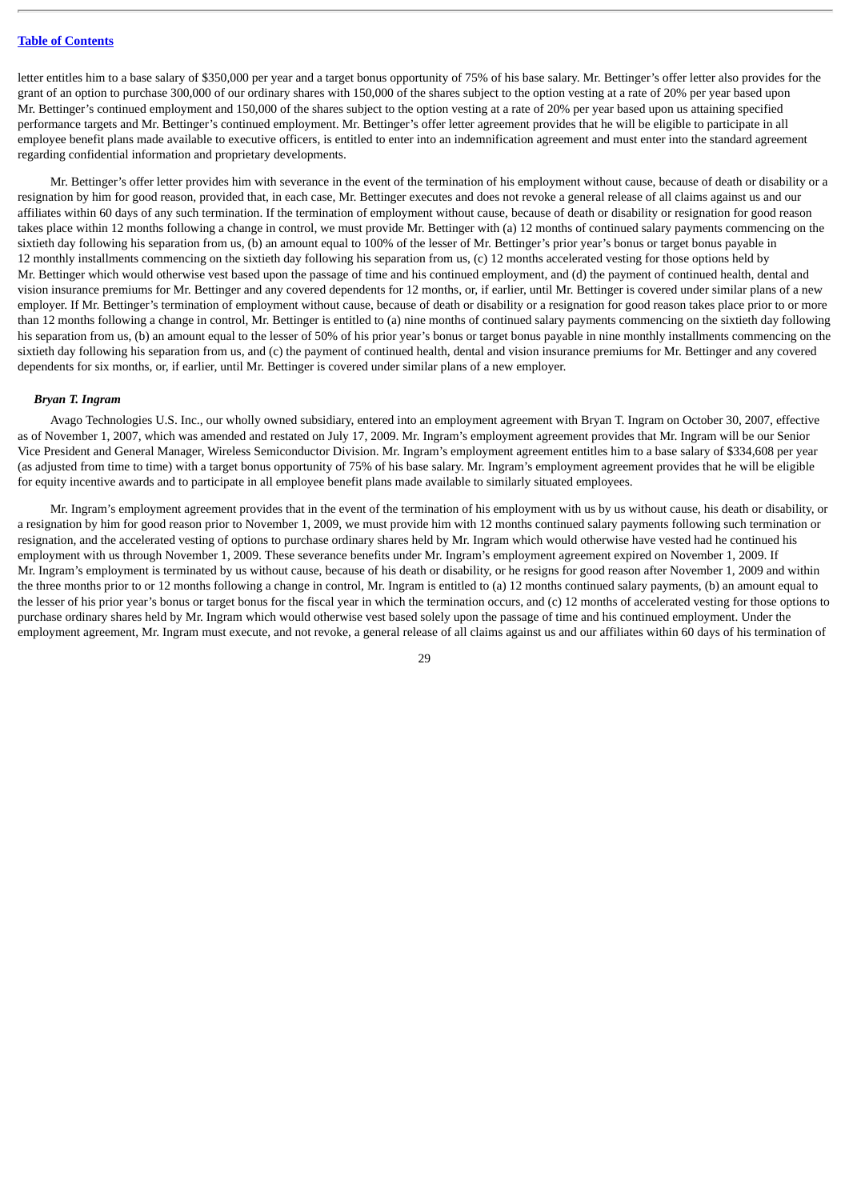letter entitles him to a base salary of $350,000 per year and a target bonus opportunity of 75% of his base salary. Mr. Bettinger's offer letter also provides for the grant of an option to purchase 300,000 of our ordinary shares with 150,000 of the shares subject to the option vesting at a rate of 20% per year based upon Mr. Bettinger's continued employment and 150,000 of the shares subject to the option vesting at a rate of 20% per year based upon us attaining specified performance targets and Mr. Bettinger's continued employment. Mr. Bettinger's offer letter agreement provides that he will be eligible to participate in all employee benefit plans made available to executive officers, is entitled to enter into an indemnification agreement and must enter into the standard agreement regarding confidential information and proprietary developments.

Mr. Bettinger's offer letter provides him with severance in the event of the termination of his employment without cause, because of death or disability or a resignation by him for good reason, provided that, in each case, Mr. Bettinger executes and does not revoke a general release of all claims against us and our affiliates within 60 days of any such termination. If the termination of employment without cause, because of death or disability or resignation for good reason takes place within 12 months following a change in control, we must provide Mr. Bettinger with (a) 12 months of continued salary payments commencing on the sixtieth day following his separation from us, (b) an amount equal to 100% of the lesser of Mr. Bettinger's prior year's bonus or target bonus payable in 12 monthly installments commencing on the sixtieth day following his separation from us, (c) 12 months accelerated vesting for those options held by Mr. Bettinger which would otherwise vest based upon the passage of time and his continued employment, and (d) the payment of continued health, dental and vision insurance premiums for Mr. Bettinger and any covered dependents for 12 months, or, if earlier, until Mr. Bettinger is covered under similar plans of a new employer. If Mr. Bettinger's termination of employment without cause, because of death or disability or a resignation for good reason takes place prior to or more than 12 months following a change in control, Mr. Bettinger is entitled to (a) nine months of continued salary payments commencing on the sixtieth day following his separation from us, (b) an amount equal to the lesser of 50% of his prior year's bonus or target bonus payable in nine monthly installments commencing on the sixtieth day following his separation from us, and (c) the payment of continued health, dental and vision insurance premiums for Mr. Bettinger and any covered dependents for six months, or, if earlier, until Mr. Bettinger is covered under similar plans of a new employer.

***Bryan T. Ingram***

Avago Technologies U.S. Inc., our wholly owned subsidiary, entered into an employment agreement with Bryan T. Ingram on October 30, 2007, effective as of November 1, 2007, which was amended and restated on July 17, 2009. Mr. Ingram's employment agreement provides that Mr. Ingram will be our Senior Vice President and General Manager, Wireless Semiconductor Division. Mr. Ingram's employment agreement entitles him to a base salary of $334,608 per year (as adjusted from time to time) with a target bonus opportunity of 75% of his base salary. Mr. Ingram's employment agreement provides that he will be eligible for equity incentive awards and to participate in all employee benefit plans made available to similarly situated employees.

Mr. Ingram's employment agreement provides that in the event of the termination of his employment with us by us without cause, his death or disability, or a resignation by him for good reason prior to November 1, 2009, we must provide him with 12 months continued salary payments following such termination or resignation, and the accelerated vesting of options to purchase ordinary shares held by Mr. Ingram which would otherwise have vested had he continued his employment with us through November 1, 2009. These severance benefits under Mr. Ingram's employment agreement expired on November 1, 2009. If Mr. Ingram's employment is terminated by us without cause, because of his death or disability, or he resigns for good reason after November 1, 2009 and within the three months prior to or 12 months following a change in control, Mr. Ingram is entitled to (a) 12 months continued salary payments, (b) an amount equal to the lesser of his prior year's bonus or target bonus for the fiscal year in which the termination occurs, and (c) 12 months of accelerated vesting for those options to purchase ordinary shares held by Mr. Ingram which would otherwise vest based solely upon the passage of time and his continued employment. Under the employment agreement, Mr. Ingram must execute, and not revoke, a general release of all claims against us and our affiliates within 60 days of his termination of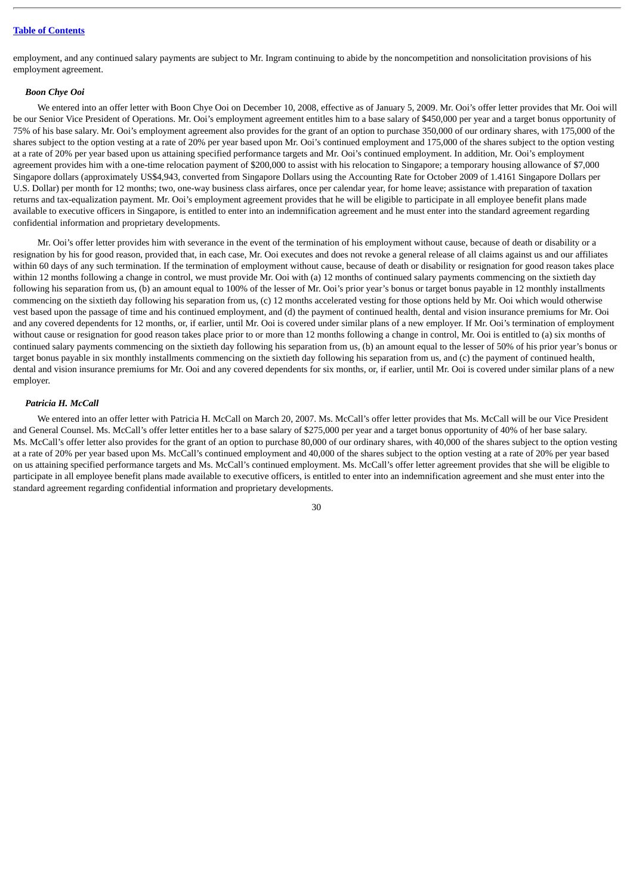employment, and any continued salary payments are subject to Mr. Ingram continuing to abide by the noncompetition and nonsolicitation provisions of his employment agreement.

***Boon Chye Ooi***

We entered into an offer letter with Boon Chye Ooi on December 10, 2008, effective as of January 5, 2009. Mr. Ooi's offer letter provides that Mr. Ooi will be our Senior Vice President of Operations. Mr. Ooi's employment agreement entitles him to a base salary of $450,000 per year and a target bonus opportunity of 75% of his base salary. Mr. Ooi's employment agreement also provides for the grant of an option to purchase 350,000 of our ordinary shares, with 175,000 of the shares subject to the option vesting at a rate of 20% per year based upon Mr. Ooi's continued employment and 175,000 of the shares subject to the option vesting at a rate of 20% per year based upon us attaining specified performance targets and Mr. Ooi's continued employment. In addition, Mr. Ooi's employment agreement provides him with a one-time relocation payment of $200,000 to assist with his relocation to Singapore; a temporary housing allowance of $7,000 Singapore dollars (approximately US$4,943, converted from Singapore Dollars using the Accounting Rate for October 2009 of 1.4161 Singapore Dollars per U.S. Dollar) per month for 12 months; two, one-way business class airfares, once per calendar year, for home leave; assistance with preparation of taxation returns and tax-equalization payment. Mr. Ooi's employment agreement provides that he will be eligible to participate in all employee benefit plans made available to executive officers in Singapore, is entitled to enter into an indemnification agreement and he must enter into the standard agreement regarding confidential information and proprietary developments.

Mr. Ooi's offer letter provides him with severance in the event of the termination of his employment without cause, because of death or disability or a resignation by his for good reason, provided that, in each case, Mr. Ooi executes and does not revoke a general release of all claims against us and our affiliates within 60 days of any such termination. If the termination of employment without cause, because of death or disability or resignation for good reason takes place within 12 months following a change in control, we must provide Mr. Ooi with (a) 12 months of continued salary payments commencing on the sixtieth day following his separation from us, (b) an amount equal to 100% of the lesser of Mr. Ooi's prior year's bonus or target bonus payable in 12 monthly installments commencing on the sixtieth day following his separation from us, (c) 12 months accelerated vesting for those options held by Mr. Ooi which would otherwise vest based upon the passage of time and his continued employment, and (d) the payment of continued health, dental and vision insurance premiums for Mr. Ooi and any covered dependents for 12 months, or, if earlier, until Mr. Ooi is covered under similar plans of a new employer. If Mr. Ooi's termination of employment without cause or resignation for good reason takes place prior to or more than 12 months following a change in control, Mr. Ooi is entitled to (a) six months of continued salary payments commencing on the sixtieth day following his separation from us, (b) an amount equal to the lesser of 50% of his prior year's bonus or target bonus payable in six monthly installments commencing on the sixtieth day following his separation from us, and (c) the payment of continued health, dental and vision insurance premiums for Mr. Ooi and any covered dependents for six months, or, if earlier, until Mr. Ooi is covered under similar plans of a new employer.

***Patricia H. McCall***

We entered into an offer letter with Patricia H. McCall on March 20, 2007. Ms. McCall's offer letter provides that Ms. McCall will be our Vice President and General Counsel. Ms. McCall's offer letter entitles her to a base salary of $275,000 per year and a target bonus opportunity of 40% of her base salary. Ms. McCall's offer letter also provides for the grant of an option to purchase 80,000 of our ordinary shares, with 40,000 of the shares subject to the option vesting at a rate of 20% per year based upon Ms. McCall's continued employment and 40,000 of the shares subject to the option vesting at a rate of 20% per year based on us attaining specified performance targets and Ms. McCall's continued employment. Ms. McCall's offer letter agreement provides that she will be eligible to participate in all employee benefit plans made available to executive officers, is entitled to enter into an indemnification agreement and she must enter into the standard agreement regarding confidential information and proprietary developments.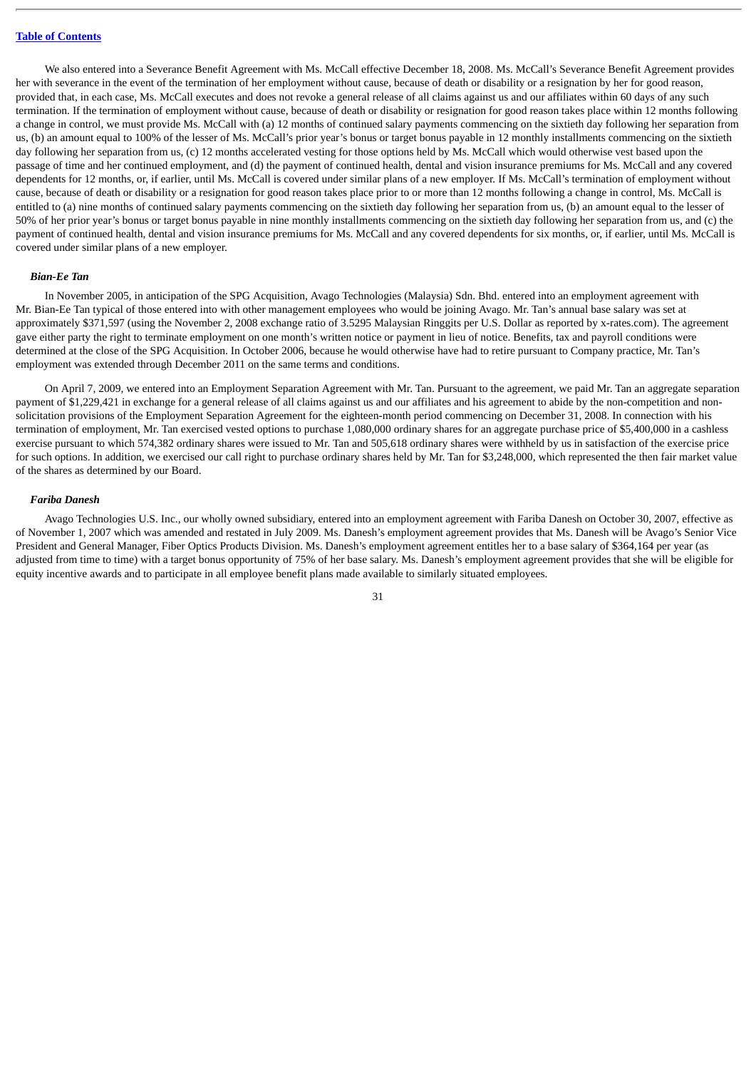We also entered into a Severance Benefit Agreement with Ms. McCall effective December 18, 2008. Ms. McCall's Severance Benefit Agreement provides her with severance in the event of the termination of her employment without cause, because of death or disability or a resignation by her for good reason, provided that, in each case, Ms. McCall executes and does not revoke a general release of all claims against us and our affiliates within 60 days of any such termination. If the termination of employment without cause, because of death or disability or resignation for good reason takes place within 12 months following a change in control, we must provide Ms. McCall with (a) 12 months of continued salary payments commencing on the sixtieth day following her separation from us, (b) an amount equal to 100% of the lesser of Ms. McCall's prior year's bonus or target bonus payable in 12 monthly installments commencing on the sixtieth day following her separation from us, (c) 12 months accelerated vesting for those options held by Ms. McCall which would otherwise vest based upon the passage of time and her continued employment, and (d) the payment of continued health, dental and vision insurance premiums for Ms. McCall and any covered dependents for 12 months, or, if earlier, until Ms. McCall is covered under similar plans of a new employer. If Ms. McCall's termination of employment without cause, because of death or disability or a resignation for good reason takes place prior to or more than 12 months following a change in control, Ms. McCall is entitled to (a) nine months of continued salary payments commencing on the sixtieth day following her separation from us, (b) an amount equal to the lesser of 50% of her prior year's bonus or target bonus payable in nine monthly installments commencing on the sixtieth day following her separation from us, and (c) the payment of continued health, dental and vision insurance premiums for Ms. McCall and any covered dependents for six months, or, if earlier, until Ms. McCall is covered under similar plans of a new employer.

***Bian-Ee Tan***

In November 2005, in anticipation of the SPG Acquisition, Avago Technologies (Malaysia) Sdn. Bhd. entered into an employment agreement with Mr. Bian-Ee Tan typical of those entered into with other management employees who would be joining Avago. Mr. Tan's annual base salary was set at approximately $371,597 (using the November 2, 2008 exchange ratio of 3.5295 Malaysian Ringgits per U.S. Dollar as reported by x-rates.com). The agreement gave either party the right to terminate employment on one month's written notice or payment in lieu of notice. Benefits, tax and payroll conditions were determined at the close of the SPG Acquisition. In October 2006, because he would otherwise have had to retire pursuant to Company practice, Mr. Tan's employment was extended through December 2011 on the same terms and conditions.

On April 7, 2009, we entered into an Employment Separation Agreement with Mr. Tan. Pursuant to the agreement, we paid Mr. Tan an aggregate separation payment of $1,229,421 in exchange for a general release of all claims against us and our affiliates and his agreement to abide by the non-competition and non-solicitation provisions of the Employment Separation Agreement for the eighteen-month period commencing on December 31, 2008. In connection with his termination of employment, Mr. Tan exercised vested options to purchase 1,080,000 ordinary shares for an aggregate purchase price of $5,400,000 in a cashless exercise pursuant to which 574,382 ordinary shares were issued to Mr. Tan and 505,618 ordinary shares were withheld by us in satisfaction of the exercise price for such options. In addition, we exercised our call right to purchase ordinary shares held by Mr. Tan for $3,248,000, which represented the then fair market value of the shares as determined by our Board.

***Fariba Danesh***

Avago Technologies U.S. Inc., our wholly owned subsidiary, entered into an employment agreement with Fariba Danesh on October 30, 2007, effective as of November 1, 2007 which was amended and restated in July 2009. Ms. Danesh's employment agreement provides that Ms. Danesh will be Avago's Senior Vice President and General Manager, Fiber Optics Products Division. Ms. Danesh's employment agreement entitles her to a base salary of $364,164 per year (as adjusted from time to time) with a target bonus opportunity of 75% of her base salary. Ms. Danesh's employment agreement provides that she will be eligible for equity incentive awards and to participate in all employee benefit plans made available to similarly situated employees.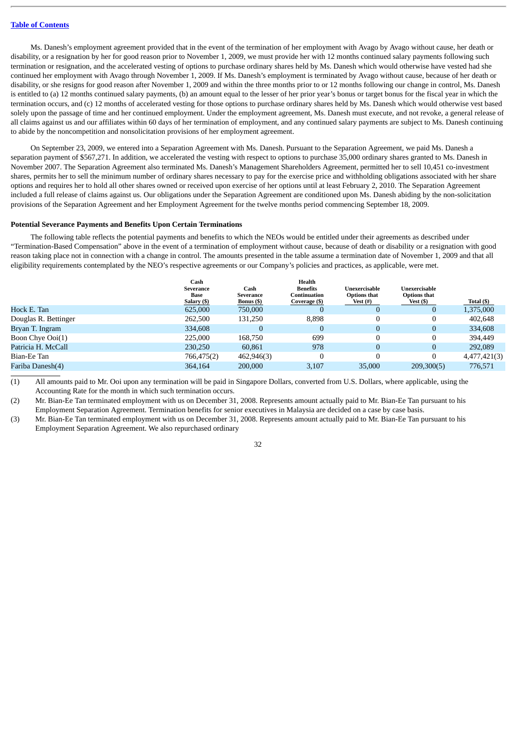Ms. Danesh's employment agreement provided that in the event of the termination of her employment with Avago by Avago without cause, her death or disability, or a resignation by her for good reason prior to November 1, 2009, we must provide her with 12 months continued salary payments following such termination or resignation, and the accelerated vesting of options to purchase ordinary shares held by Ms. Danesh which would otherwise have vested had she continued her employment with Avago through November 1, 2009. If Ms. Danesh's employment is terminated by Avago without cause, because of her death or disability, or she resigns for good reason after November 1, 2009 and within the three months prior to or 12 months following our change in control, Ms. Danesh is entitled to (a) 12 months continued salary payments, (b) an amount equal to the lesser of her prior year's bonus or target bonus for the fiscal year in which the termination occurs, and (c) 12 months of accelerated vesting for those options to purchase ordinary shares held by Ms. Danesh which would otherwise vest based solely upon the passage of time and her continued employment. Under the employment agreement, Ms. Danesh must execute, and not revoke, a general release of all claims against us and our affiliates within 60 days of her termination of employment, and any continued salary payments are subject to Ms. Danesh continuing to abide by the noncompetition and nonsolicitation provisions of her employment agreement.

On September 23, 2009, we entered into a Separation Agreement with Ms. Danesh. Pursuant to the Separation Agreement, we paid Ms. Danesh a separation payment of $567,271. In addition, we accelerated the vesting with respect to options to purchase 35,000 ordinary shares granted to Ms. Danesh in November 2007. The Separation Agreement also terminated Ms. Danesh's Management Shareholders Agreement, permitted her to sell 10,451 co-investment shares, permits her to sell the minimum number of ordinary shares necessary to pay for the exercise price and withholding obligations associated with her share options and requires her to hold all other shares owned or received upon exercise of her options until at least February 2, 2010. The Separation Agreement included a full release of claims against us. Our obligations under the Separation Agreement are conditioned upon Ms. Danesh abiding by the non-solicitation provisions of the Separation Agreement and her Employment Agreement for the twelve months period commencing September 18, 2009.

**Potential Severance Payments and Benefits Upon Certain Terminations**

The following table reflects the potential payments and benefits to which the NEOs would be entitled under their agreements as described under "Termination-Based Compensation" above in the event of a termination of employment without cause, because of death or disability or a resignation with good reason taking place not in connection with a change in control. The amounts presented in the table assume a termination date of November 1, 2009 and that all eligibility requirements contemplated by the NEO's respective agreements or our Company's policies and practices, as applicable, were met.

| | Cash Severance Base Salary ($) | Cash Severance Bonus ($) | Health Benefits Continuation Coverage ($) | Unexercisable Options that Vest (#) | Unexercisable Options that Vest ($) | Total ($) |
|---|---|---|---|---|---|---|
| Hock E. Tan | 625,000 | 750,000 | 0 | 0 | 0 | 1,375,000 |
| Douglas R. Bettinger | 262,500 | 131,250 | 8,898 | 0 | 0 | 402,648 |
| Bryan T. Ingram | 334,608 | 0 | 0 | 0 | 0 | 334,608 |
| Boon Chye Ooi(1) | 225,000 | 168,750 | 699 | 0 | 0 | 394,449 |
| Patricia H. McCall | 230,250 | 60,861 | 978 | 0 | 0 | 292,089 |
| Bian-Ee Tan | 766,475(2) | 462,946(3) | 0 | 0 | 0 | 4,477,421(3) |
| Fariba Danesh(4) | 364,164 | 200,000 | 3,107 | 35,000 | 209,300(5) | 776,571 |

(1) All amounts paid to Mr. Ooi upon any termination will be paid in Singapore Dollars, converted from U.S. Dollars, where applicable, using the Accounting Rate for the month in which such termination occurs.

(2) Mr. Bian-Ee Tan terminated employment with us on December 31, 2008. Represents amount actually paid to Mr. Bian-Ee Tan pursuant to his Employment Separation Agreement. Termination benefits for senior executives in Malaysia are decided on a case by case basis.

(3) Mr. Bian-Ee Tan terminated employment with us on December 31, 2008. Represents amount actually paid to Mr. Bian-Ee Tan pursuant to his Employment Separation Agreement. We also repurchased ordinary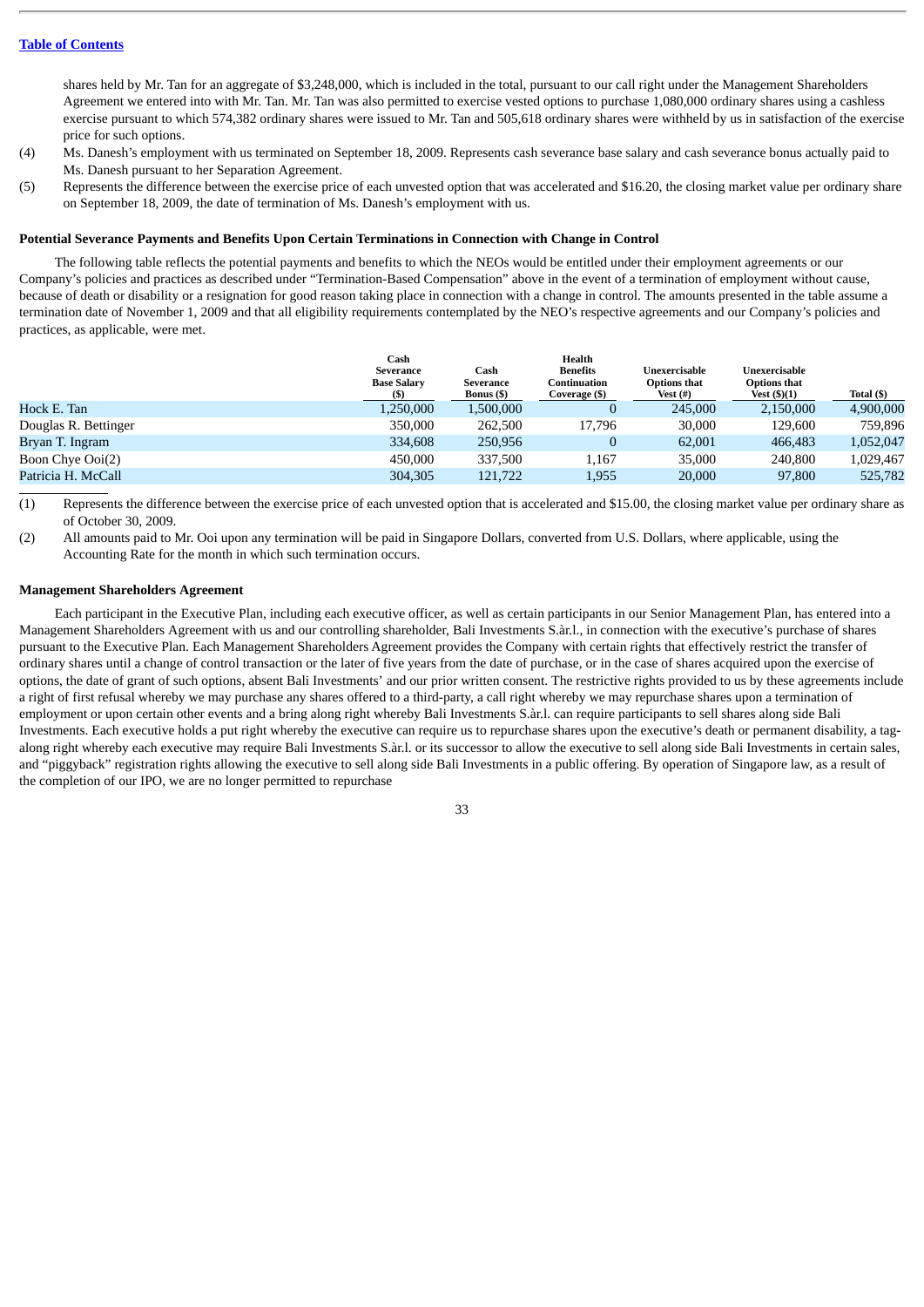shares held by Mr. Tan for an aggregate of $3,248,000, which is included in the total, pursuant to our call right under the Management Shareholders Agreement we entered into with Mr. Tan. Mr. Tan was also permitted to exercise vested options to purchase 1,080,000 ordinary shares using a cashless exercise pursuant to which 574,382 ordinary shares were issued to Mr. Tan and 505,618 ordinary shares were withheld by us in satisfaction of the exercise price for such options.

(4) Ms. Danesh's employment with us terminated on September 18, 2009. Represents cash severance base salary and cash severance bonus actually paid to Ms. Danesh pursuant to her Separation Agreement.

(5) Represents the difference between the exercise price of each unvested option that was accelerated and $16.20, the closing market value per ordinary share on September 18, 2009, the date of termination of Ms. Danesh's employment with us.

**Potential Severance Payments and Benefits Upon Certain Terminations in Connection with Change in Control**

The following table reflects the potential payments and benefits to which the NEOs would be entitled under their employment agreements or our Company's policies and practices as described under "Termination-Based Compensation" above in the event of a termination of employment without cause, because of death or disability or a resignation for good reason taking place in connection with a change in control. The amounts presented in the table assume a termination date of November 1, 2009 and that all eligibility requirements contemplated by the NEO's respective agreements and our Company's policies and practices, as applicable, were met.

| | Cash Severance Base Salary ($) | Cash Severance Bonus ($) | Health Benefits Continuation Coverage ($) | Unexercisable Options that Vest (#) | Unexercisable Options that Vest ($)(1) | Total ($) |
|---|---|---|---|---|---|---|
| Hock E. Tan | 1,250,000 | 1,500,000 | 0 | 245,000 | 2,150,000 | 4,900,000 |
| Douglas R. Bettinger | 350,000 | 262,500 | 17,796 | 30,000 | 129,600 | 759,896 |
| Bryan T. Ingram | 334,608 | 250,956 | 0 | 62,001 | 466,483 | 1,052,047 |
| Boon Chye Ooi(2) | 450,000 | 337,500 | 1,167 | 35,000 | 240,800 | 1,029,467 |
| Patricia H. McCall | 304,305 | 121,722 | 1,955 | 20,000 | 97,800 | 525,782 |

(1) Represents the difference between the exercise price of each unvested option that is accelerated and $15.00, the closing market value per ordinary share as of October 30, 2009.

(2) All amounts paid to Mr. Ooi upon any termination will be paid in Singapore Dollars, converted from U.S. Dollars, where applicable, using the Accounting Rate for the month in which such termination occurs.

**Management Shareholders Agreement**

Each participant in the Executive Plan, including each executive officer, as well as certain participants in our Senior Management Plan, has entered into a Management Shareholders Agreement with us and our controlling shareholder, Bali Investments S.àr.l., in connection with the executive's purchase of shares pursuant to the Executive Plan. Each Management Shareholders Agreement provides the Company with certain rights that effectively restrict the transfer of ordinary shares until a change of control transaction or the later of five years from the date of purchase, or in the case of shares acquired upon the exercise of options, the date of grant of such options, absent Bali Investments' and our prior written consent. The restrictive rights provided to us by these agreements include a right of first refusal whereby we may purchase any shares offered to a third-party, a call right whereby we may repurchase shares upon a termination of employment or upon certain other events and a bring along right whereby Bali Investments S.àr.l. can require participants to sell shares along side Bali Investments. Each executive holds a put right whereby the executive can require us to repurchase shares upon the executive's death or permanent disability, a tag-along right whereby each executive may require Bali Investments S.àr.l. or its successor to allow the executive to sell along side Bali Investments in certain sales, and "piggyback" registration rights allowing the executive to sell along side Bali Investments in a public offering. By operation of Singapore law, as a result of the completion of our IPO, we are no longer permitted to repurchase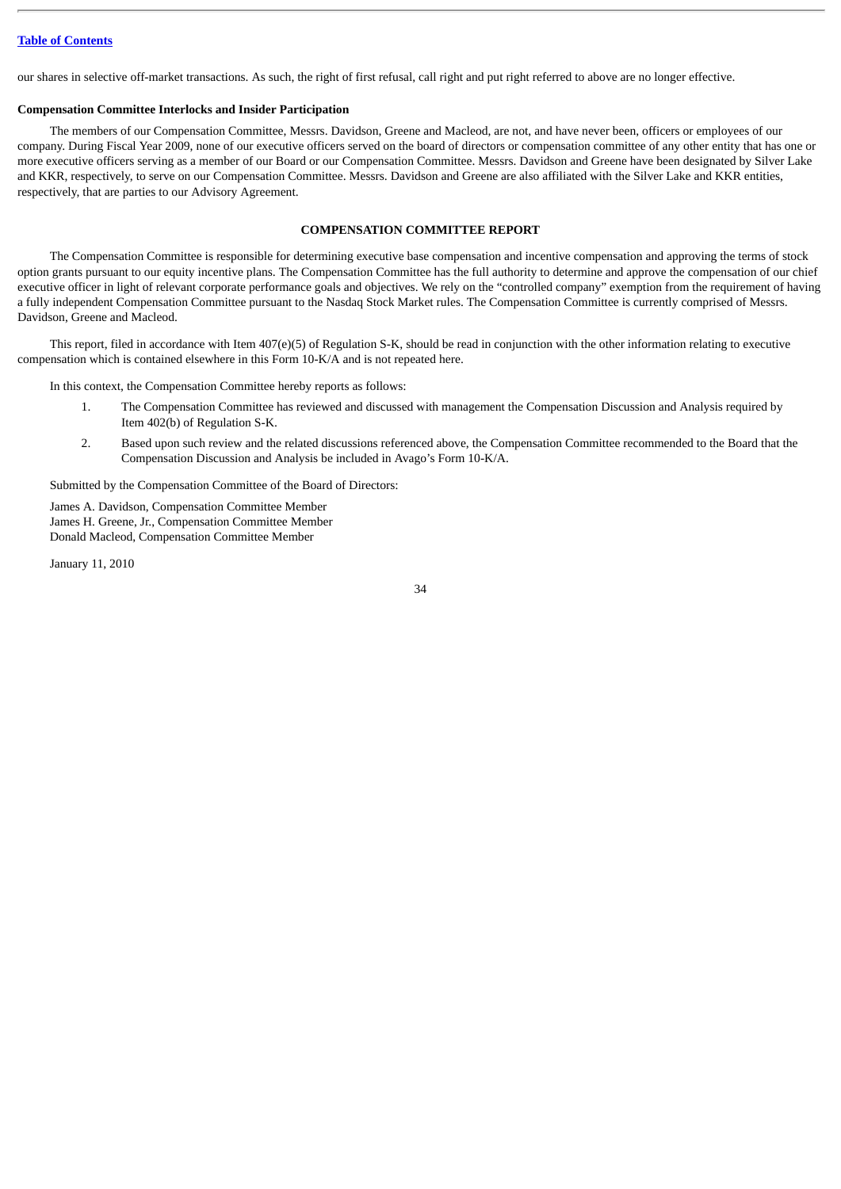our shares in selective off-market transactions. As such, the right of first refusal, call right and put right referred to above are no longer effective.

**Compensation Committee Interlocks and Insider Participation**

The members of our Compensation Committee, Messrs. Davidson, Greene and Macleod, are not, and have never been, officers or employees of our company. During Fiscal Year 2009, none of our executive officers served on the board of directors or compensation committee of any other entity that has one or more executive officers serving as a member of our Board or our Compensation Committee. Messrs. Davidson and Greene have been designated by Silver Lake and KKR, respectively, to serve on our Compensation Committee. Messrs. Davidson and Greene are also affiliated with the Silver Lake and KKR entities, respectively, that are parties to our Advisory Agreement.

## COMPENSATION COMMITTEE REPORT

The Compensation Committee is responsible for determining executive base compensation and incentive compensation and approving the terms of stock option grants pursuant to our equity incentive plans. The Compensation Committee has the full authority to determine and approve the compensation of our chief executive officer in light of relevant corporate performance goals and objectives. We rely on the "controlled company" exemption from the requirement of having a fully independent Compensation Committee pursuant to the Nasdaq Stock Market rules. The Compensation Committee is currently comprised of Messrs. Davidson, Greene and Macleod.

This report, filed in accordance with Item 407(e)(5) of Regulation S-K, should be read in conjunction with the other information relating to executive compensation which is contained elsewhere in this Form 10-K/A and is not repeated here.

In this context, the Compensation Committee hereby reports as follows:

1. The Compensation Committee has reviewed and discussed with management the Compensation Discussion and Analysis required by Item 402(b) of Regulation S-K.
2. Based upon such review and the related discussions referenced above, the Compensation Committee recommended to the Board that the Compensation Discussion and Analysis be included in Avago's Form 10-K/A.

Submitted by the Compensation Committee of the Board of Directors:

James A. Davidson, Compensation Committee Member
James H. Greene, Jr., Compensation Committee Member
Donald Macleod, Compensation Committee Member

January 11, 2010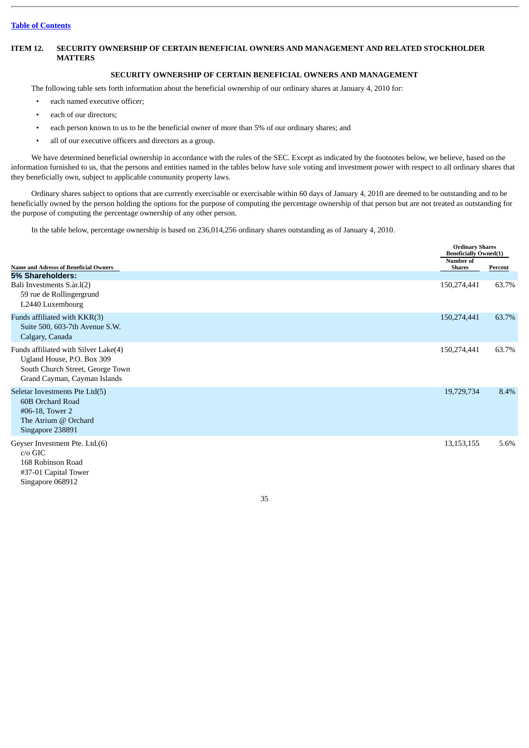[Table of Contents](#)

## ITEM 12. SECURITY OWNERSHIP OF CERTAIN BENEFICIAL OWNERS AND MANAGEMENT AND RELATED STOCKHOLDER MATTERS

### SECURITY OWNERSHIP OF CERTAIN BENEFICIAL OWNERS AND MANAGEMENT

The following table sets forth information about the beneficial ownership of our ordinary shares at January 4, 2010 for:

- each named executive officer;
- each of our directors;
- each person known to us to be the beneficial owner of more than 5% of our ordinary shares; and
- all of our executive officers and directors as a group.

We have determined beneficial ownership in accordance with the rules of the SEC. Except as indicated by the footnotes below, we believe, based on the information furnished to us, that the persons and entities named in the tables below have sole voting and investment power with respect to all ordinary shares that they beneficially own, subject to applicable community property laws.

Ordinary shares subject to options that are currently exercisable or exercisable within 60 days of January 4, 2010 are deemed to be outstanding and to be beneficially owned by the person holding the options for the purpose of computing the percentage ownership of that person but are not treated as outstanding for the purpose of computing the percentage ownership of any other person.

In the table below, percentage ownership is based on 236,014,256 ordinary shares outstanding as of January 4, 2010.

| Name and Adresss of Beneficial Owners | Ordinary Shares Beneficially Owned(1) | |
|---|---|---|
| | Number of Shares | Percent |
| **5% Shareholders:** | | |
| Bali Investments S.àr.l(2)<br>59 rue de Rollingergrund<br>L2440 Luxembourg | 150,274,441 | 63.7% |
| Funds affiliated with KKR(3)<br>Suite 500, 603-7th Avenue S.W.<br>Calgary, Canada | 150,274,441 | 63.7% |
| Funds affiliated with Silver Lake(4)<br>Ugland House, P.O. Box 309<br>South Church Street, George Town<br>Grand Cayman, Cayman Islands | 150,274,441 | 63.7% |
| Seletar Investments Pte Ltd(5)<br>60B Orchard Road<br>#06-18, Tower 2<br>The Atrium @ Orchard<br>Singapore 238891 | 19,729,734 | 8.4% |
| Geyser Investment Pte. Ltd.(6)<br>c/o GIC<br>168 Robinson Road<br>#37-01 Capital Tower<br>Singapore 068912 | 13,153,155 | 5.6% |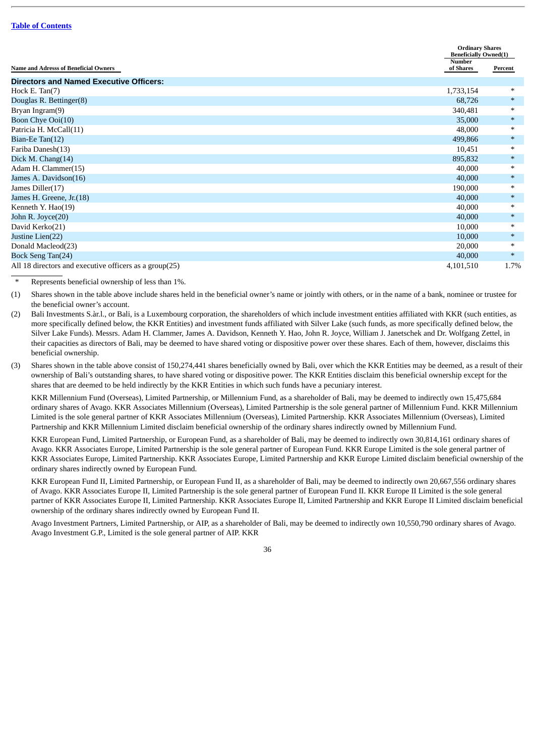| Name and Adresss of Beneficial Owners | Ordinary Shares Beneficially Owned(1) | |
|---|---|---|
| | Number of Shares | Percent |
| **Directors and Named Executive Officers:** | | |
| Hock E. Tan(7) | 1,733,154 | * |
| Douglas R. Bettinger(8) | 68,726 | * |
| Bryan Ingram(9) | 340,481 | * |
| Boon Chye Ooi(10) | 35,000 | * |
| Patricia H. McCall(11) | 48,000 | * |
| Bian-Ee Tan(12) | 499,866 | * |
| Fariba Danesh(13) | 10,451 | * |
| Dick M. Chang(14) | 895,832 | * |
| Adam H. Clammer(15) | 40,000 | * |
| James A. Davidson(16) | 40,000 | * |
| James Diller(17) | 190,000 | * |
| James H. Greene, Jr.(18) | 40,000 | * |
| Kenneth Y. Hao(19) | 40,000 | * |
| John R. Joyce(20) | 40,000 | * |
| David Kerko(21) | 10,000 | * |
| Justine Lien(22) | 10,000 | * |
| Donald Macleod(23) | 20,000 | * |
| Bock Seng Tan(24) | 40,000 | * |
| All 18 directors and executive officers as a group(25) | 4,101,510 | 1.7% |

\* Represents beneficial ownership of less than 1%.

(1) Shares shown in the table above include shares held in the beneficial owner's name or jointly with others, or in the name of a bank, nominee or trustee for the beneficial owner's account.

(2) Bali Investments S.àr.l., or Bali, is a Luxembourg corporation, the shareholders of which include investment entities affiliated with KKR (such entities, as more specifically defined below, the KKR Entities) and investment funds affiliated with Silver Lake (such funds, as more specifically defined below, the Silver Lake Funds). Messrs. Adam H. Clammer, James A. Davidson, Kenneth Y. Hao, John R. Joyce, William J. Janetschek and Dr. Wolfgang Zettel, in their capacities as directors of Bali, may be deemed to have shared voting or dispositive power over these shares. Each of them, however, disclaims this beneficial ownership.

(3) Shares shown in the table above consist of 150,274,441 shares beneficially owned by Bali, over which the KKR Entities may be deemed, as a result of their ownership of Bali's outstanding shares, to have shared voting or dispositive power. The KKR Entities disclaim this beneficial ownership except for the shares that are deemed to be held indirectly by the KKR Entities in which such funds have a pecuniary interest.

KKR Millennium Fund (Overseas), Limited Partnership, or Millennium Fund, as a shareholder of Bali, may be deemed to indirectly own 15,475,684 ordinary shares of Avago. KKR Associates Millennium (Overseas), Limited Partnership is the sole general partner of Millennium Fund. KKR Millennium Limited is the sole general partner of KKR Associates Millennium (Overseas), Limited Partnership. KKR Associates Millennium (Overseas), Limited Partnership and KKR Millennium Limited disclaim beneficial ownership of the ordinary shares indirectly owned by Millennium Fund.

KKR European Fund, Limited Partnership, or European Fund, as a shareholder of Bali, may be deemed to indirectly own 30,814,161 ordinary shares of Avago. KKR Associates Europe, Limited Partnership is the sole general partner of European Fund. KKR Europe Limited is the sole general partner of KKR Associates Europe, Limited Partnership. KKR Associates Europe, Limited Partnership and KKR Europe Limited disclaim beneficial ownership of the ordinary shares indirectly owned by European Fund.

KKR European Fund II, Limited Partnership, or European Fund II, as a shareholder of Bali, may be deemed to indirectly own 20,667,556 ordinary shares of Avago. KKR Associates Europe II, Limited Partnership is the sole general partner of European Fund II. KKR Europe II Limited is the sole general partner of KKR Associates Europe II, Limited Partnership. KKR Associates Europe II, Limited Partnership and KKR Europe II Limited disclaim beneficial ownership of the ordinary shares indirectly owned by European Fund II.

Avago Investment Partners, Limited Partnership, or AIP, as a shareholder of Bali, may be deemed to indirectly own 10,550,790 ordinary shares of Avago. Avago Investment G.P., Limited is the sole general partner of AIP. KKR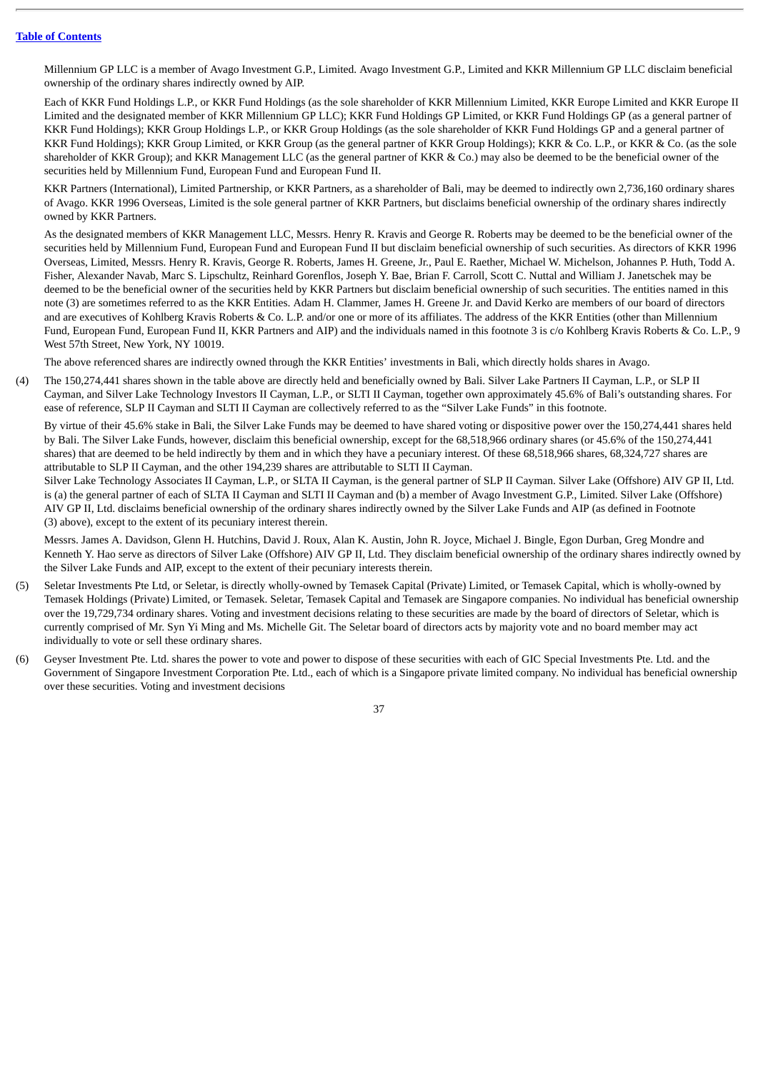Millennium GP LLC is a member of Avago Investment G.P., Limited. Avago Investment G.P., Limited and KKR Millennium GP LLC disclaim beneficial ownership of the ordinary shares indirectly owned by AIP.

Each of KKR Fund Holdings L.P., or KKR Fund Holdings (as the sole shareholder of KKR Millennium Limited, KKR Europe Limited and KKR Europe II Limited and the designated member of KKR Millennium GP LLC); KKR Fund Holdings GP Limited, or KKR Fund Holdings GP (as a general partner of KKR Fund Holdings); KKR Group Holdings L.P., or KKR Group Holdings (as the sole shareholder of KKR Fund Holdings GP and a general partner of KKR Fund Holdings); KKR Group Limited, or KKR Group (as the general partner of KKR Group Holdings); KKR & Co. L.P., or KKR & Co. (as the sole shareholder of KKR Group); and KKR Management LLC (as the general partner of KKR & Co.) may also be deemed to be the beneficial owner of the securities held by Millennium Fund, European Fund and European Fund II.

KKR Partners (International), Limited Partnership, or KKR Partners, as a shareholder of Bali, may be deemed to indirectly own 2,736,160 ordinary shares of Avago. KKR 1996 Overseas, Limited is the sole general partner of KKR Partners, but disclaims beneficial ownership of the ordinary shares indirectly owned by KKR Partners.

As the designated members of KKR Management LLC, Messrs. Henry R. Kravis and George R. Roberts may be deemed to be the beneficial owner of the securities held by Millennium Fund, European Fund and European Fund II but disclaim beneficial ownership of such securities. As directors of KKR 1996 Overseas, Limited, Messrs. Henry R. Kravis, George R. Roberts, James H. Greene, Jr., Paul E. Raether, Michael W. Michelson, Johannes P. Huth, Todd A. Fisher, Alexander Navab, Marc S. Lipschultz, Reinhard Gorenflos, Joseph Y. Bae, Brian F. Carroll, Scott C. Nuttal and William J. Janetschek may be deemed to be the beneficial owner of the securities held by KKR Partners but disclaim beneficial ownership of such securities. The entities named in this note (3) are sometimes referred to as the KKR Entities. Adam H. Clammer, James H. Greene Jr. and David Kerko are members of our board of directors and are executives of Kohlberg Kravis Roberts & Co. L.P. and/or one or more of its affiliates. The address of the KKR Entities (other than Millennium Fund, European Fund, European Fund II, KKR Partners and AIP) and the individuals named in this footnote 3 is c/o Kohlberg Kravis Roberts & Co. L.P., 9 West 57th Street, New York, NY 10019.

The above referenced shares are indirectly owned through the KKR Entities' investments in Bali, which directly holds shares in Avago.

(4) The 150,274,441 shares shown in the table above are directly held and beneficially owned by Bali. Silver Lake Partners II Cayman, L.P., or SLP II Cayman, and Silver Lake Technology Investors II Cayman, L.P., or SLTI II Cayman, together own approximately 45.6% of Bali's outstanding shares. For ease of reference, SLP II Cayman and SLTI II Cayman are collectively referred to as the "Silver Lake Funds" in this footnote.

By virtue of their 45.6% stake in Bali, the Silver Lake Funds may be deemed to have shared voting or dispositive power over the 150,274,441 shares held by Bali. The Silver Lake Funds, however, disclaim this beneficial ownership, except for the 68,518,966 ordinary shares (or 45.6% of the 150,274,441 shares) that are deemed to be held indirectly by them and in which they have a pecuniary interest. Of these 68,518,966 shares, 68,324,727 shares are attributable to SLP II Cayman, and the other 194,239 shares are attributable to SLTI II Cayman.

Silver Lake Technology Associates II Cayman, L.P., or SLTA II Cayman, is the general partner of SLP II Cayman. Silver Lake (Offshore) AIV GP II, Ltd. is (a) the general partner of each of SLTA II Cayman and SLTI II Cayman and (b) a member of Avago Investment G.P., Limited. Silver Lake (Offshore) AIV GP II, Ltd. disclaims beneficial ownership of the ordinary shares indirectly owned by the Silver Lake Funds and AIP (as defined in Footnote (3) above), except to the extent of its pecuniary interest therein.

Messrs. James A. Davidson, Glenn H. Hutchins, David J. Roux, Alan K. Austin, John R. Joyce, Michael J. Bingle, Egon Durban, Greg Mondre and Kenneth Y. Hao serve as directors of Silver Lake (Offshore) AIV GP II, Ltd. They disclaim beneficial ownership of the ordinary shares indirectly owned by the Silver Lake Funds and AIP, except to the extent of their pecuniary interests therein.

(5) Seletar Investments Pte Ltd, or Seletar, is directly wholly-owned by Temasek Capital (Private) Limited, or Temasek Capital, which is wholly-owned by Temasek Holdings (Private) Limited, or Temasek. Seletar, Temasek Capital and Temasek are Singapore companies. No individual has beneficial ownership over the 19,729,734 ordinary shares. Voting and investment decisions relating to these securities are made by the board of directors of Seletar, which is currently comprised of Mr. Syn Yi Ming and Ms. Michelle Git. The Seletar board of directors acts by majority vote and no board member may act individually to vote or sell these ordinary shares.

(6) Geyser Investment Pte. Ltd. shares the power to vote and power to dispose of these securities with each of GIC Special Investments Pte. Ltd. and the Government of Singapore Investment Corporation Pte. Ltd., each of which is a Singapore private limited company. No individual has beneficial ownership over these securities. Voting and investment decisions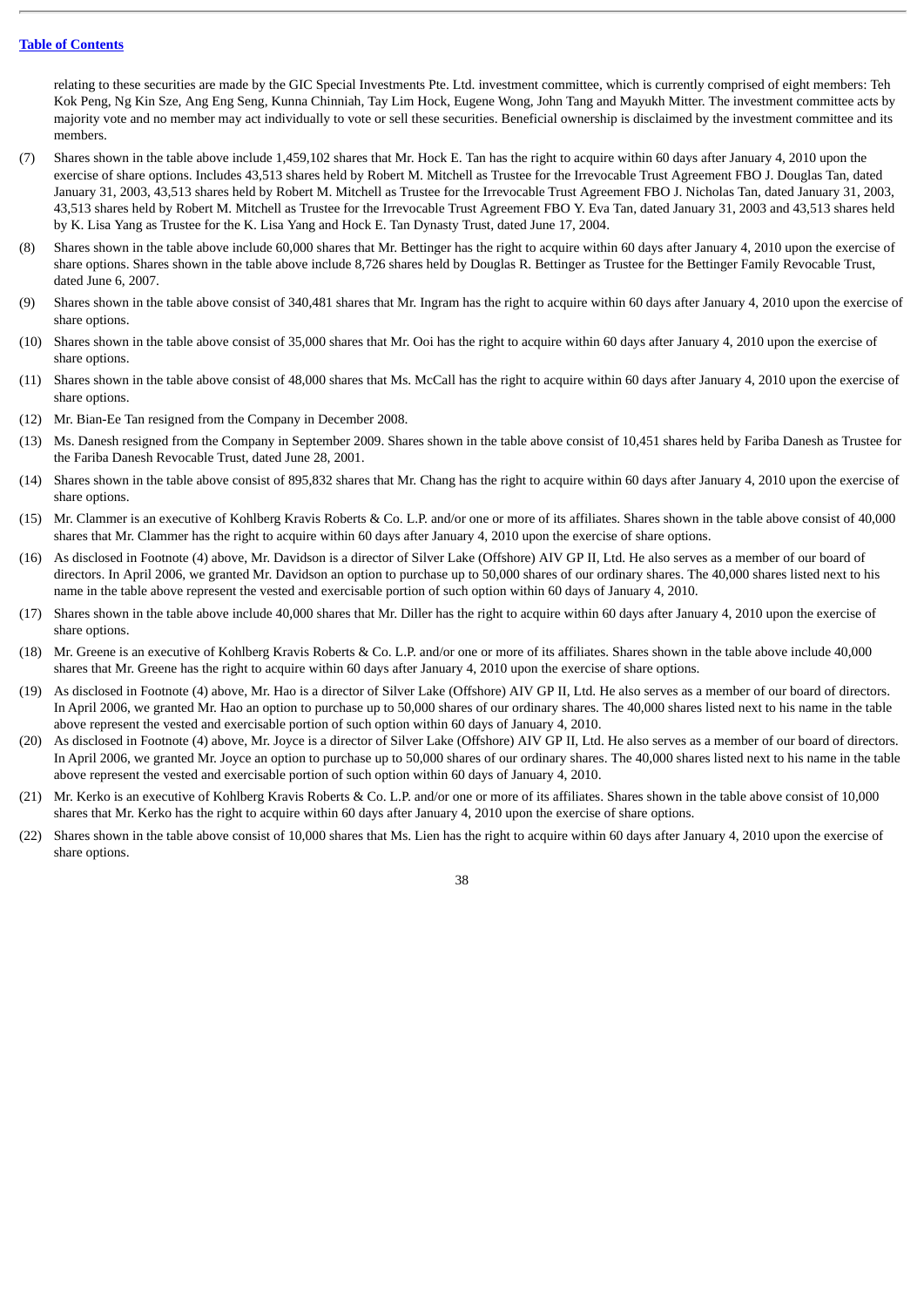relating to these securities are made by the GIC Special Investments Pte. Ltd. investment committee, which is currently comprised of eight members: Teh Kok Peng, Ng Kin Sze, Ang Eng Seng, Kunna Chinniah, Tay Lim Hock, Eugene Wong, John Tang and Mayukh Mitter. The investment committee acts by majority vote and no member may act individually to vote or sell these securities. Beneficial ownership is disclaimed by the investment committee and its members.

(7) Shares shown in the table above include 1,459,102 shares that Mr. Hock E. Tan has the right to acquire within 60 days after January 4, 2010 upon the exercise of share options. Includes 43,513 shares held by Robert M. Mitchell as Trustee for the Irrevocable Trust Agreement FBO J. Douglas Tan, dated January 31, 2003, 43,513 shares held by Robert M. Mitchell as Trustee for the Irrevocable Trust Agreement FBO J. Nicholas Tan, dated January 31, 2003, 43,513 shares held by Robert M. Mitchell as Trustee for the Irrevocable Trust Agreement FBO Y. Eva Tan, dated January 31, 2003 and 43,513 shares held by K. Lisa Yang as Trustee for the K. Lisa Yang and Hock E. Tan Dynasty Trust, dated June 17, 2004.

(8) Shares shown in the table above include 60,000 shares that Mr. Bettinger has the right to acquire within 60 days after January 4, 2010 upon the exercise of share options. Shares shown in the table above include 8,726 shares held by Douglas R. Bettinger as Trustee for the Bettinger Family Revocable Trust, dated June 6, 2007.

(9) Shares shown in the table above consist of 340,481 shares that Mr. Ingram has the right to acquire within 60 days after January 4, 2010 upon the exercise of share options.

(10) Shares shown in the table above consist of 35,000 shares that Mr. Ooi has the right to acquire within 60 days after January 4, 2010 upon the exercise of share options.

(11) Shares shown in the table above consist of 48,000 shares that Ms. McCall has the right to acquire within 60 days after January 4, 2010 upon the exercise of share options.

(12) Mr. Bian-Ee Tan resigned from the Company in December 2008.

(13) Ms. Danesh resigned from the Company in September 2009. Shares shown in the table above consist of 10,451 shares held by Fariba Danesh as Trustee for the Fariba Danesh Revocable Trust, dated June 28, 2001.

(14) Shares shown in the table above consist of 895,832 shares that Mr. Chang has the right to acquire within 60 days after January 4, 2010 upon the exercise of share options.

(15) Mr. Clammer is an executive of Kohlberg Kravis Roberts & Co. L.P. and/or one or more of its affiliates. Shares shown in the table above consist of 40,000 shares that Mr. Clammer has the right to acquire within 60 days after January 4, 2010 upon the exercise of share options.

(16) As disclosed in Footnote (4) above, Mr. Davidson is a director of Silver Lake (Offshore) AIV GP II, Ltd. He also serves as a member of our board of directors. In April 2006, we granted Mr. Davidson an option to purchase up to 50,000 shares of our ordinary shares. The 40,000 shares listed next to his name in the table above represent the vested and exercisable portion of such option within 60 days of January 4, 2010.

(17) Shares shown in the table above include 40,000 shares that Mr. Diller has the right to acquire within 60 days after January 4, 2010 upon the exercise of share options.

(18) Mr. Greene is an executive of Kohlberg Kravis Roberts & Co. L.P. and/or one or more of its affiliates. Shares shown in the table above include 40,000 shares that Mr. Greene has the right to acquire within 60 days after January 4, 2010 upon the exercise of share options.

(19) As disclosed in Footnote (4) above, Mr. Hao is a director of Silver Lake (Offshore) AIV GP II, Ltd. He also serves as a member of our board of directors. In April 2006, we granted Mr. Hao an option to purchase up to 50,000 shares of our ordinary shares. The 40,000 shares listed next to his name in the table above represent the vested and exercisable portion of such option within 60 days of January 4, 2010.

(20) As disclosed in Footnote (4) above, Mr. Joyce is a director of Silver Lake (Offshore) AIV GP II, Ltd. He also serves as a member of our board of directors. In April 2006, we granted Mr. Joyce an option to purchase up to 50,000 shares of our ordinary shares. The 40,000 shares listed next to his name in the table above represent the vested and exercisable portion of such option within 60 days of January 4, 2010.

(21) Mr. Kerko is an executive of Kohlberg Kravis Roberts & Co. L.P. and/or one or more of its affiliates. Shares shown in the table above consist of 10,000 shares that Mr. Kerko has the right to acquire within 60 days after January 4, 2010 upon the exercise of share options.

(22) Shares shown in the table above consist of 10,000 shares that Ms. Lien has the right to acquire within 60 days after January 4, 2010 upon the exercise of share options.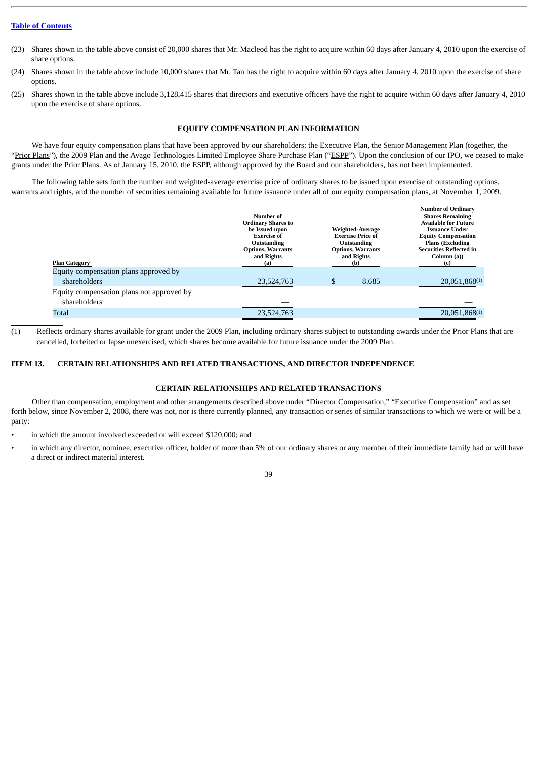(23) Shares shown in the table above consist of 20,000 shares that Mr. Macleod has the right to acquire within 60 days after January 4, 2010 upon the exercise of share options.

(24) Shares shown in the table above include 10,000 shares that Mr. Tan has the right to acquire within 60 days after January 4, 2010 upon the exercise of share options.

(25) Shares shown in the table above include 3,128,415 shares that directors and executive officers have the right to acquire within 60 days after January 4, 2010 upon the exercise of share options.

## EQUITY COMPENSATION PLAN INFORMATION

We have four equity compensation plans that have been approved by our shareholders: the Executive Plan, the Senior Management Plan (together, the "Prior Plans"), the 2009 Plan and the Avago Technologies Limited Employee Share Purchase Plan ("ESPP"). Upon the conclusion of our IPO, we ceased to make grants under the Prior Plans. As of January 15, 2010, the ESPP, although approved by the Board and our shareholders, has not been implemented.

The following table sets forth the number and weighted-average exercise price of ordinary shares to be issued upon exercise of outstanding options, warrants and rights, and the number of securities remaining available for future issuance under all of our equity compensation plans, at November 1, 2009.

| Plan Category | Number of Ordinary Shares to be Issued upon Exercise of Outstanding Options, Warrants and Rights (a) | Weighted-Average Exercise Price of Outstanding Options, Warrants and Rights (b) | Number of Ordinary Shares Remaining Available for Future Issuance Under Equity Compensation Plans (Excluding Securities Reflected in Column (a)) (c) |
|---|---|---|---|
| Equity compensation plans approved by shareholders | 23,524,763 | $ 8.685 | 20,051,868(1) |
| Equity compensation plans not approved by shareholders | — | | — |
| Total | 23,524,763 | | 20,051,868(1) |

(1) Reflects ordinary shares available for grant under the 2009 Plan, including ordinary shares subject to outstanding awards under the Prior Plans that are cancelled, forfeited or lapse unexercised, which shares become available for future issuance under the 2009 Plan.

## ITEM 13. CERTAIN RELATIONSHIPS AND RELATED TRANSACTIONS, AND DIRECTOR INDEPENDENCE

### CERTAIN RELATIONSHIPS AND RELATED TRANSACTIONS

Other than compensation, employment and other arrangements described above under "Director Compensation," "Executive Compensation" and as set forth below, since November 2, 2008, there was not, nor is there currently planned, any transaction or series of similar transactions to which we were or will be a party:

- in which the amount involved exceeded or will exceed $120,000; and
- in which any director, nominee, executive officer, holder of more than 5% of our ordinary shares or any member of their immediate family had or will have a direct or indirect material interest.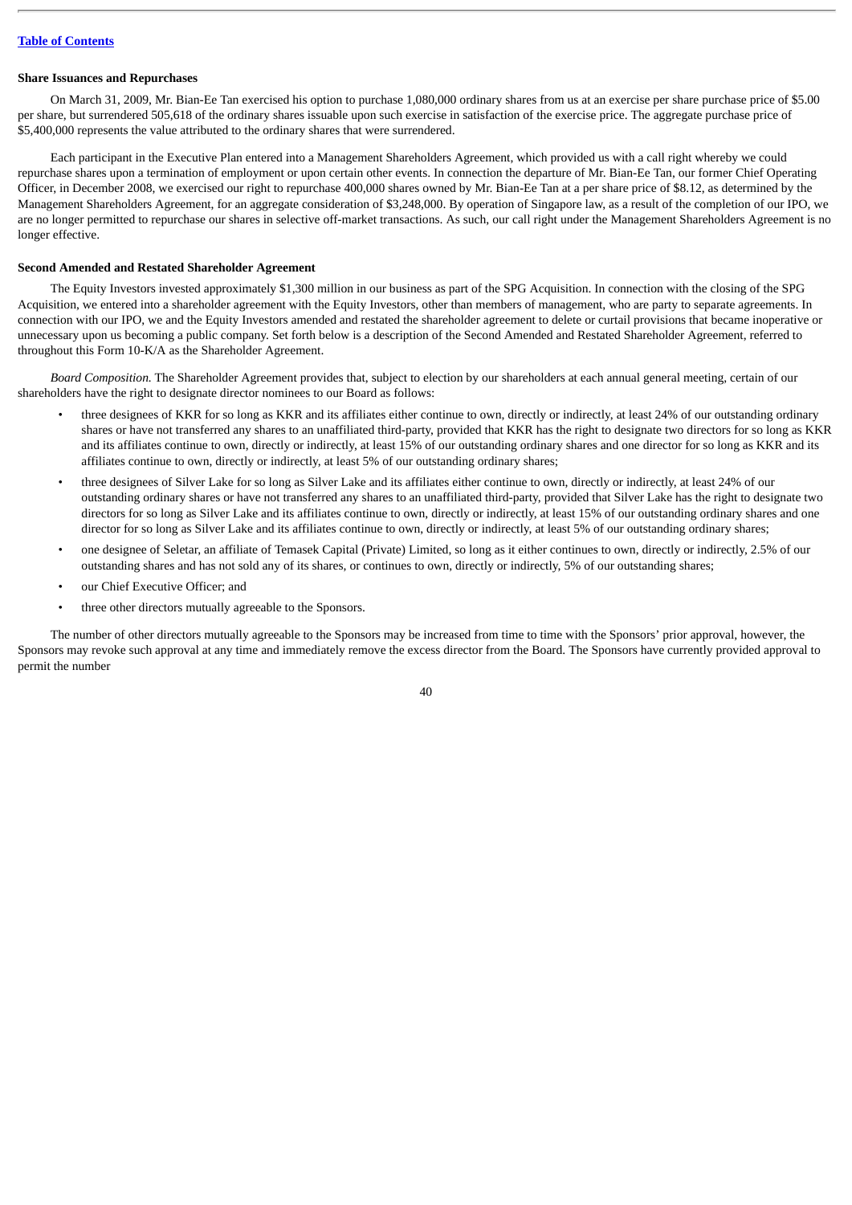**Share Issuances and Repurchases**

On March 31, 2009, Mr. Bian-Ee Tan exercised his option to purchase 1,080,000 ordinary shares from us at an exercise per share purchase price of $5.00 per share, but surrendered 505,618 of the ordinary shares issuable upon such exercise in satisfaction of the exercise price. The aggregate purchase price of $5,400,000 represents the value attributed to the ordinary shares that were surrendered.

Each participant in the Executive Plan entered into a Management Shareholders Agreement, which provided us with a call right whereby we could repurchase shares upon a termination of employment or upon certain other events. In connection the departure of Mr. Bian-Ee Tan, our former Chief Operating Officer, in December 2008, we exercised our right to repurchase 400,000 shares owned by Mr. Bian-Ee Tan at a per share price of $8.12, as determined by the Management Shareholders Agreement, for an aggregate consideration of $3,248,000. By operation of Singapore law, as a result of the completion of our IPO, we are no longer permitted to repurchase our shares in selective off-market transactions. As such, our call right under the Management Shareholders Agreement is no longer effective.

**Second Amended and Restated Shareholder Agreement**

The Equity Investors invested approximately $1,300 million in our business as part of the SPG Acquisition. In connection with the closing of the SPG Acquisition, we entered into a shareholder agreement with the Equity Investors, other than members of management, who are party to separate agreements. In connection with our IPO, we and the Equity Investors amended and restated the shareholder agreement to delete or curtail provisions that became inoperative or unnecessary upon us becoming a public company. Set forth below is a description of the Second Amended and Restated Shareholder Agreement, referred to throughout this Form 10-K/A as the Shareholder Agreement.

*Board Composition.* The Shareholder Agreement provides that, subject to election by our shareholders at each annual general meeting, certain of our shareholders have the right to designate director nominees to our Board as follows:

- three designees of KKR for so long as KKR and its affiliates either continue to own, directly or indirectly, at least 24% of our outstanding ordinary shares or have not transferred any shares to an unaffiliated third-party, provided that KKR has the right to designate two directors for so long as KKR and its affiliates continue to own, directly or indirectly, at least 15% of our outstanding ordinary shares and one director for so long as KKR and its affiliates continue to own, directly or indirectly, at least 5% of our outstanding ordinary shares;
- three designees of Silver Lake for so long as Silver Lake and its affiliates either continue to own, directly or indirectly, at least 24% of our outstanding ordinary shares or have not transferred any shares to an unaffiliated third-party, provided that Silver Lake has the right to designate two directors for so long as Silver Lake and its affiliates continue to own, directly or indirectly, at least 15% of our outstanding ordinary shares and one director for so long as Silver Lake and its affiliates continue to own, directly or indirectly, at least 5% of our outstanding ordinary shares;
- one designee of Seletar, an affiliate of Temasek Capital (Private) Limited, so long as it either continues to own, directly or indirectly, 2.5% of our outstanding shares and has not sold any of its shares, or continues to own, directly or indirectly, 5% of our outstanding shares;
- our Chief Executive Officer; and
- three other directors mutually agreeable to the Sponsors.

The number of other directors mutually agreeable to the Sponsors may be increased from time to time with the Sponsors' prior approval, however, the Sponsors may revoke such approval at any time and immediately remove the excess director from the Board. The Sponsors have currently provided approval to permit the number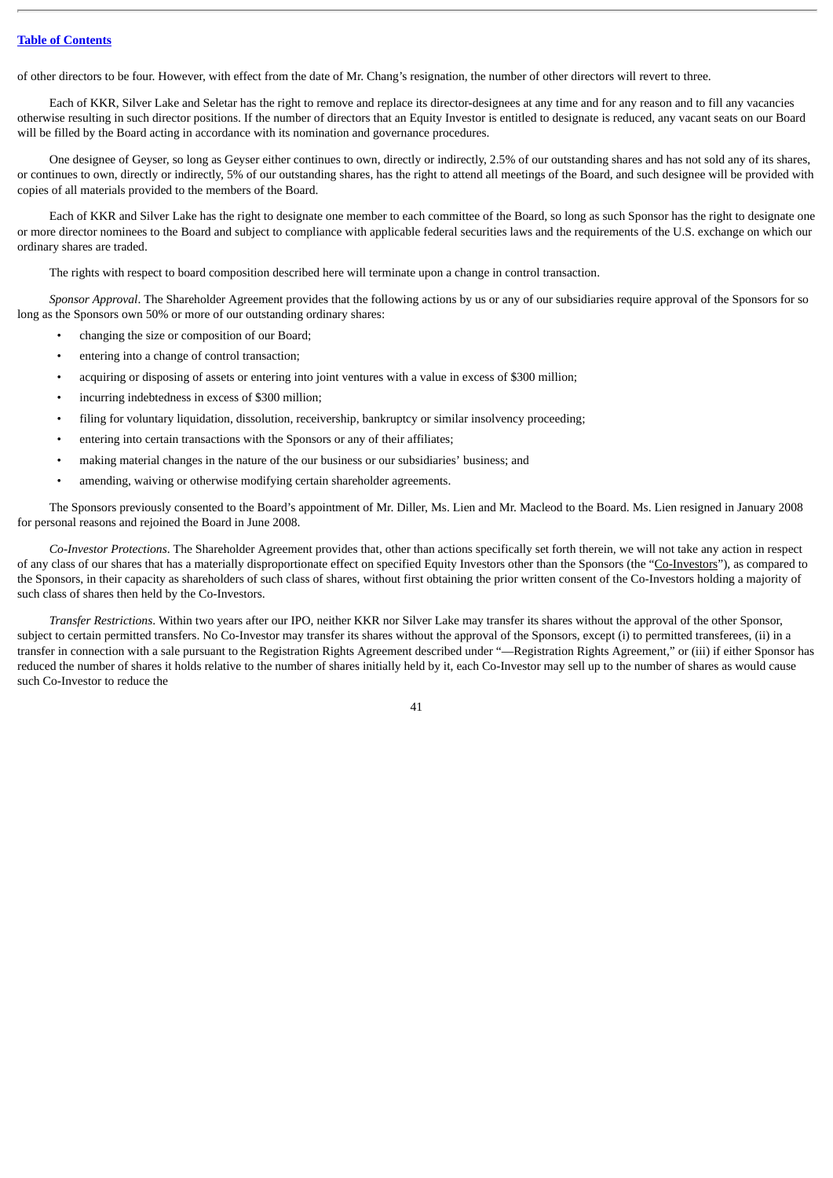of other directors to be four. However, with effect from the date of Mr. Chang's resignation, the number of other directors will revert to three.

Each of KKR, Silver Lake and Seletar has the right to remove and replace its director-designees at any time and for any reason and to fill any vacancies otherwise resulting in such director positions. If the number of directors that an Equity Investor is entitled to designate is reduced, any vacant seats on our Board will be filled by the Board acting in accordance with its nomination and governance procedures.

One designee of Geyser, so long as Geyser either continues to own, directly or indirectly, 2.5% of our outstanding shares and has not sold any of its shares, or continues to own, directly or indirectly, 5% of our outstanding shares, has the right to attend all meetings of the Board, and such designee will be provided with copies of all materials provided to the members of the Board.

Each of KKR and Silver Lake has the right to designate one member to each committee of the Board, so long as such Sponsor has the right to designate one or more director nominees to the Board and subject to compliance with applicable federal securities laws and the requirements of the U.S. exchange on which our ordinary shares are traded.

The rights with respect to board composition described here will terminate upon a change in control transaction.

*Sponsor Approval*. The Shareholder Agreement provides that the following actions by us or any of our subsidiaries require approval of the Sponsors for so long as the Sponsors own 50% or more of our outstanding ordinary shares:

- changing the size or composition of our Board;
- entering into a change of control transaction;
- acquiring or disposing of assets or entering into joint ventures with a value in excess of $300 million;
- incurring indebtedness in excess of $300 million;
- filing for voluntary liquidation, dissolution, receivership, bankruptcy or similar insolvency proceeding;
- entering into certain transactions with the Sponsors or any of their affiliates;
- making material changes in the nature of the our business or our subsidiaries' business; and
- amending, waiving or otherwise modifying certain shareholder agreements.

The Sponsors previously consented to the Board's appointment of Mr. Diller, Ms. Lien and Mr. Macleod to the Board. Ms. Lien resigned in January 2008 for personal reasons and rejoined the Board in June 2008.

*Co-Investor Protections*. The Shareholder Agreement provides that, other than actions specifically set forth therein, we will not take any action in respect of any class of our shares that has a materially disproportionate effect on specified Equity Investors other than the Sponsors (the "Co-Investors"), as compared to the Sponsors, in their capacity as shareholders of such class of shares, without first obtaining the prior written consent of the Co-Investors holding a majority of such class of shares then held by the Co-Investors.

*Transfer Restrictions*. Within two years after our IPO, neither KKR nor Silver Lake may transfer its shares without the approval of the other Sponsor, subject to certain permitted transfers. No Co-Investor may transfer its shares without the approval of the Sponsors, except (i) to permitted transferees, (ii) in a transfer in connection with a sale pursuant to the Registration Rights Agreement described under "—Registration Rights Agreement," or (iii) if either Sponsor has reduced the number of shares it holds relative to the number of shares initially held by it, each Co-Investor may sell up to the number of shares as would cause such Co-Investor to reduce the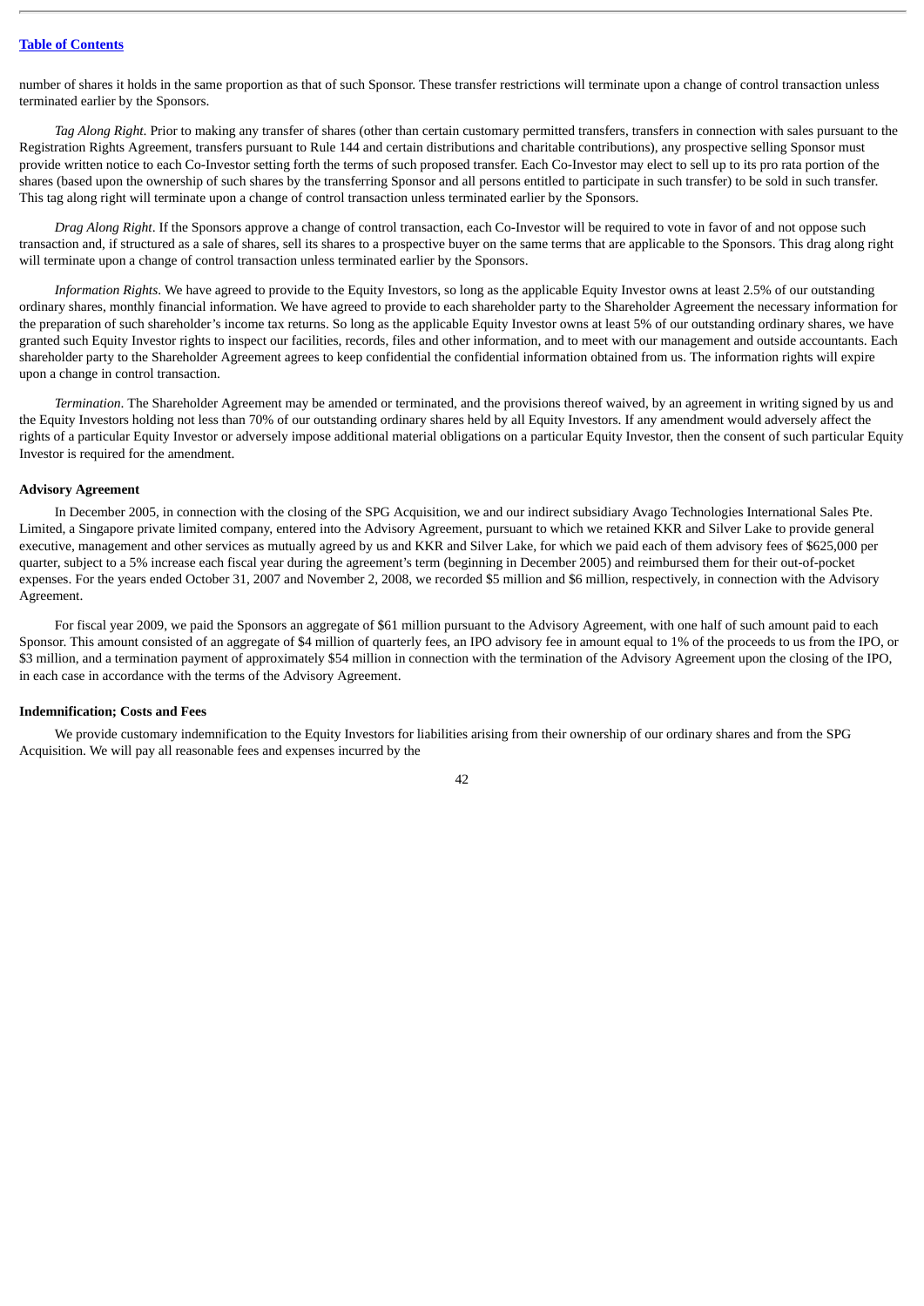number of shares it holds in the same proportion as that of such Sponsor. These transfer restrictions will terminate upon a change of control transaction unless terminated earlier by the Sponsors.

*Tag Along Right*. Prior to making any transfer of shares (other than certain customary permitted transfers, transfers in connection with sales pursuant to the Registration Rights Agreement, transfers pursuant to Rule 144 and certain distributions and charitable contributions), any prospective selling Sponsor must provide written notice to each Co-Investor setting forth the terms of such proposed transfer. Each Co-Investor may elect to sell up to its pro rata portion of the shares (based upon the ownership of such shares by the transferring Sponsor and all persons entitled to participate in such transfer) to be sold in such transfer. This tag along right will terminate upon a change of control transaction unless terminated earlier by the Sponsors.

*Drag Along Right*. If the Sponsors approve a change of control transaction, each Co-Investor will be required to vote in favor of and not oppose such transaction and, if structured as a sale of shares, sell its shares to a prospective buyer on the same terms that are applicable to the Sponsors. This drag along right will terminate upon a change of control transaction unless terminated earlier by the Sponsors.

*Information Rights*. We have agreed to provide to the Equity Investors, so long as the applicable Equity Investor owns at least 2.5% of our outstanding ordinary shares, monthly financial information. We have agreed to provide to each shareholder party to the Shareholder Agreement the necessary information for the preparation of such shareholder's income tax returns. So long as the applicable Equity Investor owns at least 5% of our outstanding ordinary shares, we have granted such Equity Investor rights to inspect our facilities, records, files and other information, and to meet with our management and outside accountants. Each shareholder party to the Shareholder Agreement agrees to keep confidential the confidential information obtained from us. The information rights will expire upon a change in control transaction.

*Termination*. The Shareholder Agreement may be amended or terminated, and the provisions thereof waived, by an agreement in writing signed by us and the Equity Investors holding not less than 70% of our outstanding ordinary shares held by all Equity Investors. If any amendment would adversely affect the rights of a particular Equity Investor or adversely impose additional material obligations on a particular Equity Investor, then the consent of such particular Equity Investor is required for the amendment.

**Advisory Agreement**

In December 2005, in connection with the closing of the SPG Acquisition, we and our indirect subsidiary Avago Technologies International Sales Pte. Limited, a Singapore private limited company, entered into the Advisory Agreement, pursuant to which we retained KKR and Silver Lake to provide general executive, management and other services as mutually agreed by us and KKR and Silver Lake, for which we paid each of them advisory fees of $625,000 per quarter, subject to a 5% increase each fiscal year during the agreement's term (beginning in December 2005) and reimbursed them for their out-of-pocket expenses. For the years ended October 31, 2007 and November 2, 2008, we recorded $5 million and $6 million, respectively, in connection with the Advisory Agreement.

For fiscal year 2009, we paid the Sponsors an aggregate of $61 million pursuant to the Advisory Agreement, with one half of such amount paid to each Sponsor. This amount consisted of an aggregate of $4 million of quarterly fees, an IPO advisory fee in amount equal to 1% of the proceeds to us from the IPO, or $3 million, and a termination payment of approximately $54 million in connection with the termination of the Advisory Agreement upon the closing of the IPO, in each case in accordance with the terms of the Advisory Agreement.

**Indemnification; Costs and Fees**

We provide customary indemnification to the Equity Investors for liabilities arising from their ownership of our ordinary shares and from the SPG Acquisition. We will pay all reasonable fees and expenses incurred by the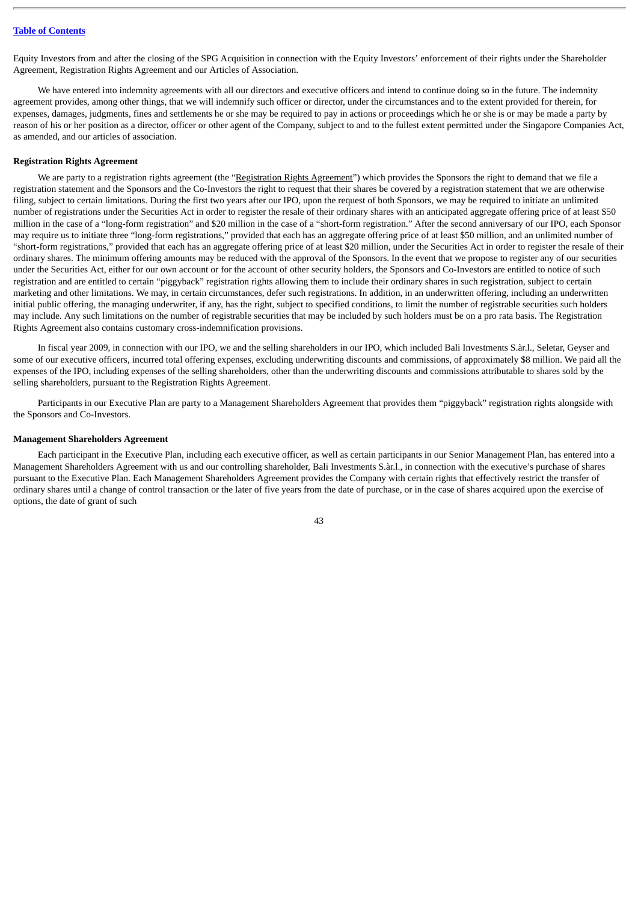Equity Investors from and after the closing of the SPG Acquisition in connection with the Equity Investors' enforcement of their rights under the Shareholder Agreement, Registration Rights Agreement and our Articles of Association.

We have entered into indemnity agreements with all our directors and executive officers and intend to continue doing so in the future. The indemnity agreement provides, among other things, that we will indemnify such officer or director, under the circumstances and to the extent provided for therein, for expenses, damages, judgments, fines and settlements he or she may be required to pay in actions or proceedings which he or she is or may be made a party by reason of his or her position as a director, officer or other agent of the Company, subject to and to the fullest extent permitted under the Singapore Companies Act, as amended, and our articles of association.

**Registration Rights Agreement**

We are party to a registration rights agreement (the "Registration Rights Agreement") which provides the Sponsors the right to demand that we file a registration statement and the Sponsors and the Co-Investors the right to request that their shares be covered by a registration statement that we are otherwise filing, subject to certain limitations. During the first two years after our IPO, upon the request of both Sponsors, we may be required to initiate an unlimited number of registrations under the Securities Act in order to register the resale of their ordinary shares with an anticipated aggregate offering price of at least $50 million in the case of a "long-form registration" and $20 million in the case of a "short-form registration." After the second anniversary of our IPO, each Sponsor may require us to initiate three "long-form registrations," provided that each has an aggregate offering price of at least $50 million, and an unlimited number of "short-form registrations," provided that each has an aggregate offering price of at least $20 million, under the Securities Act in order to register the resale of their ordinary shares. The minimum offering amounts may be reduced with the approval of the Sponsors. In the event that we propose to register any of our securities under the Securities Act, either for our own account or for the account of other security holders, the Sponsors and Co-Investors are entitled to notice of such registration and are entitled to certain "piggyback" registration rights allowing them to include their ordinary shares in such registration, subject to certain marketing and other limitations. We may, in certain circumstances, defer such registrations. In addition, in an underwritten offering, including an underwritten initial public offering, the managing underwriter, if any, has the right, subject to specified conditions, to limit the number of registrable securities such holders may include. Any such limitations on the number of registrable securities that may be included by such holders must be on a pro rata basis. The Registration Rights Agreement also contains customary cross-indemnification provisions.

In fiscal year 2009, in connection with our IPO, we and the selling shareholders in our IPO, which included Bali Investments S.àr.l., Seletar, Geyser and some of our executive officers, incurred total offering expenses, excluding underwriting discounts and commissions, of approximately $8 million. We paid all the expenses of the IPO, including expenses of the selling shareholders, other than the underwriting discounts and commissions attributable to shares sold by the selling shareholders, pursuant to the Registration Rights Agreement.

Participants in our Executive Plan are party to a Management Shareholders Agreement that provides them "piggyback" registration rights alongside with the Sponsors and Co-Investors.

**Management Shareholders Agreement**

Each participant in the Executive Plan, including each executive officer, as well as certain participants in our Senior Management Plan, has entered into a Management Shareholders Agreement with us and our controlling shareholder, Bali Investments S.àr.l., in connection with the executive's purchase of shares pursuant to the Executive Plan. Each Management Shareholders Agreement provides the Company with certain rights that effectively restrict the transfer of ordinary shares until a change of control transaction or the later of five years from the date of purchase, or in the case of shares acquired upon the exercise of options, the date of grant of such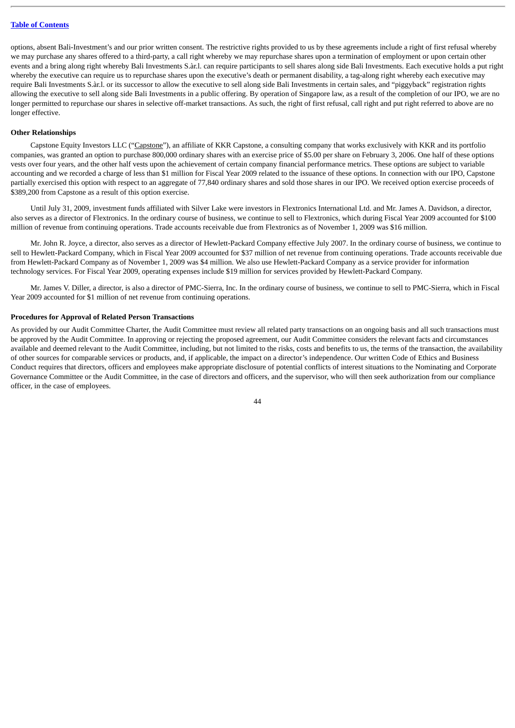options, absent Bali-Investment's and our prior written consent. The restrictive rights provided to us by these agreements include a right of first refusal whereby we may purchase any shares offered to a third-party, a call right whereby we may repurchase shares upon a termination of employment or upon certain other events and a bring along right whereby Bali Investments S.àr.l. can require participants to sell shares along side Bali Investments. Each executive holds a put right whereby the executive can require us to repurchase shares upon the executive's death or permanent disability, a tag-along right whereby each executive may require Bali Investments S.àr.l. or its successor to allow the executive to sell along side Bali Investments in certain sales, and "piggyback" registration rights allowing the executive to sell along side Bali Investments in a public offering. By operation of Singapore law, as a result of the completion of our IPO, we are no longer permitted to repurchase our shares in selective off-market transactions. As such, the right of first refusal, call right and put right referred to above are no longer effective.

**Other Relationships**

Capstone Equity Investors LLC ("Capstone"), an affiliate of KKR Capstone, a consulting company that works exclusively with KKR and its portfolio companies, was granted an option to purchase 800,000 ordinary shares with an exercise price of $5.00 per share on February 3, 2006. One half of these options vests over four years, and the other half vests upon the achievement of certain company financial performance metrics. These options are subject to variable accounting and we recorded a charge of less than $1 million for Fiscal Year 2009 related to the issuance of these options. In connection with our IPO, Capstone partially exercised this option with respect to an aggregate of 77,840 ordinary shares and sold those shares in our IPO. We received option exercise proceeds of $389,200 from Capstone as a result of this option exercise.

Until July 31, 2009, investment funds affiliated with Silver Lake were investors in Flextronics International Ltd. and Mr. James A. Davidson, a director, also serves as a director of Flextronics. In the ordinary course of business, we continue to sell to Flextronics, which during Fiscal Year 2009 accounted for $100 million of revenue from continuing operations. Trade accounts receivable due from Flextronics as of November 1, 2009 was $16 million.

Mr. John R. Joyce, a director, also serves as a director of Hewlett-Packard Company effective July 2007. In the ordinary course of business, we continue to sell to Hewlett-Packard Company, which in Fiscal Year 2009 accounted for $37 million of net revenue from continuing operations. Trade accounts receivable due from Hewlett-Packard Company as of November 1, 2009 was $4 million. We also use Hewlett-Packard Company as a service provider for information technology services. For Fiscal Year 2009, operating expenses include $19 million for services provided by Hewlett-Packard Company.

Mr. James V. Diller, a director, is also a director of PMC-Sierra, Inc. In the ordinary course of business, we continue to sell to PMC-Sierra, which in Fiscal Year 2009 accounted for $1 million of net revenue from continuing operations.

**Procedures for Approval of Related Person Transactions**

As provided by our Audit Committee Charter, the Audit Committee must review all related party transactions on an ongoing basis and all such transactions must be approved by the Audit Committee. In approving or rejecting the proposed agreement, our Audit Committee considers the relevant facts and circumstances available and deemed relevant to the Audit Committee, including, but not limited to the risks, costs and benefits to us, the terms of the transaction, the availability of other sources for comparable services or products, and, if applicable, the impact on a director's independence. Our written Code of Ethics and Business Conduct requires that directors, officers and employees make appropriate disclosure of potential conflicts of interest situations to the Nominating and Corporate Governance Committee or the Audit Committee, in the case of directors and officers, and the supervisor, who will then seek authorization from our compliance officer, in the case of employees.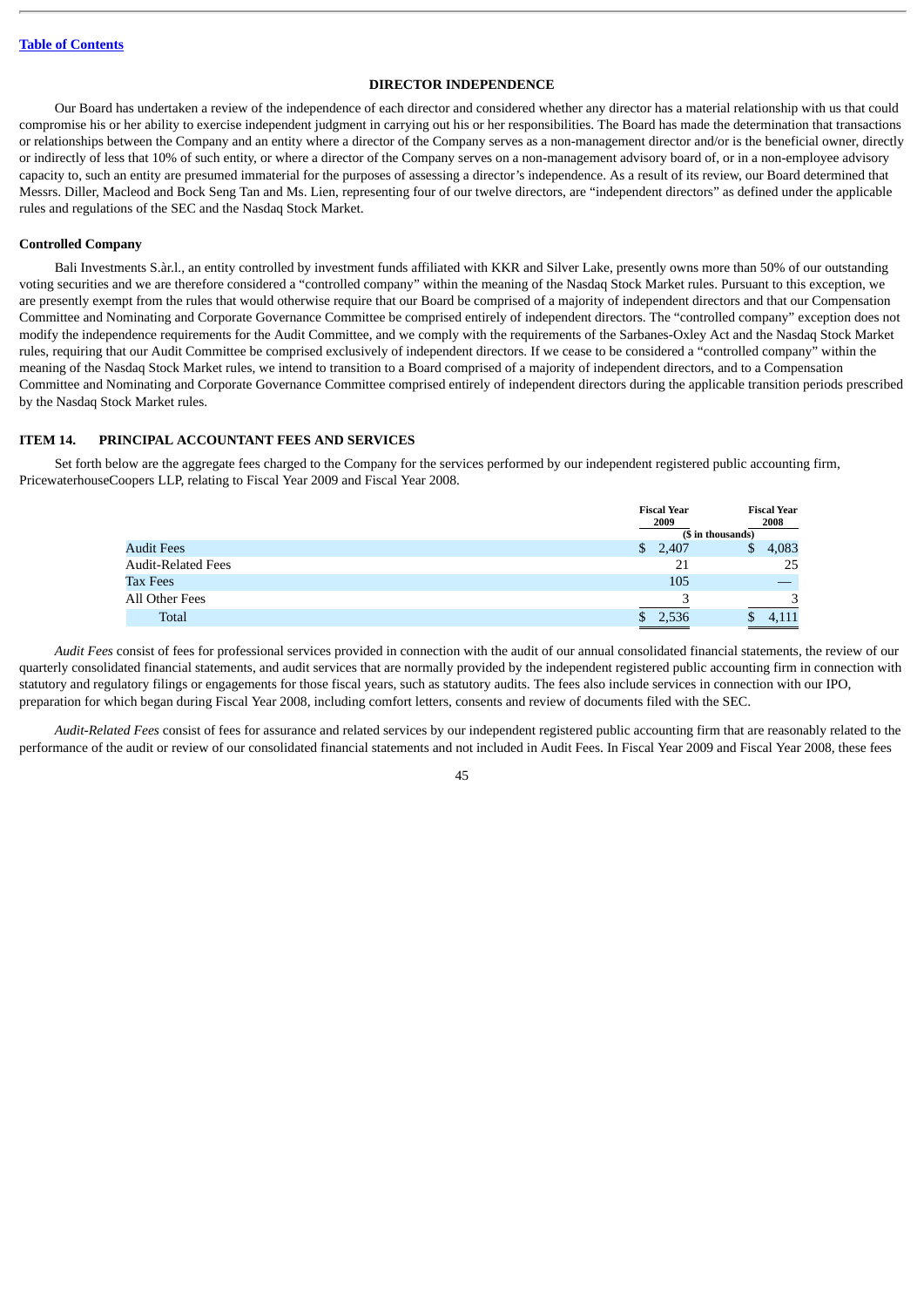## DIRECTOR INDEPENDENCE

Our Board has undertaken a review of the independence of each director and considered whether any director has a material relationship with us that could compromise his or her ability to exercise independent judgment in carrying out his or her responsibilities. The Board has made the determination that transactions or relationships between the Company and an entity where a director of the Company serves as a non-management director and/or is the beneficial owner, directly or indirectly of less that 10% of such entity, or where a director of the Company serves on a non-management advisory board of, or in a non-employee advisory capacity to, such an entity are presumed immaterial for the purposes of assessing a director's independence. As a result of its review, our Board determined that Messrs. Diller, Macleod and Bock Seng Tan and Ms. Lien, representing four of our twelve directors, are "independent directors" as defined under the applicable rules and regulations of the SEC and the Nasdaq Stock Market.

### Controlled Company

Bali Investments S.àr.l., an entity controlled by investment funds affiliated with KKR and Silver Lake, presently owns more than 50% of our outstanding voting securities and we are therefore considered a "controlled company" within the meaning of the Nasdaq Stock Market rules. Pursuant to this exception, we are presently exempt from the rules that would otherwise require that our Board be comprised of a majority of independent directors and that our Compensation Committee and Nominating and Corporate Governance Committee be comprised entirely of independent directors. The "controlled company" exception does not modify the independence requirements for the Audit Committee, and we comply with the requirements of the Sarbanes-Oxley Act and the Nasdaq Stock Market rules, requiring that our Audit Committee be comprised exclusively of independent directors. If we cease to be considered a "controlled company" within the meaning of the Nasdaq Stock Market rules, we intend to transition to a Board comprised of a majority of independent directors, and to a Compensation Committee and Nominating and Corporate Governance Committee comprised entirely of independent directors during the applicable transition periods prescribed by the Nasdaq Stock Market rules.

## ITEM 14. PRINCIPAL ACCOUNTANT FEES AND SERVICES

Set forth below are the aggregate fees charged to the Company for the services performed by our independent registered public accounting firm, PricewaterhouseCoopers LLP, relating to Fiscal Year 2009 and Fiscal Year 2008.

| | Fiscal Year 2009 | Fiscal Year 2008 |
|---|---|---|
| | ($ in thousands) | |
| Audit Fees | $ 2,407 | $ 4,083 |
| Audit-Related Fees | 21 | 25 |
| Tax Fees | 105 | — |
| All Other Fees | 3 | 3 |
| Total | $ 2,536 | $ 4,111 |

*Audit Fees* consist of fees for professional services provided in connection with the audit of our annual consolidated financial statements, the review of our quarterly consolidated financial statements, and audit services that are normally provided by the independent registered public accounting firm in connection with statutory and regulatory filings or engagements for those fiscal years, such as statutory audits. The fees also include services in connection with our IPO, preparation for which began during Fiscal Year 2008, including comfort letters, consents and review of documents filed with the SEC.

*Audit-Related Fees* consist of fees for assurance and related services by our independent registered public accounting firm that are reasonably related to the performance of the audit or review of our consolidated financial statements and not included in Audit Fees. In Fiscal Year 2009 and Fiscal Year 2008, these fees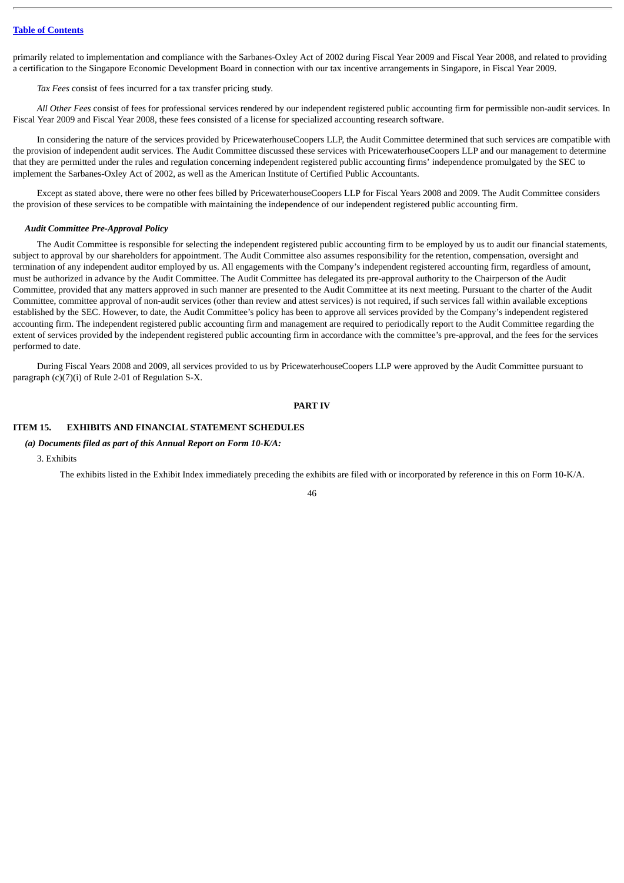primarily related to implementation and compliance with the Sarbanes-Oxley Act of 2002 during Fiscal Year 2009 and Fiscal Year 2008, and related to providing a certification to the Singapore Economic Development Board in connection with our tax incentive arrangements in Singapore, in Fiscal Year 2009.

*Tax Fees* consist of fees incurred for a tax transfer pricing study.

*All Other Fees* consist of fees for professional services rendered by our independent registered public accounting firm for permissible non-audit services. In Fiscal Year 2009 and Fiscal Year 2008, these fees consisted of a license for specialized accounting research software.

In considering the nature of the services provided by PricewaterhouseCoopers LLP, the Audit Committee determined that such services are compatible with the provision of independent audit services. The Audit Committee discussed these services with PricewaterhouseCoopers LLP and our management to determine that they are permitted under the rules and regulation concerning independent registered public accounting firms' independence promulgated by the SEC to implement the Sarbanes-Oxley Act of 2002, as well as the American Institute of Certified Public Accountants.

Except as stated above, there were no other fees billed by PricewaterhouseCoopers LLP for Fiscal Years 2008 and 2009. The Audit Committee considers the provision of these services to be compatible with maintaining the independence of our independent registered public accounting firm.

***Audit Committee Pre-Approval Policy***

The Audit Committee is responsible for selecting the independent registered public accounting firm to be employed by us to audit our financial statements, subject to approval by our shareholders for appointment. The Audit Committee also assumes responsibility for the retention, compensation, oversight and termination of any independent auditor employed by us. All engagements with the Company's independent registered accounting firm, regardless of amount, must be authorized in advance by the Audit Committee. The Audit Committee has delegated its pre-approval authority to the Chairperson of the Audit Committee, provided that any matters approved in such manner are presented to the Audit Committee at its next meeting. Pursuant to the charter of the Audit Committee, committee approval of non-audit services (other than review and attest services) is not required, if such services fall within available exceptions established by the SEC. However, to date, the Audit Committee's policy has been to approve all services provided by the Company's independent registered accounting firm. The independent registered public accounting firm and management are required to periodically report to the Audit Committee regarding the extent of services provided by the independent registered public accounting firm in accordance with the committee's pre-approval, and the fees for the services performed to date.

During Fiscal Years 2008 and 2009, all services provided to us by PricewaterhouseCoopers LLP were approved by the Audit Committee pursuant to paragraph (c)(7)(i) of Rule 2-01 of Regulation S-X.

## PART IV

## ITEM 15. EXHIBITS AND FINANCIAL STATEMENT SCHEDULES

***(a) Documents filed as part of this Annual Report on Form 10-K/A:***

3. Exhibits

The exhibits listed in the Exhibit Index immediately preceding the exhibits are filed with or incorporated by reference in this on Form 10-K/A.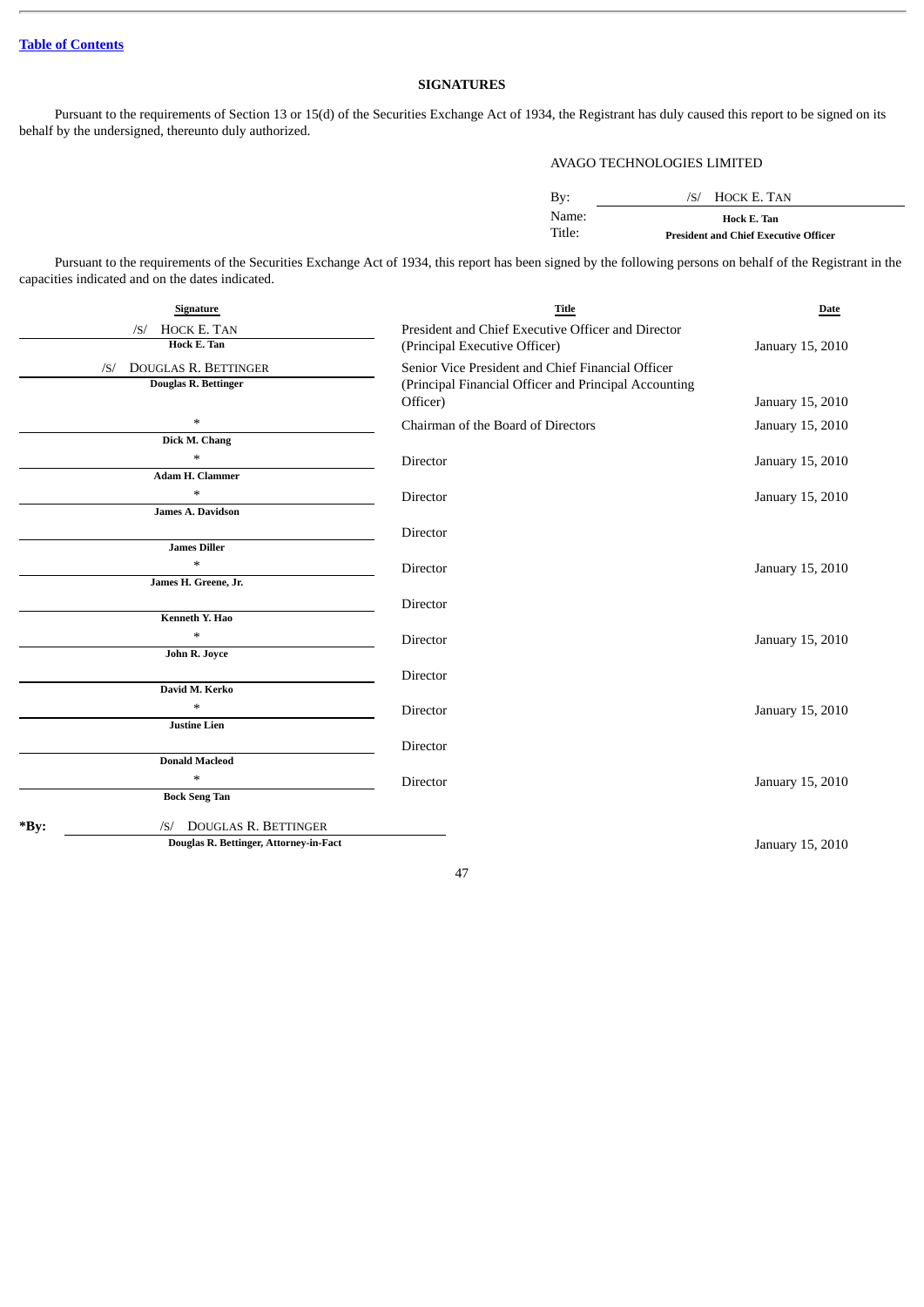## SIGNATURES

Pursuant to the requirements of Section 13 or 15(d) of the Securities Exchange Act of 1934, the Registrant has duly caused this report to be signed on its behalf by the undersigned, thereunto duly authorized.

AVAGO TECHNOLOGIES LIMITED

By: /S/ HOCK E. TAN
Name: **Hock E. Tan**
Title: **President and Chief Executive Officer**

Pursuant to the requirements of the Securities Exchange Act of 1934, this report has been signed by the following persons on behalf of the Registrant in the capacities indicated and on the dates indicated.

| Signature | Title | Date |
|---|---|---|
| /S/ HOCK E. TAN<br>**Hock E. Tan** | President and Chief Executive Officer and Director (Principal Executive Officer) | January 15, 2010 |
| /S/ DOUGLAS R. BETTINGER<br>**Douglas R. Bettinger** | Senior Vice President and Chief Financial Officer (Principal Financial Officer and Principal Accounting Officer) | January 15, 2010 |
| *<br>**Dick M. Chang** | Chairman of the Board of Directors | January 15, 2010 |
| *<br>**Adam H. Clammer** | Director | January 15, 2010 |
| *<br>**James A. Davidson** | Director | January 15, 2010 |
| **James Diller** | Director | |
| *<br>**James H. Greene, Jr.** | Director | January 15, 2010 |
| **Kenneth Y. Hao** | Director | |
| *<br>**John R. Joyce** | Director | January 15, 2010 |
| **David M. Kerko** | Director | |
| *<br>**Justine Lien** | Director | January 15, 2010 |
| **Donald Macleod** | Director | |
| *<br>**Bock Seng Tan** | Director | January 15, 2010 |

***By:** /S/ DOUGLAS R. BETTINGER
**Douglas R. Bettinger, Attorney-in-Fact** — January 15, 2010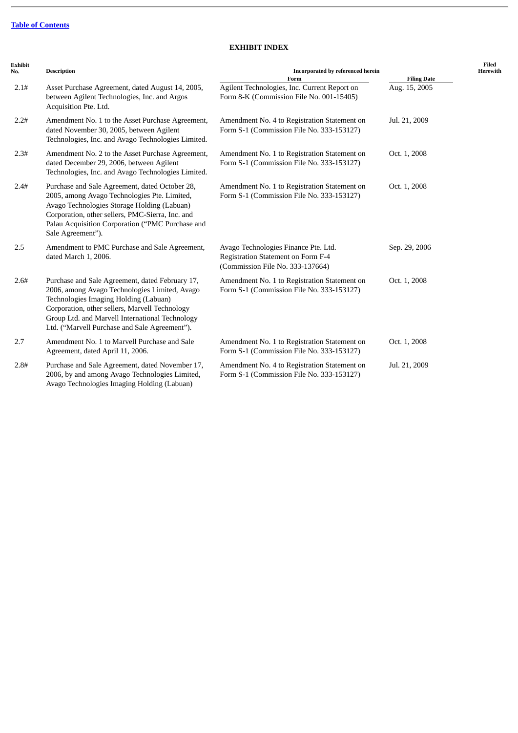[Table of Contents](#)

## EXHIBIT INDEX

| Exhibit No. | Description | Incorporated by referenced herein | | Filed Herewith |
|---|---|---|---|---|
| | | Form | Filing Date | |
| 2.1# | Asset Purchase Agreement, dated August 14, 2005, between Agilent Technologies, Inc. and Argos Acquisition Pte. Ltd. | Agilent Technologies, Inc. Current Report on Form 8-K (Commission File No. 001-15405) | Aug. 15, 2005 | |
| 2.2# | Amendment No. 1 to the Asset Purchase Agreement, dated November 30, 2005, between Agilent Technologies, Inc. and Avago Technologies Limited. | Amendment No. 4 to Registration Statement on Form S-1 (Commission File No. 333-153127) | Jul. 21, 2009 | |
| 2.3# | Amendment No. 2 to the Asset Purchase Agreement, dated December 29, 2006, between Agilent Technologies, Inc. and Avago Technologies Limited. | Amendment No. 1 to Registration Statement on Form S-1 (Commission File No. 333-153127) | Oct. 1, 2008 | |
| 2.4# | Purchase and Sale Agreement, dated October 28, 2005, among Avago Technologies Pte. Limited, Avago Technologies Storage Holding (Labuan) Corporation, other sellers, PMC-Sierra, Inc. and Palau Acquisition Corporation ("PMC Purchase and Sale Agreement"). | Amendment No. 1 to Registration Statement on Form S-1 (Commission File No. 333-153127) | Oct. 1, 2008 | |
| 2.5 | Amendment to PMC Purchase and Sale Agreement, dated March 1, 2006. | Avago Technologies Finance Pte. Ltd. Registration Statement on Form F-4 (Commission File No. 333-137664) | Sep. 29, 2006 | |
| 2.6# | Purchase and Sale Agreement, dated February 17, 2006, among Avago Technologies Limited, Avago Technologies Imaging Holding (Labuan) Corporation, other sellers, Marvell Technology Group Ltd. and Marvell International Technology Ltd. ("Marvell Purchase and Sale Agreement"). | Amendment No. 1 to Registration Statement on Form S-1 (Commission File No. 333-153127) | Oct. 1, 2008 | |
| 2.7 | Amendment No. 1 to Marvell Purchase and Sale Agreement, dated April 11, 2006. | Amendment No. 1 to Registration Statement on Form S-1 (Commission File No. 333-153127) | Oct. 1, 2008 | |
| 2.8# | Purchase and Sale Agreement, dated November 17, 2006, by and among Avago Technologies Limited, Avago Technologies Imaging Holding (Labuan) | Amendment No. 4 to Registration Statement on Form S-1 (Commission File No. 333-153127) | Jul. 21, 2009 | |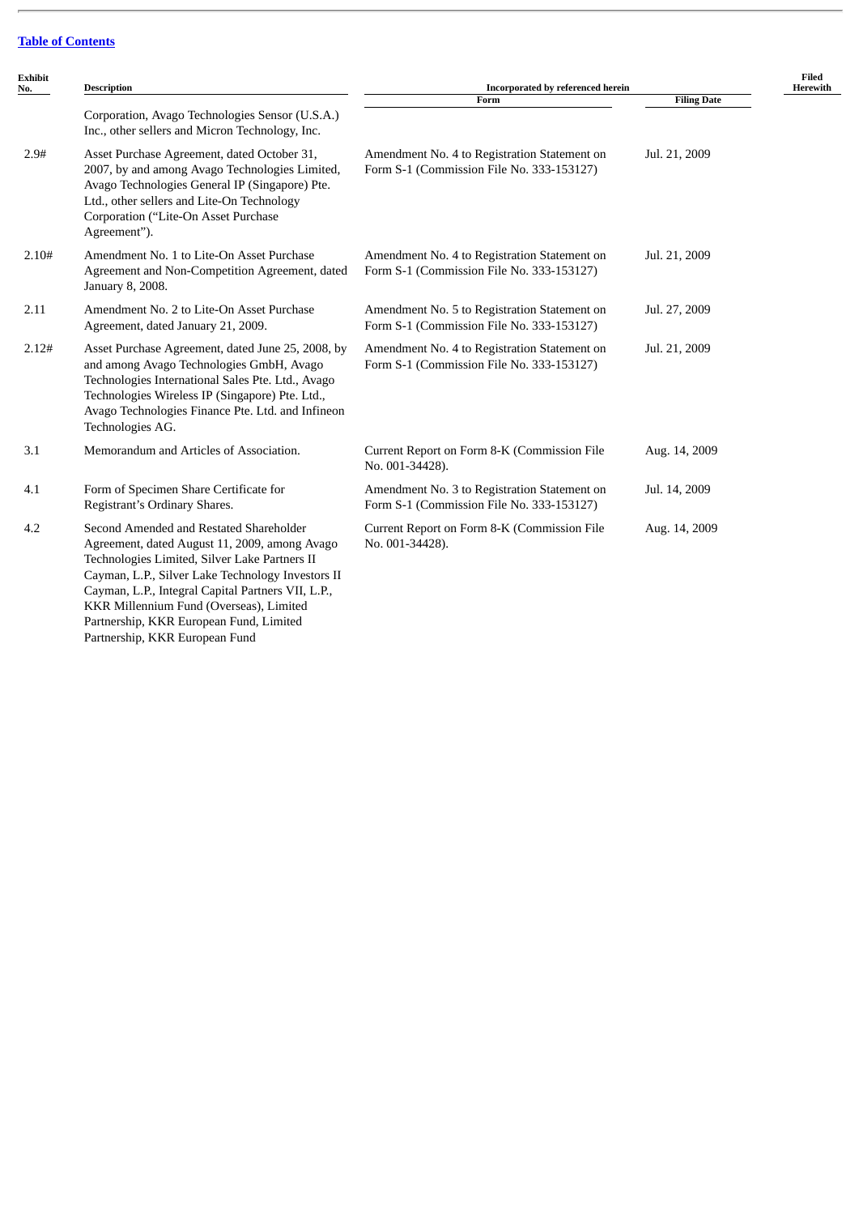[Table of Contents](#)

| Exhibit No. | Description | Incorporated by referenced herein | | Filed Herewith |
|---|---|---|---|---|
| | | Form | Filing Date | |
| | Corporation, Avago Technologies Sensor (U.S.A.) Inc., other sellers and Micron Technology, Inc. | | | |
| 2.9# | Asset Purchase Agreement, dated October 31, 2007, by and among Avago Technologies Limited, Avago Technologies General IP (Singapore) Pte. Ltd., other sellers and Lite-On Technology Corporation ("Lite-On Asset Purchase Agreement"). | Amendment No. 4 to Registration Statement on Form S-1 (Commission File No. 333-153127) | Jul. 21, 2009 | |
| 2.10# | Amendment No. 1 to Lite-On Asset Purchase Agreement and Non-Competition Agreement, dated January 8, 2008. | Amendment No. 4 to Registration Statement on Form S-1 (Commission File No. 333-153127) | Jul. 21, 2009 | |
| 2.11 | Amendment No. 2 to Lite-On Asset Purchase Agreement, dated January 21, 2009. | Amendment No. 5 to Registration Statement on Form S-1 (Commission File No. 333-153127) | Jul. 27, 2009 | |
| 2.12# | Asset Purchase Agreement, dated June 25, 2008, by and among Avago Technologies GmbH, Avago Technologies International Sales Pte. Ltd., Avago Technologies Wireless IP (Singapore) Pte. Ltd., Avago Technologies Finance Pte. Ltd. and Infineon Technologies AG. | Amendment No. 4 to Registration Statement on Form S-1 (Commission File No. 333-153127) | Jul. 21, 2009 | |
| 3.1 | Memorandum and Articles of Association. | Current Report on Form 8-K (Commission File No. 001-34428). | Aug. 14, 2009 | |
| 4.1 | Form of Specimen Share Certificate for Registrant's Ordinary Shares. | Amendment No. 3 to Registration Statement on Form S-1 (Commission File No. 333-153127) | Jul. 14, 2009 | |
| 4.2 | Second Amended and Restated Shareholder Agreement, dated August 11, 2009, among Avago Technologies Limited, Silver Lake Partners II Cayman, L.P., Silver Lake Technology Investors II Cayman, L.P., Integral Capital Partners VII, L.P., KKR Millennium Fund (Overseas), Limited Partnership, KKR European Fund, Limited Partnership, KKR European Fund | Current Report on Form 8-K (Commission File No. 001-34428). | Aug. 14, 2009 | |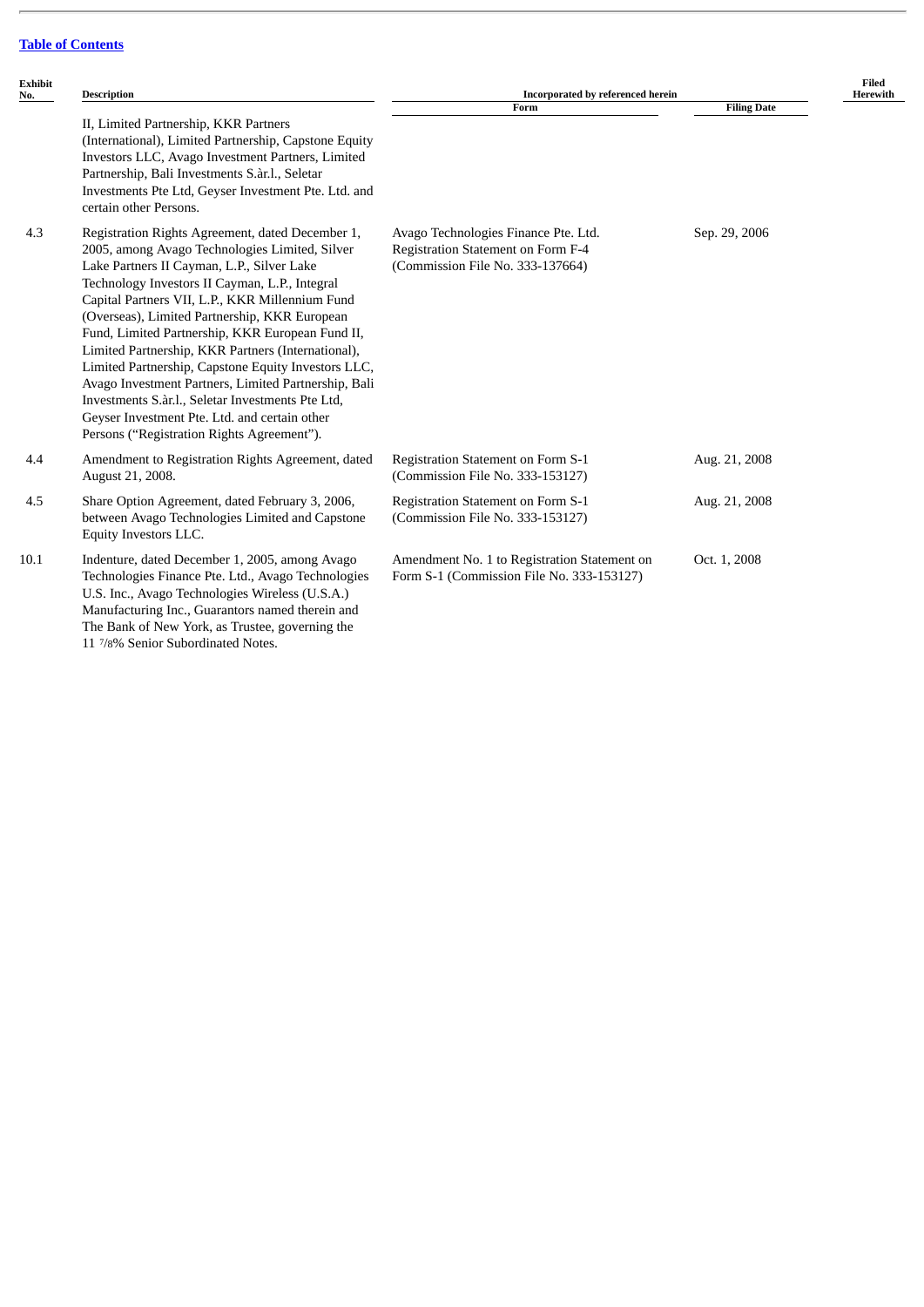[Table of Contents](#)

| Exhibit No. | Description | Incorporated by referenced herein | | Filed Herewith |
|---|---|---|---|---|
| | | Form | Filing Date | |
| | II, Limited Partnership, KKR Partners (International), Limited Partnership, Capstone Equity Investors LLC, Avago Investment Partners, Limited Partnership, Bali Investments S.àr.l., Seletar Investments Pte Ltd, Geyser Investment Pte. Ltd. and certain other Persons. | | | |
| 4.3 | Registration Rights Agreement, dated December 1, 2005, among Avago Technologies Limited, Silver Lake Partners II Cayman, L.P., Silver Lake Technology Investors II Cayman, L.P., Integral Capital Partners VII, L.P., KKR Millennium Fund (Overseas), Limited Partnership, KKR European Fund, Limited Partnership, KKR European Fund II, Limited Partnership, KKR Partners (International), Limited Partnership, Capstone Equity Investors LLC, Avago Investment Partners, Limited Partnership, Bali Investments S.àr.l., Seletar Investments Pte Ltd, Geyser Investment Pte. Ltd. and certain other Persons ("Registration Rights Agreement"). | Avago Technologies Finance Pte. Ltd. Registration Statement on Form F-4 (Commission File No. 333-137664) | Sep. 29, 2006 | |
| 4.4 | Amendment to Registration Rights Agreement, dated August 21, 2008. | Registration Statement on Form S-1 (Commission File No. 333-153127) | Aug. 21, 2008 | |
| 4.5 | Share Option Agreement, dated February 3, 2006, between Avago Technologies Limited and Capstone Equity Investors LLC. | Registration Statement on Form S-1 (Commission File No. 333-153127) | Aug. 21, 2008 | |
| 10.1 | Indenture, dated December 1, 2005, among Avago Technologies Finance Pte. Ltd., Avago Technologies U.S. Inc., Avago Technologies Wireless (U.S.A.) Manufacturing Inc., Guarantors named therein and The Bank of New York, as Trustee, governing the 11 7/8% Senior Subordinated Notes. | Amendment No. 1 to Registration Statement on Form S-1 (Commission File No. 333-153127) | Oct. 1, 2008 | |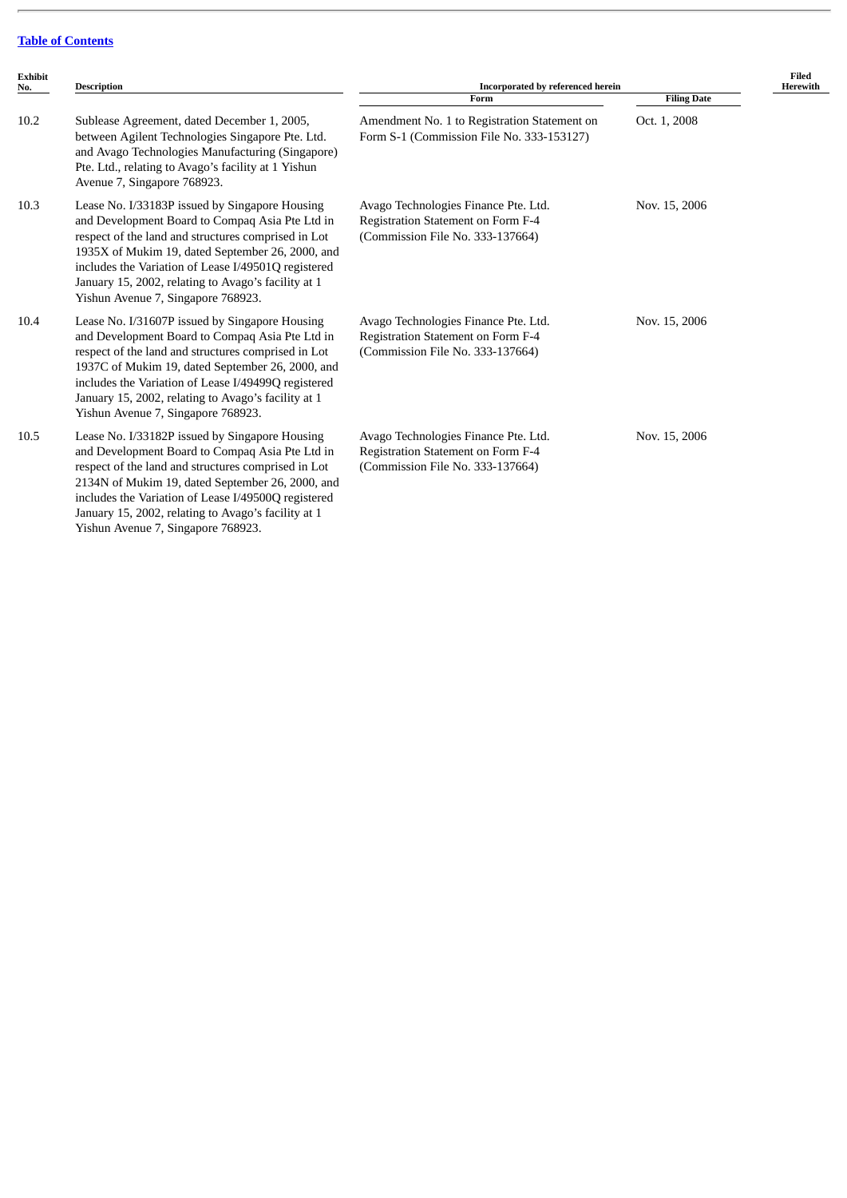[Table of Contents](#)

| Exhibit No. | Description | Incorporated by referenced herein | | Filed Herewith |
|---|---|---|---|---|
| | | Form | Filing Date | |
| 10.2 | Sublease Agreement, dated December 1, 2005, between Agilent Technologies Singapore Pte. Ltd. and Avago Technologies Manufacturing (Singapore) Pte. Ltd., relating to Avago's facility at 1 Yishun Avenue 7, Singapore 768923. | Amendment No. 1 to Registration Statement on Form S-1 (Commission File No. 333-153127) | Oct. 1, 2008 | |
| 10.3 | Lease No. I/33183P issued by Singapore Housing and Development Board to Compaq Asia Pte Ltd in respect of the land and structures comprised in Lot 1935X of Mukim 19, dated September 26, 2000, and includes the Variation of Lease I/49501Q registered January 15, 2002, relating to Avago's facility at 1 Yishun Avenue 7, Singapore 768923. | Avago Technologies Finance Pte. Ltd. Registration Statement on Form F-4 (Commission File No. 333-137664) | Nov. 15, 2006 | |
| 10.4 | Lease No. I/31607P issued by Singapore Housing and Development Board to Compaq Asia Pte Ltd in respect of the land and structures comprised in Lot 1937C of Mukim 19, dated September 26, 2000, and includes the Variation of Lease I/49499Q registered January 15, 2002, relating to Avago's facility at 1 Yishun Avenue 7, Singapore 768923. | Avago Technologies Finance Pte. Ltd. Registration Statement on Form F-4 (Commission File No. 333-137664) | Nov. 15, 2006 | |
| 10.5 | Lease No. I/33182P issued by Singapore Housing and Development Board to Compaq Asia Pte Ltd in respect of the land and structures comprised in Lot 2134N of Mukim 19, dated September 26, 2000, and includes the Variation of Lease I/49500Q registered January 15, 2002, relating to Avago's facility at 1 Yishun Avenue 7, Singapore 768923. | Avago Technologies Finance Pte. Ltd. Registration Statement on Form F-4 (Commission File No. 333-137664) | Nov. 15, 2006 | |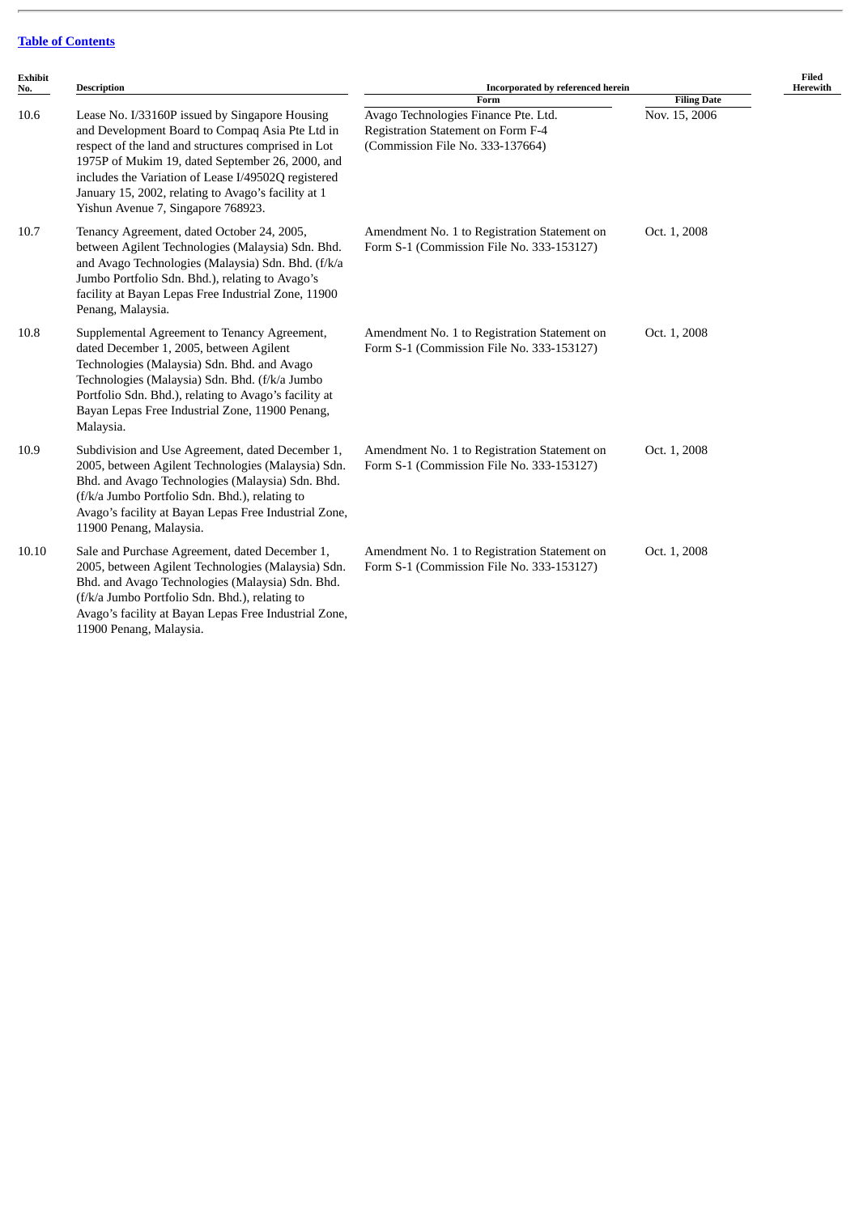[Table of Contents](#)

| Exhibit No. | Description | Incorporated by referenced herein | | Filed Herewith |
|---|---|---|---|---|
| | | Form | Filing Date | |
| 10.6 | Lease No. I/33160P issued by Singapore Housing and Development Board to Compaq Asia Pte Ltd in respect of the land and structures comprised in Lot 1975P of Mukim 19, dated September 26, 2000, and includes the Variation of Lease I/49502Q registered January 15, 2002, relating to Avago's facility at 1 Yishun Avenue 7, Singapore 768923. | Avago Technologies Finance Pte. Ltd. Registration Statement on Form F-4 (Commission File No. 333-137664) | Nov. 15, 2006 | |
| 10.7 | Tenancy Agreement, dated October 24, 2005, between Agilent Technologies (Malaysia) Sdn. Bhd. and Avago Technologies (Malaysia) Sdn. Bhd. (f/k/a Jumbo Portfolio Sdn. Bhd.), relating to Avago's facility at Bayan Lepas Free Industrial Zone, 11900 Penang, Malaysia. | Amendment No. 1 to Registration Statement on Form S-1 (Commission File No. 333-153127) | Oct. 1, 2008 | |
| 10.8 | Supplemental Agreement to Tenancy Agreement, dated December 1, 2005, between Agilent Technologies (Malaysia) Sdn. Bhd. and Avago Technologies (Malaysia) Sdn. Bhd. (f/k/a Jumbo Portfolio Sdn. Bhd.), relating to Avago's facility at Bayan Lepas Free Industrial Zone, 11900 Penang, Malaysia. | Amendment No. 1 to Registration Statement on Form S-1 (Commission File No. 333-153127) | Oct. 1, 2008 | |
| 10.9 | Subdivision and Use Agreement, dated December 1, 2005, between Agilent Technologies (Malaysia) Sdn. Bhd. and Avago Technologies (Malaysia) Sdn. Bhd. (f/k/a Jumbo Portfolio Sdn. Bhd.), relating to Avago's facility at Bayan Lepas Free Industrial Zone, 11900 Penang, Malaysia. | Amendment No. 1 to Registration Statement on Form S-1 (Commission File No. 333-153127) | Oct. 1, 2008 | |
| 10.10 | Sale and Purchase Agreement, dated December 1, 2005, between Agilent Technologies (Malaysia) Sdn. Bhd. and Avago Technologies (Malaysia) Sdn. Bhd. (f/k/a Jumbo Portfolio Sdn. Bhd.), relating to Avago's facility at Bayan Lepas Free Industrial Zone, 11900 Penang, Malaysia. | Amendment No. 1 to Registration Statement on Form S-1 (Commission File No. 333-153127) | Oct. 1, 2008 | |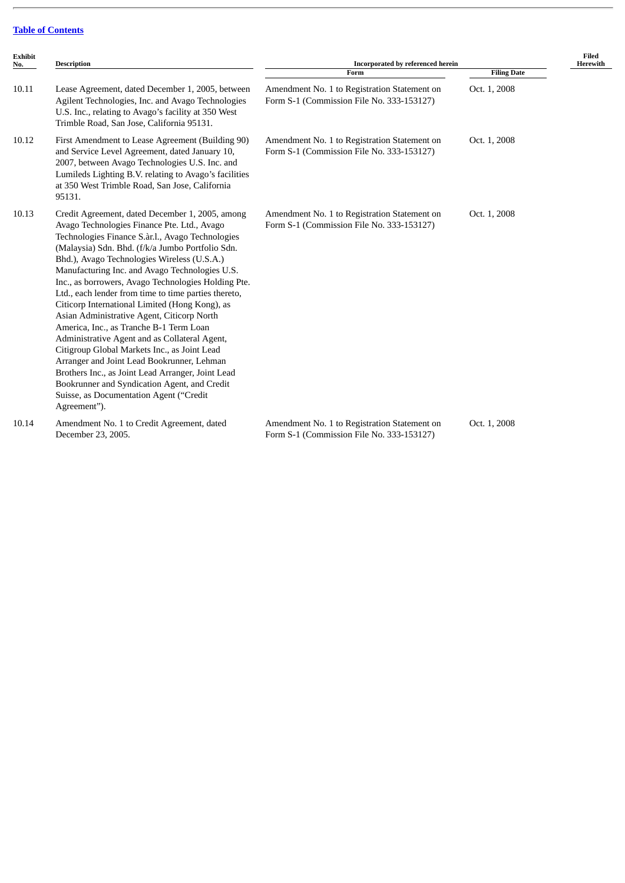[Table of Contents](#)

| Exhibit No. | Description | Incorporated by referenced herein | | Filed Herewith |
|---|---|---|---|---|
| | | Form | Filing Date | |
| 10.11 | Lease Agreement, dated December 1, 2005, between Agilent Technologies, Inc. and Avago Technologies U.S. Inc., relating to Avago's facility at 350 West Trimble Road, San Jose, California 95131. | Amendment No. 1 to Registration Statement on Form S-1 (Commission File No. 333-153127) | Oct. 1, 2008 | |
| 10.12 | First Amendment to Lease Agreement (Building 90) and Service Level Agreement, dated January 10, 2007, between Avago Technologies U.S. Inc. and Lumileds Lighting B.V. relating to Avago's facilities at 350 West Trimble Road, San Jose, California 95131. | Amendment No. 1 to Registration Statement on Form S-1 (Commission File No. 333-153127) | Oct. 1, 2008 | |
| 10.13 | Credit Agreement, dated December 1, 2005, among Avago Technologies Finance Pte. Ltd., Avago Technologies Finance S.àr.l., Avago Technologies (Malaysia) Sdn. Bhd. (f/k/a Jumbo Portfolio Sdn. Bhd.), Avago Technologies Wireless (U.S.A.) Manufacturing Inc. and Avago Technologies U.S. Inc., as borrowers, Avago Technologies Holding Pte. Ltd., each lender from time to time parties thereto, Citicorp International Limited (Hong Kong), as Asian Administrative Agent, Citicorp North America, Inc., as Tranche B-1 Term Loan Administrative Agent and as Collateral Agent, Citigroup Global Markets Inc., as Joint Lead Arranger and Joint Lead Bookrunner, Lehman Brothers Inc., as Joint Lead Arranger, Joint Lead Bookrunner and Syndication Agent, and Credit Suisse, as Documentation Agent ("Credit Agreement"). | Amendment No. 1 to Registration Statement on Form S-1 (Commission File No. 333-153127) | Oct. 1, 2008 | |
| 10.14 | Amendment No. 1 to Credit Agreement, dated December 23, 2005. | Amendment No. 1 to Registration Statement on Form S-1 (Commission File No. 333-153127) | Oct. 1, 2008 | |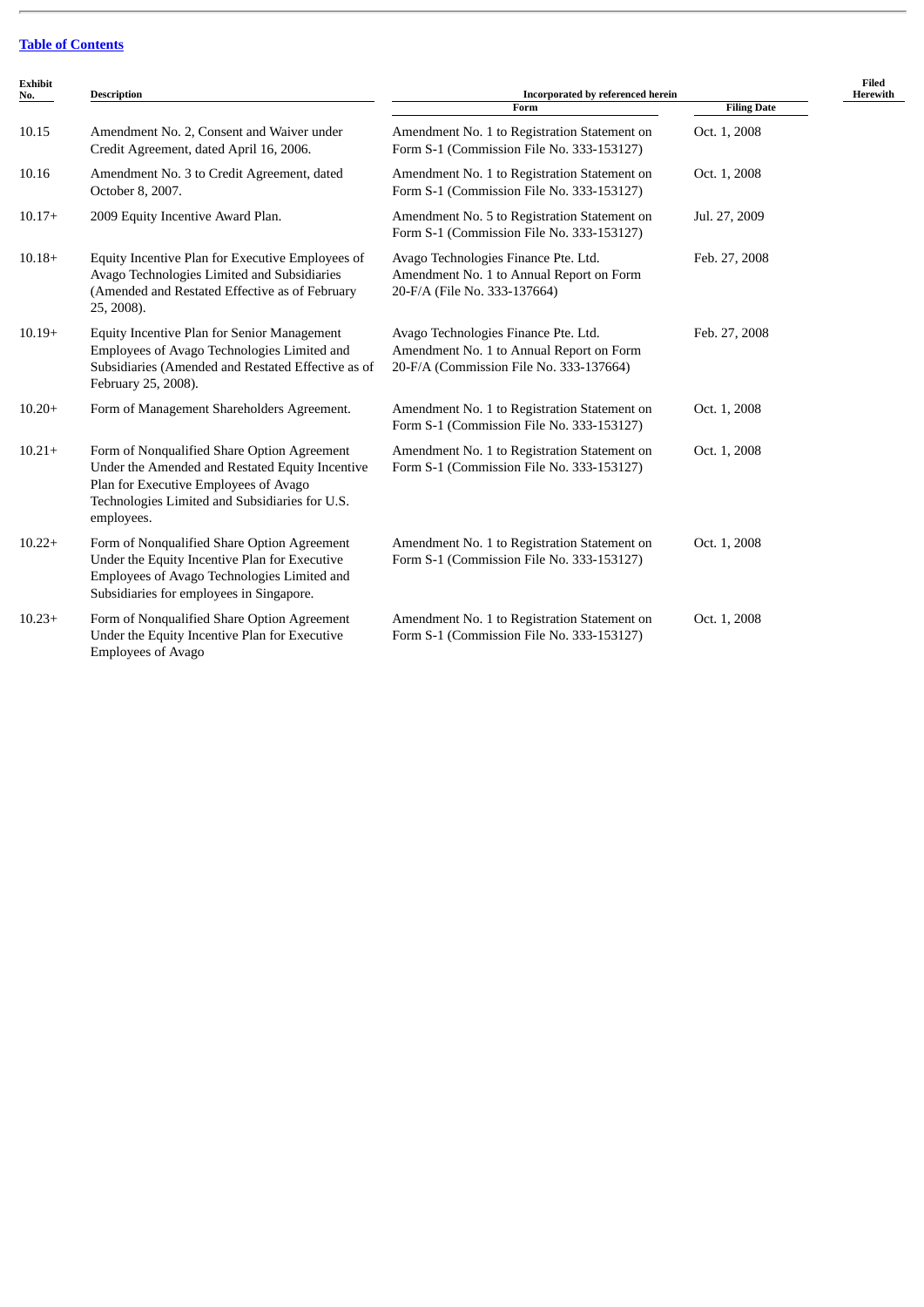[Table of Contents](#)

| Exhibit No. | Description | Incorporated by referenced herein | | Filed Herewith |
|---|---|---|---|---|
| | | Form | Filing Date | |
| 10.15 | Amendment No. 2, Consent and Waiver under Credit Agreement, dated April 16, 2006. | Amendment No. 1 to Registration Statement on Form S-1 (Commission File No. 333-153127) | Oct. 1, 2008 | |
| 10.16 | Amendment No. 3 to Credit Agreement, dated October 8, 2007. | Amendment No. 1 to Registration Statement on Form S-1 (Commission File No. 333-153127) | Oct. 1, 2008 | |
| 10.17+ | 2009 Equity Incentive Award Plan. | Amendment No. 5 to Registration Statement on Form S-1 (Commission File No. 333-153127) | Jul. 27, 2009 | |
| 10.18+ | Equity Incentive Plan for Executive Employees of Avago Technologies Limited and Subsidiaries (Amended and Restated Effective as of February 25, 2008). | Avago Technologies Finance Pte. Ltd. Amendment No. 1 to Annual Report on Form 20-F/A (File No. 333-137664) | Feb. 27, 2008 | |
| 10.19+ | Equity Incentive Plan for Senior Management Employees of Avago Technologies Limited and Subsidiaries (Amended and Restated Effective as of February 25, 2008). | Avago Technologies Finance Pte. Ltd. Amendment No. 1 to Annual Report on Form 20-F/A (Commission File No. 333-137664) | Feb. 27, 2008 | |
| 10.20+ | Form of Management Shareholders Agreement. | Amendment No. 1 to Registration Statement on Form S-1 (Commission File No. 333-153127) | Oct. 1, 2008 | |
| 10.21+ | Form of Nonqualified Share Option Agreement Under the Amended and Restated Equity Incentive Plan for Executive Employees of Avago Technologies Limited and Subsidiaries for U.S. employees. | Amendment No. 1 to Registration Statement on Form S-1 (Commission File No. 333-153127) | Oct. 1, 2008 | |
| 10.22+ | Form of Nonqualified Share Option Agreement Under the Equity Incentive Plan for Executive Employees of Avago Technologies Limited and Subsidiaries for employees in Singapore. | Amendment No. 1 to Registration Statement on Form S-1 (Commission File No. 333-153127) | Oct. 1, 2008 | |
| 10.23+ | Form of Nonqualified Share Option Agreement Under the Equity Incentive Plan for Executive Employees of Avago | Amendment No. 1 to Registration Statement on Form S-1 (Commission File No. 333-153127) | Oct. 1, 2008 | |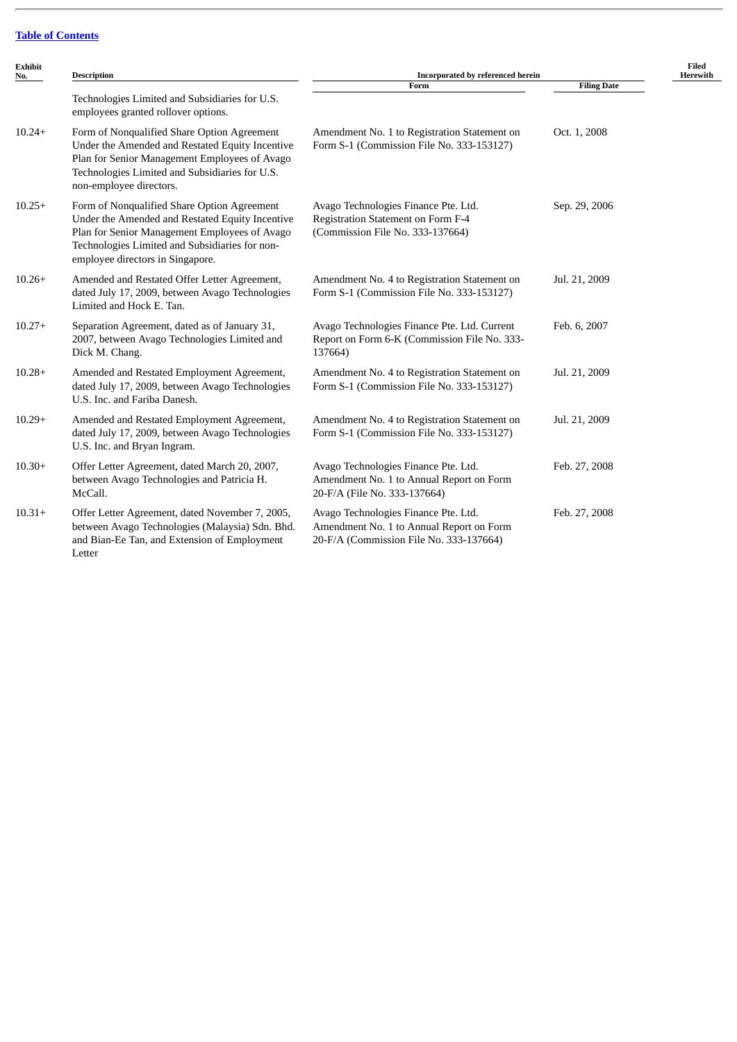[Table of Contents](#)

| Exhibit No. | Description | Incorporated by referenced herein | | Filed Herewith |
|---|---|---|---|---|
| | | Form | Filing Date | |
| | Technologies Limited and Subsidiaries for U.S. employees granted rollover options. | | | |
| 10.24+ | Form of Nonqualified Share Option Agreement Under the Amended and Restated Equity Incentive Plan for Senior Management Employees of Avago Technologies Limited and Subsidiaries for U.S. non-employee directors. | Amendment No. 1 to Registration Statement on Form S-1 (Commission File No. 333-153127) | Oct. 1, 2008 | |
| 10.25+ | Form of Nonqualified Share Option Agreement Under the Amended and Restated Equity Incentive Plan for Senior Management Employees of Avago Technologies Limited and Subsidiaries for non-employee directors in Singapore. | Avago Technologies Finance Pte. Ltd. Registration Statement on Form F-4 (Commission File No. 333-137664) | Sep. 29, 2006 | |
| 10.26+ | Amended and Restated Offer Letter Agreement, dated July 17, 2009, between Avago Technologies Limited and Hock E. Tan. | Amendment No. 4 to Registration Statement on Form S-1 (Commission File No. 333-153127) | Jul. 21, 2009 | |
| 10.27+ | Separation Agreement, dated as of January 31, 2007, between Avago Technologies Limited and Dick M. Chang. | Avago Technologies Finance Pte. Ltd. Current Report on Form 6-K (Commission File No. 333-137664) | Feb. 6, 2007 | |
| 10.28+ | Amended and Restated Employment Agreement, dated July 17, 2009, between Avago Technologies U.S. Inc. and Fariba Danesh. | Amendment No. 4 to Registration Statement on Form S-1 (Commission File No. 333-153127) | Jul. 21, 2009 | |
| 10.29+ | Amended and Restated Employment Agreement, dated July 17, 2009, between Avago Technologies U.S. Inc. and Bryan Ingram. | Amendment No. 4 to Registration Statement on Form S-1 (Commission File No. 333-153127) | Jul. 21, 2009 | |
| 10.30+ | Offer Letter Agreement, dated March 20, 2007, between Avago Technologies and Patricia H. McCall. | Avago Technologies Finance Pte. Ltd. Amendment No. 1 to Annual Report on Form 20-F/A (File No. 333-137664) | Feb. 27, 2008 | |
| 10.31+ | Offer Letter Agreement, dated November 7, 2005, between Avago Technologies (Malaysia) Sdn. Bhd. and Bian-Ee Tan, and Extension of Employment Letter | Avago Technologies Finance Pte. Ltd. Amendment No. 1 to Annual Report on Form 20-F/A (Commission File No. 333-137664) | Feb. 27, 2008 | |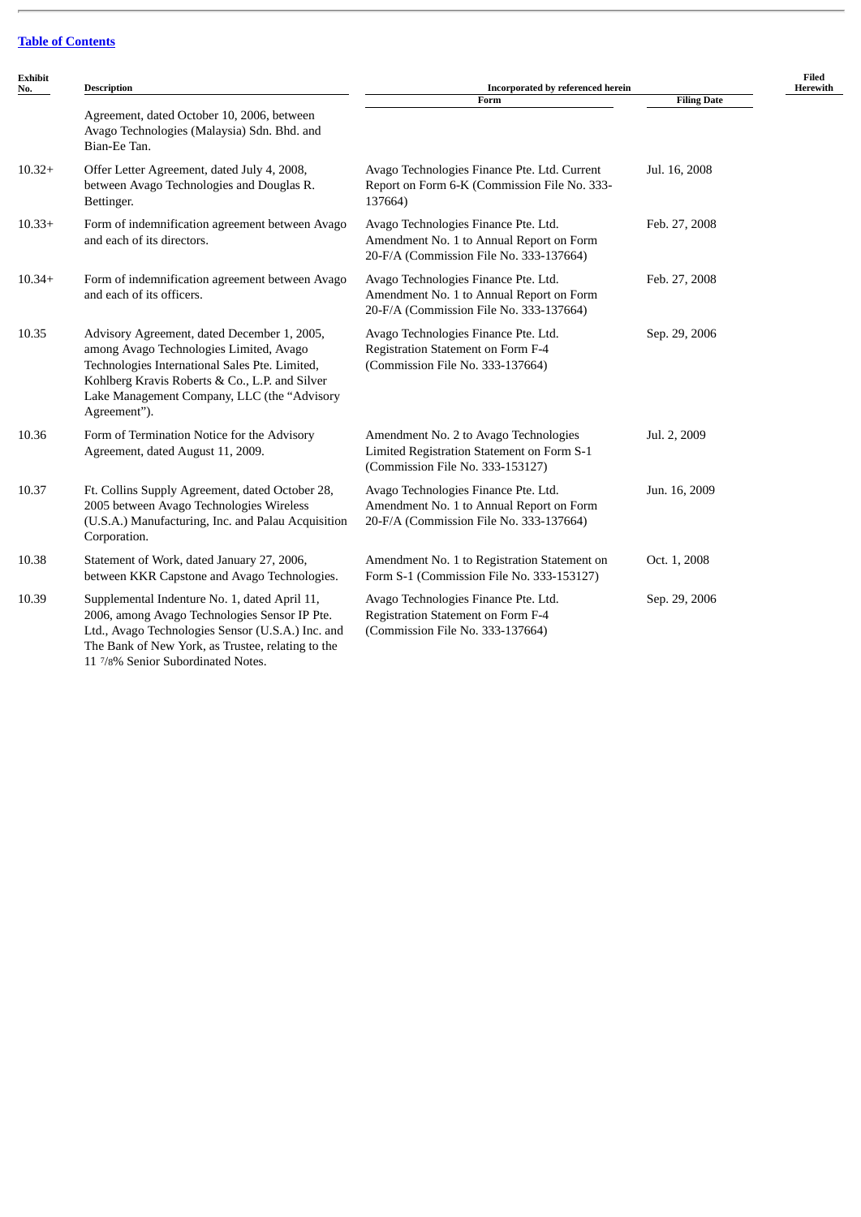[Table of Contents](#)

| Exhibit No. | Description | Incorporated by referenced herein | | Filed Herewith |
|---|---|---|---|---|
| | | Form | Filing Date | |
| | Agreement, dated October 10, 2006, between Avago Technologies (Malaysia) Sdn. Bhd. and Bian-Ee Tan. | | | |
| 10.32+ | Offer Letter Agreement, dated July 4, 2008, between Avago Technologies and Douglas R. Bettinger. | Avago Technologies Finance Pte. Ltd. Current Report on Form 6-K (Commission File No. 333-137664) | Jul. 16, 2008 | |
| 10.33+ | Form of indemnification agreement between Avago and each of its directors. | Avago Technologies Finance Pte. Ltd. Amendment No. 1 to Annual Report on Form 20-F/A (Commission File No. 333-137664) | Feb. 27, 2008 | |
| 10.34+ | Form of indemnification agreement between Avago and each of its officers. | Avago Technologies Finance Pte. Ltd. Amendment No. 1 to Annual Report on Form 20-F/A (Commission File No. 333-137664) | Feb. 27, 2008 | |
| 10.35 | Advisory Agreement, dated December 1, 2005, among Avago Technologies Limited, Avago Technologies International Sales Pte. Limited, Kohlberg Kravis Roberts & Co., L.P. and Silver Lake Management Company, LLC (the "Advisory Agreement"). | Avago Technologies Finance Pte. Ltd. Registration Statement on Form F-4 (Commission File No. 333-137664) | Sep. 29, 2006 | |
| 10.36 | Form of Termination Notice for the Advisory Agreement, dated August 11, 2009. | Amendment No. 2 to Avago Technologies Limited Registration Statement on Form S-1 (Commission File No. 333-153127) | Jul. 2, 2009 | |
| 10.37 | Ft. Collins Supply Agreement, dated October 28, 2005 between Avago Technologies Wireless (U.S.A.) Manufacturing, Inc. and Palau Acquisition Corporation. | Avago Technologies Finance Pte. Ltd. Amendment No. 1 to Annual Report on Form 20-F/A (Commission File No. 333-137664) | Jun. 16, 2009 | |
| 10.38 | Statement of Work, dated January 27, 2006, between KKR Capstone and Avago Technologies. | Amendment No. 1 to Registration Statement on Form S-1 (Commission File No. 333-153127) | Oct. 1, 2008 | |
| 10.39 | Supplemental Indenture No. 1, dated April 11, 2006, among Avago Technologies Sensor IP Pte. Ltd., Avago Technologies Sensor (U.S.A.) Inc. and The Bank of New York, as Trustee, relating to the 11 7/8% Senior Subordinated Notes. | Avago Technologies Finance Pte. Ltd. Registration Statement on Form F-4 (Commission File No. 333-137664) | Sep. 29, 2006 | |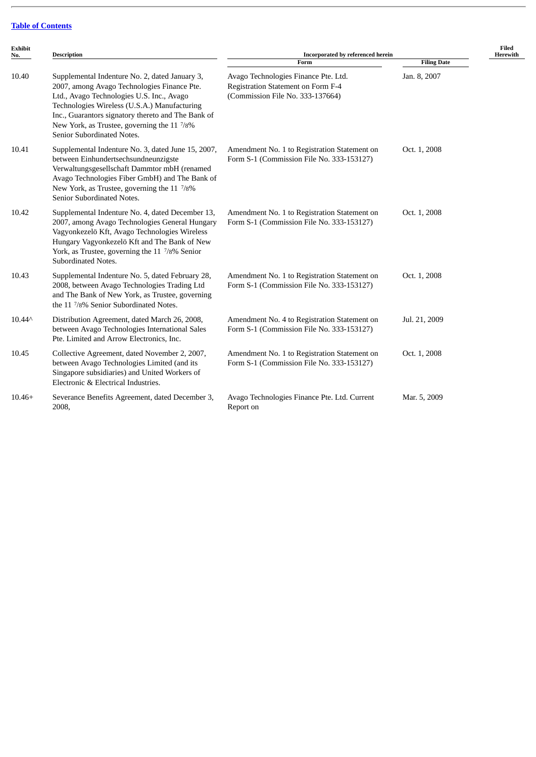[Table of Contents](#)

| Exhibit No. | Description | Incorporated by referenced herein | | Filed Herewith |
|---|---|---|---|---|
| | | Form | Filing Date | |
| 10.40 | Supplemental Indenture No. 2, dated January 3, 2007, among Avago Technologies Finance Pte. Ltd., Avago Technologies U.S. Inc., Avago Technologies Wireless (U.S.A.) Manufacturing Inc., Guarantors signatory thereto and The Bank of New York, as Trustee, governing the 11 7/8% Senior Subordinated Notes. | Avago Technologies Finance Pte. Ltd. Registration Statement on Form F-4 (Commission File No. 333-137664) | Jan. 8, 2007 | |
| 10.41 | Supplemental Indenture No. 3, dated June 15, 2007, between Einhundertsechsundneunzigste Verwaltungsgesellschaft Dammtor mbH (renamed Avago Technologies Fiber GmbH) and The Bank of New York, as Trustee, governing the 11 7/8% Senior Subordinated Notes. | Amendment No. 1 to Registration Statement on Form S-1 (Commission File No. 333-153127) | Oct. 1, 2008 | |
| 10.42 | Supplemental Indenture No. 4, dated December 13, 2007, among Avago Technologies General Hungary Vagyonkezelö Kft, Avago Technologies Wireless Hungary Vagyonkezelö Kft and The Bank of New York, as Trustee, governing the 11 7/8% Senior Subordinated Notes. | Amendment No. 1 to Registration Statement on Form S-1 (Commission File No. 333-153127) | Oct. 1, 2008 | |
| 10.43 | Supplemental Indenture No. 5, dated February 28, 2008, between Avago Technologies Trading Ltd and The Bank of New York, as Trustee, governing the 11 7/8% Senior Subordinated Notes. | Amendment No. 1 to Registration Statement on Form S-1 (Commission File No. 333-153127) | Oct. 1, 2008 | |
| 10.44^ | Distribution Agreement, dated March 26, 2008, between Avago Technologies International Sales Pte. Limited and Arrow Electronics, Inc. | Amendment No. 4 to Registration Statement on Form S-1 (Commission File No. 333-153127) | Jul. 21, 2009 | |
| 10.45 | Collective Agreement, dated November 2, 2007, between Avago Technologies Limited (and its Singapore subsidiaries) and United Workers of Electronic & Electrical Industries. | Amendment No. 1 to Registration Statement on Form S-1 (Commission File No. 333-153127) | Oct. 1, 2008 | |
| 10.46+ | Severance Benefits Agreement, dated December 3, 2008, | Avago Technologies Finance Pte. Ltd. Current Report on | Mar. 5, 2009 | |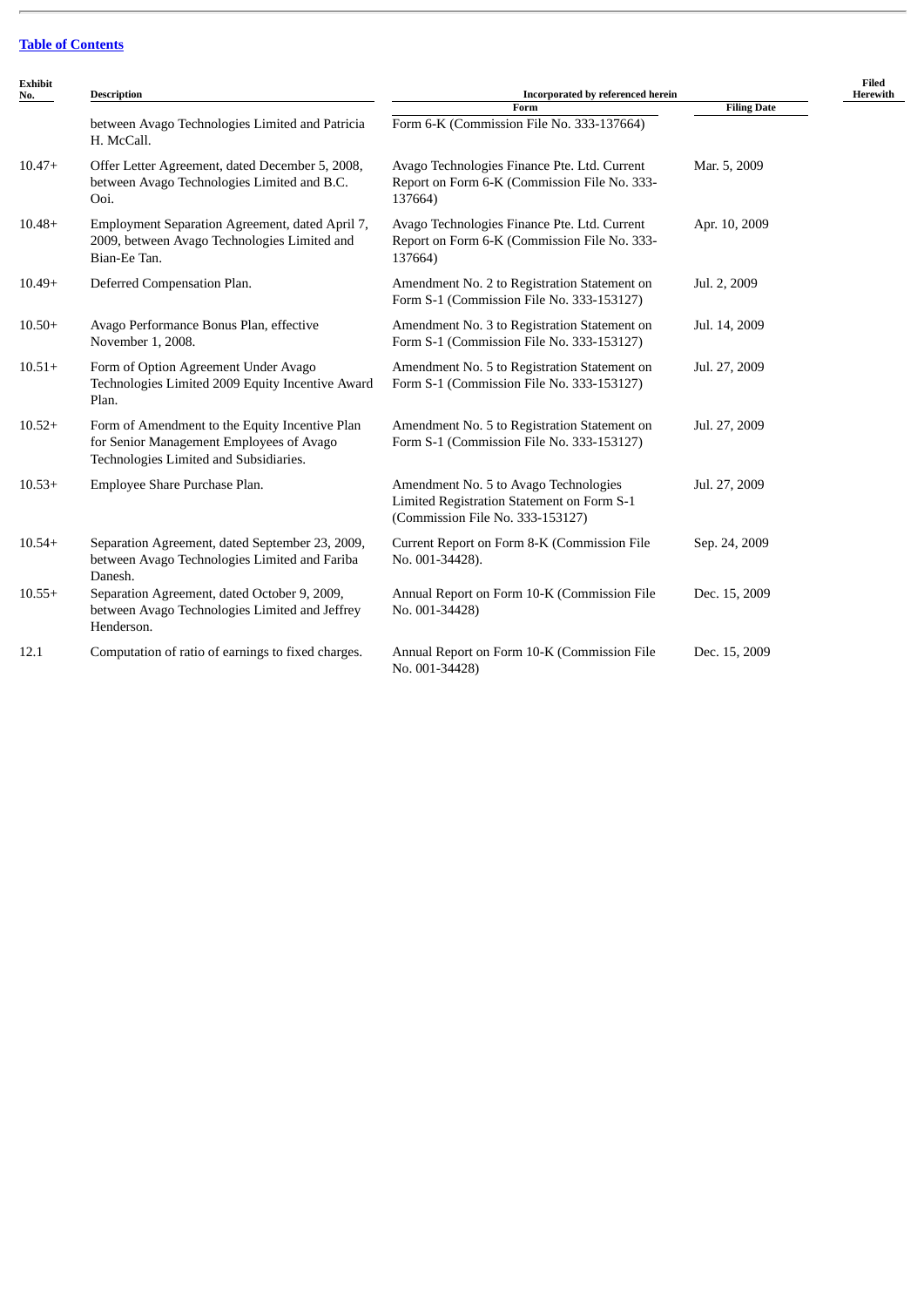[Table of Contents](#)

| Exhibit No. | Description | Incorporated by referenced herein | | Filed Herewith |
|---|---|---|---|---|
| | | Form | Filing Date | |
| | between Avago Technologies Limited and Patricia H. McCall. | Form 6-K (Commission File No. 333-137664) | | |
| 10.47+ | Offer Letter Agreement, dated December 5, 2008, between Avago Technologies Limited and B.C. Ooi. | Avago Technologies Finance Pte. Ltd. Current Report on Form 6-K (Commission File No. 333-137664) | Mar. 5, 2009 | |
| 10.48+ | Employment Separation Agreement, dated April 7, 2009, between Avago Technologies Limited and Bian-Ee Tan. | Avago Technologies Finance Pte. Ltd. Current Report on Form 6-K (Commission File No. 333-137664) | Apr. 10, 2009 | |
| 10.49+ | Deferred Compensation Plan. | Amendment No. 2 to Registration Statement on Form S-1 (Commission File No. 333-153127) | Jul. 2, 2009 | |
| 10.50+ | Avago Performance Bonus Plan, effective November 1, 2008. | Amendment No. 3 to Registration Statement on Form S-1 (Commission File No. 333-153127) | Jul. 14, 2009 | |
| 10.51+ | Form of Option Agreement Under Avago Technologies Limited 2009 Equity Incentive Award Plan. | Amendment No. 5 to Registration Statement on Form S-1 (Commission File No. 333-153127) | Jul. 27, 2009 | |
| 10.52+ | Form of Amendment to the Equity Incentive Plan for Senior Management Employees of Avago Technologies Limited and Subsidiaries. | Amendment No. 5 to Registration Statement on Form S-1 (Commission File No. 333-153127) | Jul. 27, 2009 | |
| 10.53+ | Employee Share Purchase Plan. | Amendment No. 5 to Avago Technologies Limited Registration Statement on Form S-1 (Commission File No. 333-153127) | Jul. 27, 2009 | |
| 10.54+ | Separation Agreement, dated September 23, 2009, between Avago Technologies Limited and Fariba Danesh. | Current Report on Form 8-K (Commission File No. 001-34428). | Sep. 24, 2009 | |
| 10.55+ | Separation Agreement, dated October 9, 2009, between Avago Technologies Limited and Jeffrey Henderson. | Annual Report on Form 10-K (Commission File No. 001-34428) | Dec. 15, 2009 | |
| 12.1 | Computation of ratio of earnings to fixed charges. | Annual Report on Form 10-K (Commission File No. 001-34428) | Dec. 15, 2009 | |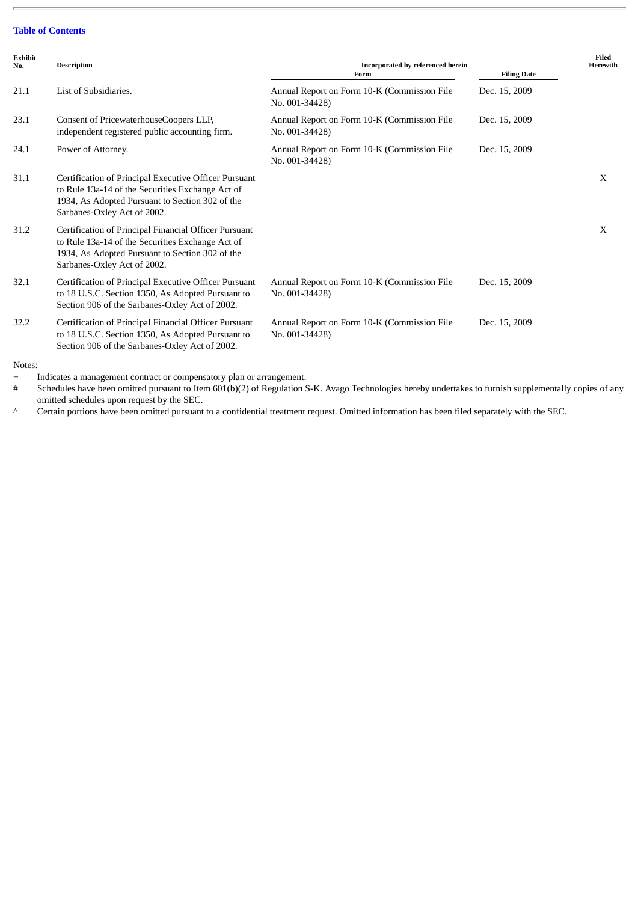[Table of Contents]

| Exhibit No. | Description | Incorporated by referenced herein | | Filed Herewith |
|---|---|---|---|---|
| | | Form | Filing Date | |
| 21.1 | List of Subsidiaries. | Annual Report on Form 10-K (Commission File No. 001-34428) | Dec. 15, 2009 | |
| 23.1 | Consent of PricewaterhouseCoopers LLP, independent registered public accounting firm. | Annual Report on Form 10-K (Commission File No. 001-34428) | Dec. 15, 2009 | |
| 24.1 | Power of Attorney. | Annual Report on Form 10-K (Commission File No. 001-34428) | Dec. 15, 2009 | |
| 31.1 | Certification of Principal Executive Officer Pursuant to Rule 13a-14 of the Securities Exchange Act of 1934, As Adopted Pursuant to Section 302 of the Sarbanes-Oxley Act of 2002. | | | X |
| 31.2 | Certification of Principal Financial Officer Pursuant to Rule 13a-14 of the Securities Exchange Act of 1934, As Adopted Pursuant to Section 302 of the Sarbanes-Oxley Act of 2002. | | | X |
| 32.1 | Certification of Principal Executive Officer Pursuant to 18 U.S.C. Section 1350, As Adopted Pursuant to Section 906 of the Sarbanes-Oxley Act of 2002. | Annual Report on Form 10-K (Commission File No. 001-34428) | Dec. 15, 2009 | |
| 32.2 | Certification of Principal Financial Officer Pursuant to 18 U.S.C. Section 1350, As Adopted Pursuant to Section 906 of the Sarbanes-Oxley Act of 2002. | Annual Report on Form 10-K (Commission File No. 001-34428) | Dec. 15, 2009 | |

Notes:

+ Indicates a management contract or compensatory plan or arrangement.

# Schedules have been omitted pursuant to Item 601(b)(2) of Regulation S-K. Avago Technologies hereby undertakes to furnish supplementally copies of any omitted schedules upon request by the SEC.

^ Certain portions have been omitted pursuant to a confidential treatment request. Omitted information has been filed separately with the SEC.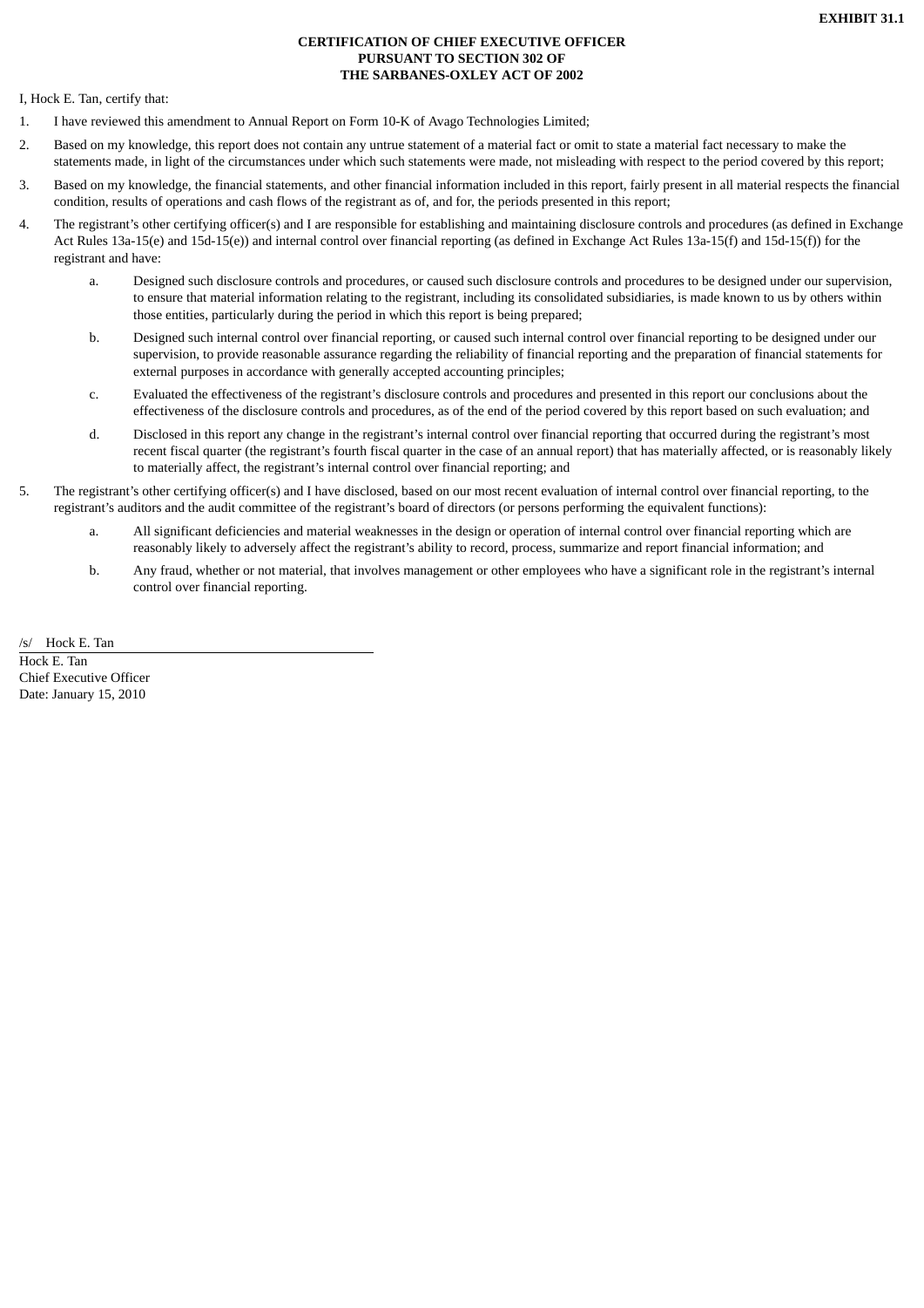**EXHIBIT 31.1**

**CERTIFICATION OF CHIEF EXECUTIVE OFFICER**
**PURSUANT TO SECTION 302 OF**
**THE SARBANES-OXLEY ACT OF 2002**

I, Hock E. Tan, certify that:

1. I have reviewed this amendment to Annual Report on Form 10-K of Avago Technologies Limited;

2. Based on my knowledge, this report does not contain any untrue statement of a material fact or omit to state a material fact necessary to make the statements made, in light of the circumstances under which such statements were made, not misleading with respect to the period covered by this report;

3. Based on my knowledge, the financial statements, and other financial information included in this report, fairly present in all material respects the financial condition, results of operations and cash flows of the registrant as of, and for, the periods presented in this report;

4. The registrant's other certifying officer(s) and I are responsible for establishing and maintaining disclosure controls and procedures (as defined in Exchange Act Rules 13a-15(e) and 15d-15(e)) and internal control over financial reporting (as defined in Exchange Act Rules 13a-15(f) and 15d-15(f)) for the registrant and have:

   a. Designed such disclosure controls and procedures, or caused such disclosure controls and procedures to be designed under our supervision, to ensure that material information relating to the registrant, including its consolidated subsidiaries, is made known to us by others within those entities, particularly during the period in which this report is being prepared;

   b. Designed such internal control over financial reporting, or caused such internal control over financial reporting to be designed under our supervision, to provide reasonable assurance regarding the reliability of financial reporting and the preparation of financial statements for external purposes in accordance with generally accepted accounting principles;

   c. Evaluated the effectiveness of the registrant's disclosure controls and procedures and presented in this report our conclusions about the effectiveness of the disclosure controls and procedures, as of the end of the period covered by this report based on such evaluation; and

   d. Disclosed in this report any change in the registrant's internal control over financial reporting that occurred during the registrant's most recent fiscal quarter (the registrant's fourth fiscal quarter in the case of an annual report) that has materially affected, or is reasonably likely to materially affect, the registrant's internal control over financial reporting; and

5. The registrant's other certifying officer(s) and I have disclosed, based on our most recent evaluation of internal control over financial reporting, to the registrant's auditors and the audit committee of the registrant's board of directors (or persons performing the equivalent functions):

   a. All significant deficiencies and material weaknesses in the design or operation of internal control over financial reporting which are reasonably likely to adversely affect the registrant's ability to record, process, summarize and report financial information; and

   b. Any fraud, whether or not material, that involves management or other employees who have a significant role in the registrant's internal control over financial reporting.

/s/ Hock E. Tan

Hock E. Tan
Chief Executive Officer
Date: January 15, 2010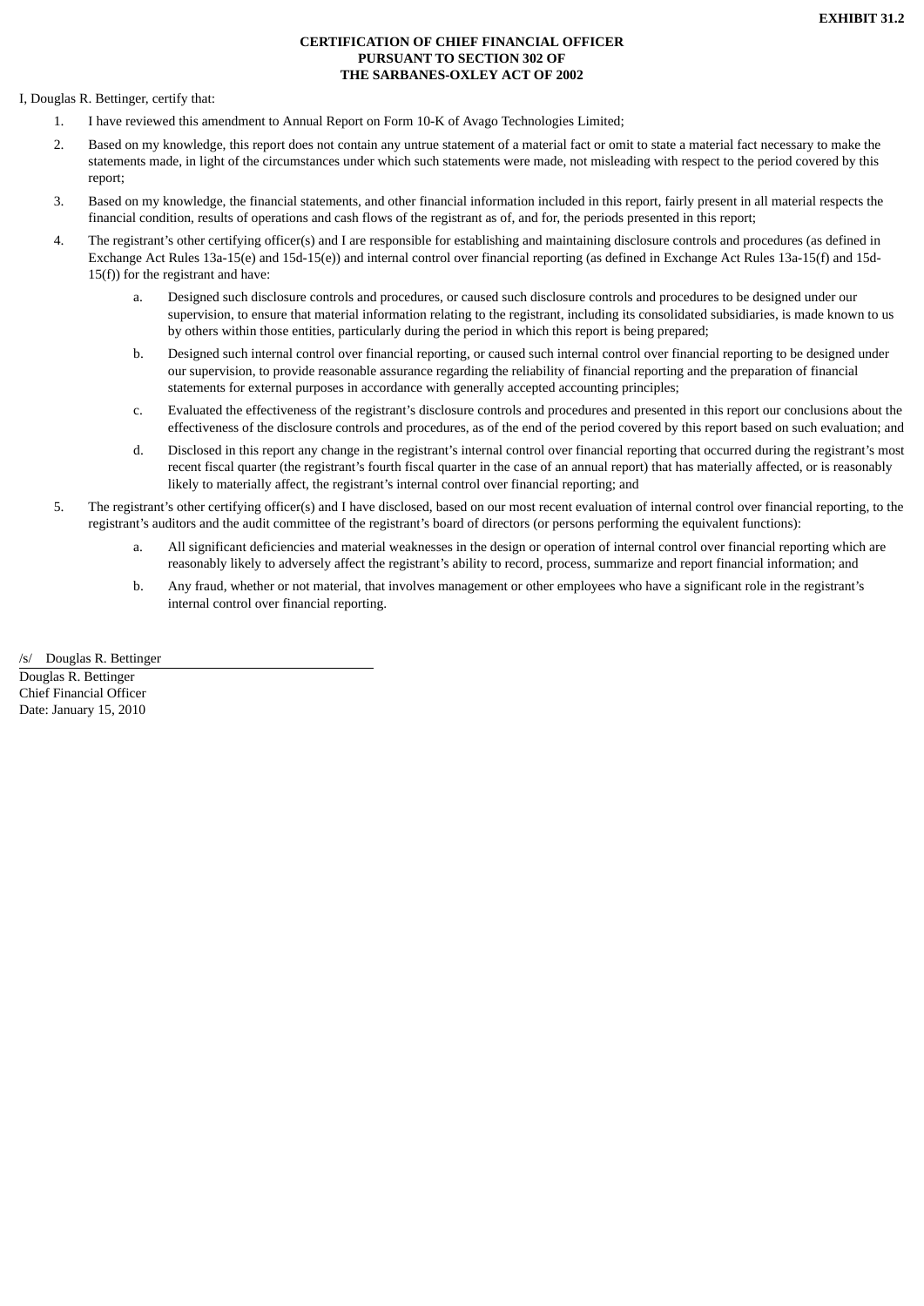**EXHIBIT 31.2**

**CERTIFICATION OF CHIEF FINANCIAL OFFICER**
**PURSUANT TO SECTION 302 OF**
**THE SARBANES-OXLEY ACT OF 2002**

I, Douglas R. Bettinger, certify that:

1. I have reviewed this amendment to Annual Report on Form 10-K of Avago Technologies Limited;
2. Based on my knowledge, this report does not contain any untrue statement of a material fact or omit to state a material fact necessary to make the statements made, in light of the circumstances under which such statements were made, not misleading with respect to the period covered by this report;
3. Based on my knowledge, the financial statements, and other financial information included in this report, fairly present in all material respects the financial condition, results of operations and cash flows of the registrant as of, and for, the periods presented in this report;
4. The registrant's other certifying officer(s) and I are responsible for establishing and maintaining disclosure controls and procedures (as defined in Exchange Act Rules 13a-15(e) and 15d-15(e)) and internal control over financial reporting (as defined in Exchange Act Rules 13a-15(f) and 15d-15(f)) for the registrant and have:
   a. Designed such disclosure controls and procedures, or caused such disclosure controls and procedures to be designed under our supervision, to ensure that material information relating to the registrant, including its consolidated subsidiaries, is made known to us by others within those entities, particularly during the period in which this report is being prepared;
   b. Designed such internal control over financial reporting, or caused such internal control over financial reporting to be designed under our supervision, to provide reasonable assurance regarding the reliability of financial reporting and the preparation of financial statements for external purposes in accordance with generally accepted accounting principles;
   c. Evaluated the effectiveness of the registrant's disclosure controls and procedures and presented in this report our conclusions about the effectiveness of the disclosure controls and procedures, as of the end of the period covered by this report based on such evaluation; and
   d. Disclosed in this report any change in the registrant's internal control over financial reporting that occurred during the registrant's most recent fiscal quarter (the registrant's fourth fiscal quarter in the case of an annual report) that has materially affected, or is reasonably likely to materially affect, the registrant's internal control over financial reporting; and
5. The registrant's other certifying officer(s) and I have disclosed, based on our most recent evaluation of internal control over financial reporting, to the registrant's auditors and the audit committee of the registrant's board of directors (or persons performing the equivalent functions):
   a. All significant deficiencies and material weaknesses in the design or operation of internal control over financial reporting which are reasonably likely to adversely affect the registrant's ability to record, process, summarize and report financial information; and
   b. Any fraud, whether or not material, that involves management or other employees who have a significant role in the registrant's internal control over financial reporting.

/s/ Douglas R. Bettinger

Douglas R. Bettinger
Chief Financial Officer
Date: January 15, 2010